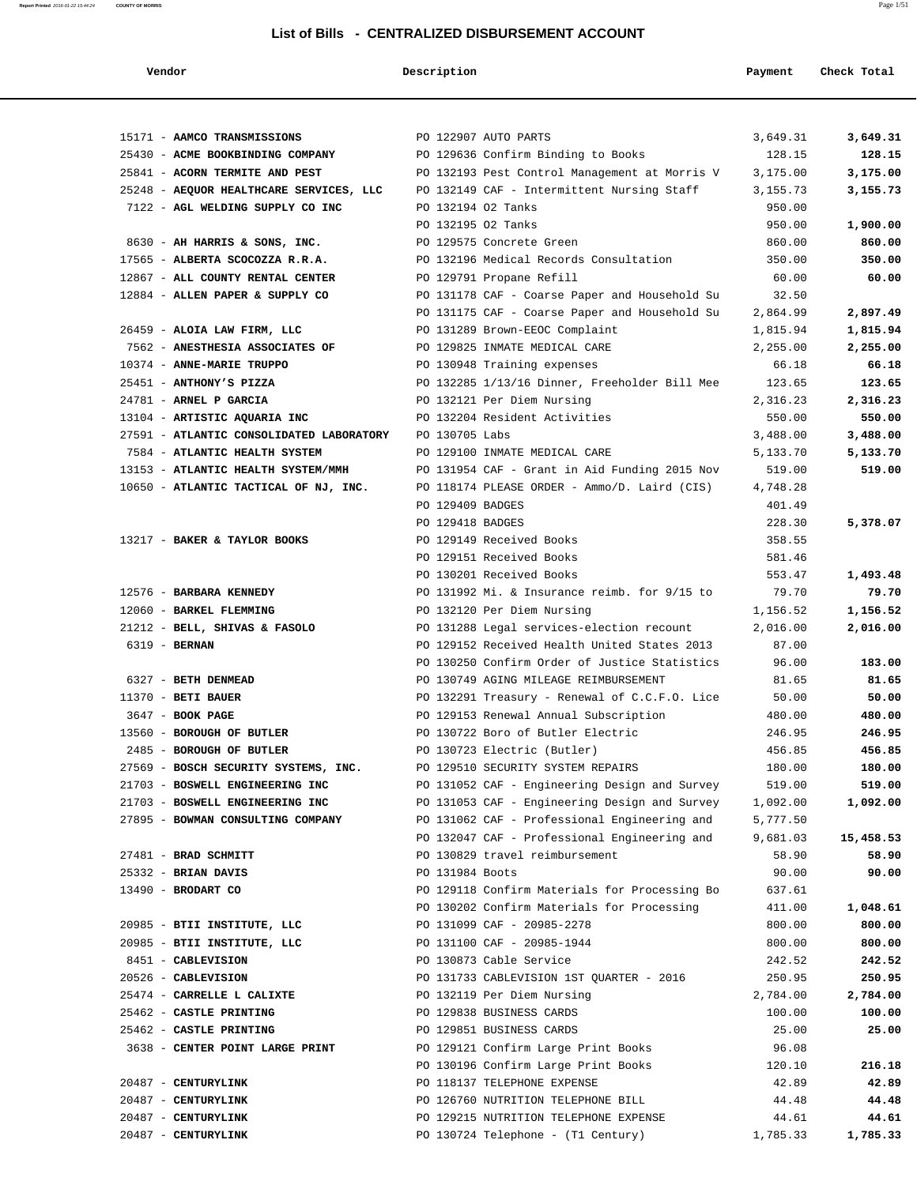## List of Bills - CENTRALIZED DISBURSEMENT ACCOUNT

| Vendor | Description | Payment | Check Total |
|---|---|---|---|
| 15171 - **AAMCO TRANSMISSIONS** | PO 122907 AUTO PARTS | 3,649.31 | **3,649.31** |
| 25430 - **ACME BOOKBINDING COMPANY** | PO 129636 Confirm Binding to Books | 128.15 | **128.15** |
| 25841 - **ACORN TERMITE AND PEST** | PO 132193 Pest Control Management at Morris V | 3,175.00 | **3,175.00** |
| 25248 - **AEQUOR HEALTHCARE SERVICES, LLC** | PO 132149 CAF - Intermittent Nursing Staff | 3,155.73 | **3,155.73** |
| 7122 - **AGL WELDING SUPPLY CO INC** | PO 132194 O2 Tanks | 950.00 | |
| | PO 132195 O2 Tanks | 950.00 | **1,900.00** |
| 8630 - **AH HARRIS & SONS, INC.** | PO 129575 Concrete Green | 860.00 | **860.00** |
| 17565 - **ALBERTA SCOCOZZA R.R.A.** | PO 132196 Medical Records Consultation | 350.00 | **350.00** |
| 12867 - **ALL COUNTY RENTAL CENTER** | PO 129791 Propane Refill | 60.00 | **60.00** |
| 12884 - **ALLEN PAPER & SUPPLY CO** | PO 131178 CAF - Coarse Paper and Household Su | 32.50 | |
| | PO 131175 CAF - Coarse Paper and Household Su | 2,864.99 | **2,897.49** |
| 26459 - **ALOIA LAW FIRM, LLC** | PO 131289 Brown-EEOC Complaint | 1,815.94 | **1,815.94** |
| 7562 - **ANESTHESIA ASSOCIATES OF** | PO 129825 INMATE MEDICAL CARE | 2,255.00 | **2,255.00** |
| 10374 - **ANNE-MARIE TRUPPO** | PO 130948 Training expenses | 66.18 | **66.18** |
| 25451 - **ANTHONY'S PIZZA** | PO 132285 1/13/16 Dinner, Freeholder Bill Mee | 123.65 | **123.65** |
| 24781 - **ARNEL P GARCIA** | PO 132121 Per Diem Nursing | 2,316.23 | **2,316.23** |
| 13104 - **ARTISTIC AQUARIA INC** | PO 132204 Resident Activities | 550.00 | **550.00** |
| 27591 - **ATLANTIC CONSOLIDATED LABORATORY** | PO 130705 Labs | 3,488.00 | **3,488.00** |
| 7584 - **ATLANTIC HEALTH SYSTEM** | PO 129100 INMATE MEDICAL CARE | 5,133.70 | **5,133.70** |
| 13153 - **ATLANTIC HEALTH SYSTEM/MMH** | PO 131954 CAF - Grant in Aid Funding 2015 Nov | 519.00 | **519.00** |
| 10650 - **ATLANTIC TACTICAL OF NJ, INC.** | PO 118174 PLEASE ORDER - Ammo/D. Laird (CIS) | 4,748.28 | |
| | PO 129409 BADGES | 401.49 | |
| | PO 129418 BADGES | 228.30 | **5,378.07** |
| 13217 - **BAKER & TAYLOR BOOKS** | PO 129149 Received Books | 358.55 | |
| | PO 129151 Received Books | 581.46 | |
| | PO 130201 Received Books | 553.47 | **1,493.48** |
| 12576 - **BARBARA KENNEDY** | PO 131992 Mi. & Insurance reimb. for 9/15 to | 79.70 | **79.70** |
| 12060 - **BARKEL FLEMMING** | PO 132120 Per Diem Nursing | 1,156.52 | **1,156.52** |
| 21212 - **BELL, SHIVAS & FASOLO** | PO 131288 Legal services-election recount | 2,016.00 | **2,016.00** |
| 6319 - **BERNAN** | PO 129152 Received Health United States 2013 | 87.00 | |
| | PO 130250 Confirm Order of Justice Statistics | 96.00 | **183.00** |
| 6327 - **BETH DENMEAD** | PO 130749 AGING MILEAGE REIMBURSEMENT | 81.65 | **81.65** |
| 11370 - **BETI BAUER** | PO 132291 Treasury - Renewal of C.C.F.O. Lice | 50.00 | **50.00** |
| 3647 - **BOOK PAGE** | PO 129153 Renewal Annual Subscription | 480.00 | **480.00** |
| 13560 - **BOROUGH OF BUTLER** | PO 130722 Boro of Butler Electric | 246.95 | **246.95** |
| 2485 - **BOROUGH OF BUTLER** | PO 130723 Electric (Butler) | 456.85 | **456.85** |
| 27569 - **BOSCH SECURITY SYSTEMS, INC.** | PO 129510 SECURITY SYSTEM REPAIRS | 180.00 | **180.00** |
| 21703 - **BOSWELL ENGINEERING INC** | PO 131052 CAF - Engineering Design and Survey | 519.00 | **519.00** |
| 21703 - **BOSWELL ENGINEERING INC** | PO 131053 CAF - Engineering Design and Survey | 1,092.00 | **1,092.00** |
| 27895 - **BOWMAN CONSULTING COMPANY** | PO 131062 CAF - Professional Engineering and | 5,777.50 | |
| | PO 132047 CAF - Professional Engineering and | 9,681.03 | **15,458.53** |
| 27481 - **BRAD SCHMITT** | PO 130829 travel reimbursement | 58.90 | **58.90** |
| 25332 - **BRIAN DAVIS** | PO 131984 Boots | 90.00 | **90.00** |
| 13490 - **BRODART CO** | PO 129118 Confirm Materials for Processing Bo | 637.61 | |
| | PO 130202 Confirm Materials for Processing | 411.00 | **1,048.61** |
| 20985 - **BTII INSTITUTE, LLC** | PO 131099 CAF - 20985-2278 | 800.00 | **800.00** |
| 20985 - **BTII INSTITUTE, LLC** | PO 131100 CAF - 20985-1944 | 800.00 | **800.00** |
| 8451 - **CABLEVISION** | PO 130873 Cable Service | 242.52 | **242.52** |
| 20526 - **CABLEVISION** | PO 131733 CABLEVISION 1ST QUARTER - 2016 | 250.95 | **250.95** |
| 25474 - **CARRELLE L CALIXTE** | PO 132119 Per Diem Nursing | 2,784.00 | **2,784.00** |
| 25462 - **CASTLE PRINTING** | PO 129838 BUSINESS CARDS | 100.00 | **100.00** |
| 25462 - **CASTLE PRINTING** | PO 129851 BUSINESS CARDS | 25.00 | **25.00** |
| 3638 - **CENTER POINT LARGE PRINT** | PO 129121 Confirm Large Print Books | 96.08 | |
| | PO 130196 Confirm Large Print Books | 120.10 | **216.18** |
| 20487 - **CENTURYLINK** | PO 118137 TELEPHONE EXPENSE | 42.89 | **42.89** |
| 20487 - **CENTURYLINK** | PO 126760 NUTRITION TELEPHONE BILL | 44.48 | **44.48** |
| 20487 - **CENTURYLINK** | PO 129215 NUTRITION TELEPHONE EXPENSE | 44.61 | **44.61** |
| 20487 - **CENTURYLINK** | PO 130724 Telephone - (T1 Century) | 1,785.33 | **1,785.33** |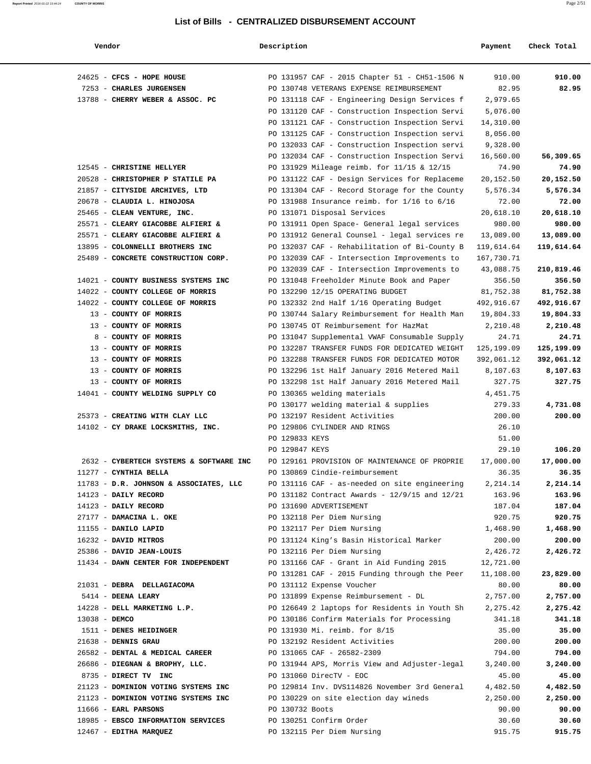# List of Bills - CENTRALIZED DISBURSEMENT ACCOUNT

| Vendor | Description | Payment | Check Total |
|---|---|---|---|
| 24625 - **CFCS - HOPE HOUSE** | PO 131957 CAF - 2015 Chapter 51 - CH51-1506 N | 910.00 | **910.00** |
| 7253 - **CHARLES JURGENSEN** | PO 130748 VETERANS EXPENSE REIMBURSEMENT | 82.95 | **82.95** |
| 13788 - **CHERRY WEBER & ASSOC. PC** | PO 131118 CAF - Engineering Design Services f | 2,979.65 | |
| | PO 131120 CAF - Construction Inspection Servi | 5,076.00 | |
| | PO 131121 CAF - Construction Inspection Servi | 14,310.00 | |
| | PO 131125 CAF - Construction Inspection servi | 8,056.00 | |
| | PO 132033 CAF - Construction Inspection servi | 9,328.00 | |
| | PO 132034 CAF - Construction Inspection Servi | 16,560.00 | **56,309.65** |
| 12545 - **CHRISTINE HELLYER** | PO 131929 Mileage reimb. for 11/15 & 12/15 | 74.90 | **74.90** |
| 20528 - **CHRISTOPHER P STATILE PA** | PO 131122 CAF - Design Services for Replaceme | 20,152.50 | **20,152.50** |
| 21857 - **CITYSIDE ARCHIVES, LTD** | PO 131304 CAF - Record Storage for the County | 5,576.34 | **5,576.34** |
| 20678 - **CLAUDIA L. HINOJOSA** | PO 131988 Insurance reimb. for 1/16 to 6/16 | 72.00 | **72.00** |
| 25465 - **CLEAN VENTURE, INC.** | PO 131071 Disposal Services | 20,618.10 | **20,618.10** |
| 25571 - **CLEARY GIACOBBE ALFIERI &** | PO 131911 Open Space- General legal services | 980.00 | **980.00** |
| 25571 - **CLEARY GIACOBBE ALFIERI &** | PO 131912 General Counsel - legal services re | 13,089.00 | **13,089.00** |
| 13895 - **COLONNELLI BROTHERS INC** | PO 132037 CAF - Rehabilitation of Bi-County B | 119,614.64 | **119,614.64** |
| 25489 - **CONCRETE CONSTRUCTION CORP.** | PO 132039 CAF - Intersection Improvements to | 167,730.71 | |
| | PO 132039 CAF - Intersection Improvements to | 43,088.75 | **210,819.46** |
| 14021 - **COUNTY BUSINESS SYSTEMS INC** | PO 131048 Freeholder Minute Book and Paper | 356.50 | **356.50** |
| 14022 - **COUNTY COLLEGE OF MORRIS** | PO 132290 12/15 OPERATING BUDGET | 81,752.38 | **81,752.38** |
| 14022 - **COUNTY COLLEGE OF MORRIS** | PO 132332 2nd Half 1/16 Operating Budget | 492,916.67 | **492,916.67** |
| 13 - **COUNTY OF MORRIS** | PO 130744 Salary Reimbursement for Health Man | 19,804.33 | **19,804.33** |
| 13 - **COUNTY OF MORRIS** | PO 130745 OT Reimbursement for HazMat | 2,210.48 | **2,210.48** |
| 8 - **COUNTY OF MORRIS** | PO 131047 Supplemental VWAF Consumable Supply | 24.71 | **24.71** |
| 13 - **COUNTY OF MORRIS** | PO 132287 TRANSFER FUNDS FOR DEDICATED WEIGHT | 125,199.09 | **125,199.09** |
| 13 - **COUNTY OF MORRIS** | PO 132288 TRANSFER FUNDS FOR DEDICATED MOTOR | 392,061.12 | **392,061.12** |
| 13 - **COUNTY OF MORRIS** | PO 132296 1st Half January 2016 Metered Mail | 8,107.63 | **8,107.63** |
| 13 - **COUNTY OF MORRIS** | PO 132298 1st Half January 2016 Metered Mail | 327.75 | **327.75** |
| 14041 - **COUNTY WELDING SUPPLY CO** | PO 130365 welding materials | 4,451.75 | |
| | PO 130177 welding material & supplies | 279.33 | **4,731.08** |
| 25373 - **CREATING WITH CLAY LLC** | PO 132197 Resident Activities | 200.00 | **200.00** |
| 14102 - **CY DRAKE LOCKSMITHS, INC.** | PO 129806 CYLINDER AND RINGS | 26.10 | |
| | PO 129833 KEYS | 51.00 | |
| | PO 129847 KEYS | 29.10 | **106.20** |
| 2632 - **CYBERTECH SYSTEMS & SOFTWARE INC** | PO 129161 PROVISION OF MAINTENANCE OF PROPRIE | 17,000.00 | **17,000.00** |
| 11277 - **CYNTHIA BELLA** | PO 130869 Cindie-reimbursement | 36.35 | **36.35** |
| 11783 - **D.R. JOHNSON & ASSOCIATES, LLC** | PO 131116 CAF - as-needed on site engineering | 2,214.14 | **2,214.14** |
| 14123 - **DAILY RECORD** | PO 131182 Contract Awards - 12/9/15 and 12/21 | 163.96 | **163.96** |
| 14123 - **DAILY RECORD** | PO 131690 ADVERTISEMENT | 187.04 | **187.04** |
| 27177 - **DAMACINA L. OKE** | PO 132118 Per Diem Nursing | 920.75 | **920.75** |
| 11155 - **DANILO LAPID** | PO 132117 Per Diem Nursing | 1,468.90 | **1,468.90** |
| 16232 - **DAVID MITROS** | PO 131124 King's Basin Historical Marker | 200.00 | **200.00** |
| 25386 - **DAVID JEAN-LOUIS** | PO 132116 Per Diem Nursing | 2,426.72 | **2,426.72** |
| 11434 - **DAWN CENTER FOR INDEPENDENT** | PO 131166 CAF - Grant in Aid Funding 2015 | 12,721.00 | |
| | PO 131281 CAF - 2015 Funding through the Peer | 11,108.00 | **23,829.00** |
| 21031 - **DEBRA DELLAGIACOMA** | PO 131112 Expense Voucher | 80.00 | **80.00** |
| 5414 - **DEENA LEARY** | PO 131899 Expense Reimbursement - DL | 2,757.00 | **2,757.00** |
| 14228 - **DELL MARKETING L.P.** | PO 126649 2 laptops for Residents in Youth Sh | 2,275.42 | **2,275.42** |
| 13038 - **DEMCO** | PO 130186 Confirm Materials for Processing | 341.18 | **341.18** |
| 1511 - **DENES HEIDINGER** | PO 131930 Mi. reimb. for 8/15 | 35.00 | **35.00** |
| 21638 - **DENNIS GRAU** | PO 132192 Resident Activities | 200.00 | **200.00** |
| 26582 - **DENTAL & MEDICAL CAREER** | PO 131065 CAF - 26582-2309 | 794.00 | **794.00** |
| 26686 - **DIEGNAN & BROPHY, LLC.** | PO 131944 APS, Morris View and Adjuster-legal | 3,240.00 | **3,240.00** |
| 8735 - **DIRECT TV INC** | PO 131060 DirecTV - EOC | 45.00 | **45.00** |
| 21123 - **DOMINION VOTING SYSTEMS INC** | PO 129814 Inv. DVS114826 November 3rd General | 4,482.50 | **4,482.50** |
| 21123 - **DOMINION VOTING SYSTEMS INC** | PO 130229 on site election day wineds | 2,250.00 | **2,250.00** |
| 11666 - **EARL PARSONS** | PO 130732 Boots | 90.00 | **90.00** |
| 18985 - **EBSCO INFORMATION SERVICES** | PO 130251 Confirm Order | 30.60 | **30.60** |
| 12467 - **EDITHA MARQUEZ** | PO 132115 Per Diem Nursing | 915.75 | **915.75** |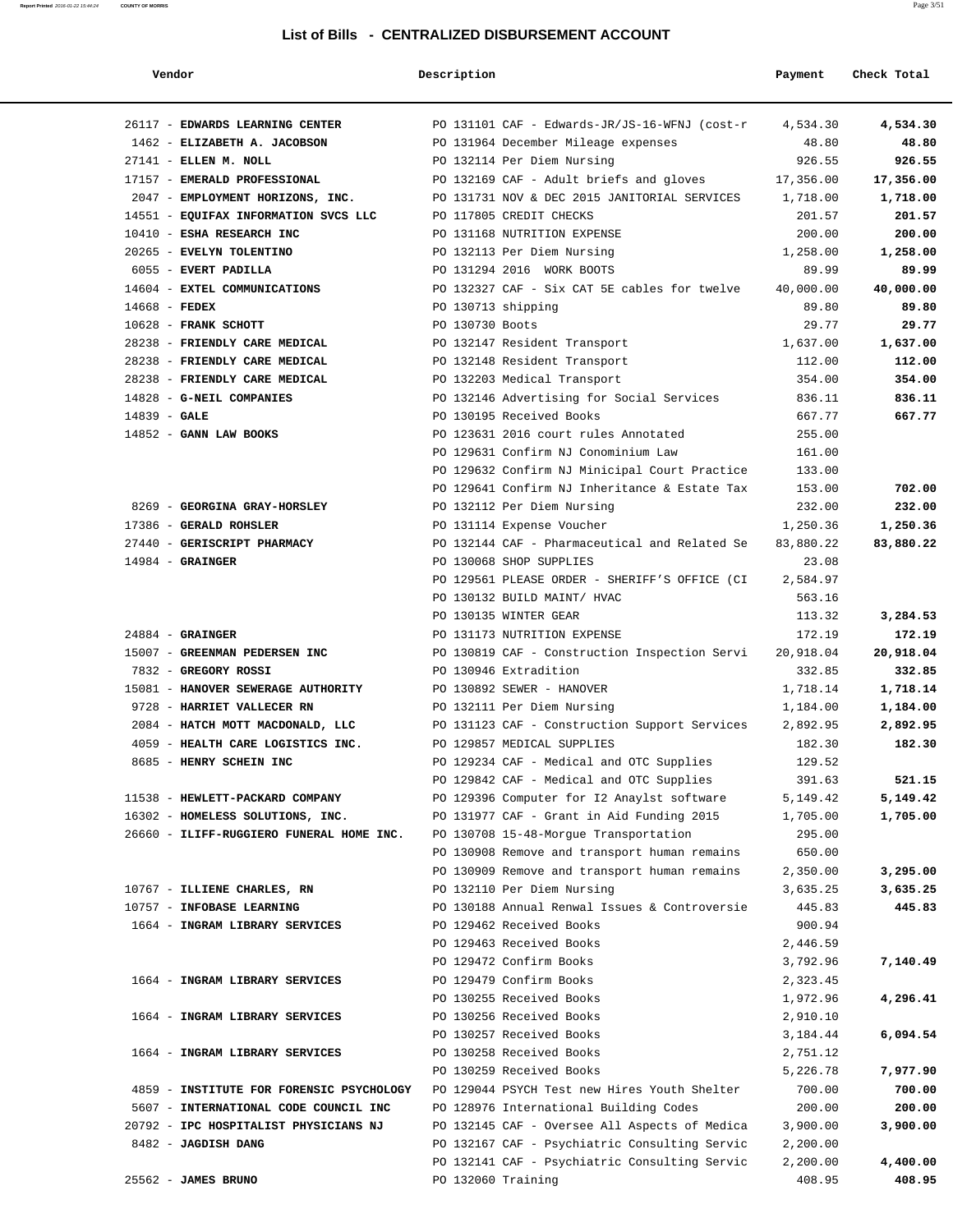## List of Bills - CENTRALIZED DISBURSEMENT ACCOUNT

| Vendor | Description | Payment | Check Total |
|---|---|---|---|
| 26117 - **EDWARDS LEARNING CENTER** | PO 131101 CAF - Edwards-JR/JS-16-WFNJ (cost-r | 4,534.30 | **4,534.30** |
| 1462 - **ELIZABETH A. JACOBSON** | PO 131964 December Mileage expenses | 48.80 | **48.80** |
| 27141 - **ELLEN M. NOLL** | PO 132114 Per Diem Nursing | 926.55 | **926.55** |
| 17157 - **EMERALD PROFESSIONAL** | PO 132169 CAF - Adult briefs and gloves | 17,356.00 | **17,356.00** |
| 2047 - **EMPLOYMENT HORIZONS, INC.** | PO 131731 NOV & DEC 2015 JANITORIAL SERVICES | 1,718.00 | **1,718.00** |
| 14551 - **EQUIFAX INFORMATION SVCS LLC** | PO 117805 CREDIT CHECKS | 201.57 | **201.57** |
| 10410 - **ESHA RESEARCH INC** | PO 131168 NUTRITION EXPENSE | 200.00 | **200.00** |
| 20265 - **EVELYN TOLENTINO** | PO 132113 Per Diem Nursing | 1,258.00 | **1,258.00** |
| 6055 - **EVERT PADILLA** | PO 131294 2016 WORK BOOTS | 89.99 | **89.99** |
| 14604 - **EXTEL COMMUNICATIONS** | PO 132327 CAF - Six CAT 5E cables for twelve | 40,000.00 | **40,000.00** |
| 14668 - **FEDEX** | PO 130713 shipping | 89.80 | **89.80** |
| 10628 - **FRANK SCHOTT** | PO 130730 Boots | 29.77 | **29.77** |
| 28238 - **FRIENDLY CARE MEDICAL** | PO 132147 Resident Transport | 1,637.00 | **1,637.00** |
| 28238 - **FRIENDLY CARE MEDICAL** | PO 132148 Resident Transport | 112.00 | **112.00** |
| 28238 - **FRIENDLY CARE MEDICAL** | PO 132203 Medical Transport | 354.00 | **354.00** |
| 14828 - **G-NEIL COMPANIES** | PO 132146 Advertising for Social Services | 836.11 | **836.11** |
| 14839 - **GALE** | PO 130195 Received Books | 667.77 | **667.77** |
| 14852 - **GANN LAW BOOKS** | PO 123631 2016 court rules Annotated | 255.00 | |
| | PO 129631 Confirm NJ Conominium Law | 161.00 | |
| | PO 129632 Confirm NJ Minicipal Court Practice | 133.00 | |
| | PO 129641 Confirm NJ Inheritance & Estate Tax | 153.00 | **702.00** |
| 8269 - **GEORGINA GRAY-HORSLEY** | PO 132112 Per Diem Nursing | 232.00 | **232.00** |
| 17386 - **GERALD ROHSLER** | PO 131114 Expense Voucher | 1,250.36 | **1,250.36** |
| 27440 - **GERISCRIPT PHARMACY** | PO 132144 CAF - Pharmaceutical and Related Se | 83,880.22 | **83,880.22** |
| 14984 - **GRAINGER** | PO 130068 SHOP SUPPLIES | 23.08 | |
| | PO 129561 PLEASE ORDER - SHERIFF'S OFFICE (CI | 2,584.97 | |
| | PO 130132 BUILD MAINT/ HVAC | 563.16 | |
| | PO 130135 WINTER GEAR | 113.32 | **3,284.53** |
| 24884 - **GRAINGER** | PO 131173 NUTRITION EXPENSE | 172.19 | **172.19** |
| 15007 - **GREENMAN PEDERSEN INC** | PO 130819 CAF - Construction Inspection Servi | 20,918.04 | **20,918.04** |
| 7832 - **GREGORY ROSSI** | PO 130946 Extradition | 332.85 | **332.85** |
| 15081 - **HANOVER SEWERAGE AUTHORITY** | PO 130892 SEWER - HANOVER | 1,718.14 | **1,718.14** |
| 9728 - **HARRIET VALLECER RN** | PO 132111 Per Diem Nursing | 1,184.00 | **1,184.00** |
| 2084 - **HATCH MOTT MACDONALD, LLC** | PO 131123 CAF - Construction Support Services | 2,892.95 | **2,892.95** |
| 4059 - **HEALTH CARE LOGISTICS INC.** | PO 129857 MEDICAL SUPPLIES | 182.30 | **182.30** |
| 8685 - **HENRY SCHEIN INC** | PO 129234 CAF - Medical and OTC Supplies | 129.52 | |
| | PO 129842 CAF - Medical and OTC Supplies | 391.63 | **521.15** |
| 11538 - **HEWLETT-PACKARD COMPANY** | PO 129396 Computer for I2 Anaylst software | 5,149.42 | **5,149.42** |
| 16302 - **HOMELESS SOLUTIONS, INC.** | PO 131977 CAF - Grant in Aid Funding 2015 | 1,705.00 | **1,705.00** |
| 26660 - **ILIFF-RUGGIERO FUNERAL HOME INC.** | PO 130708 15-48-Morgue Transportation | 295.00 | |
| | PO 130908 Remove and transport human remains | 650.00 | |
| | PO 130909 Remove and transport human remains | 2,350.00 | **3,295.00** |
| 10767 - **ILLIENE CHARLES, RN** | PO 132110 Per Diem Nursing | 3,635.25 | **3,635.25** |
| 10757 - **INFOBASE LEARNING** | PO 130188 Annual Renwal Issues & Controversie | 445.83 | **445.83** |
| 1664 - **INGRAM LIBRARY SERVICES** | PO 129462 Received Books | 900.94 | |
| | PO 129463 Received Books | 2,446.59 | |
| | PO 129472 Confirm Books | 3,792.96 | **7,140.49** |
| 1664 - **INGRAM LIBRARY SERVICES** | PO 129479 Confirm Books | 2,323.45 | |
| | PO 130255 Received Books | 1,972.96 | **4,296.41** |
| 1664 - **INGRAM LIBRARY SERVICES** | PO 130256 Received Books | 2,910.10 | |
| | PO 130257 Received Books | 3,184.44 | **6,094.54** |
| 1664 - **INGRAM LIBRARY SERVICES** | PO 130258 Received Books | 2,751.12 | |
| | PO 130259 Received Books | 5,226.78 | **7,977.90** |
| 4859 - **INSTITUTE FOR FORENSIC PSYCHOLOGY** | PO 129044 PSYCH Test new Hires Youth Shelter | 700.00 | **700.00** |
| 5607 - **INTERNATIONAL CODE COUNCIL INC** | PO 128976 International Building Codes | 200.00 | **200.00** |
| 20792 - **IPC HOSPITALIST PHYSICIANS NJ** | PO 132145 CAF - Oversee All Aspects of Medica | 3,900.00 | **3,900.00** |
| 8482 - **JAGDISH DANG** | PO 132167 CAF - Psychiatric Consulting Servic | 2,200.00 | |
| | PO 132141 CAF - Psychiatric Consulting Servic | 2,200.00 | **4,400.00** |
| 25562 - **JAMES BRUNO** | PO 132060 Training | 408.95 | **408.95** |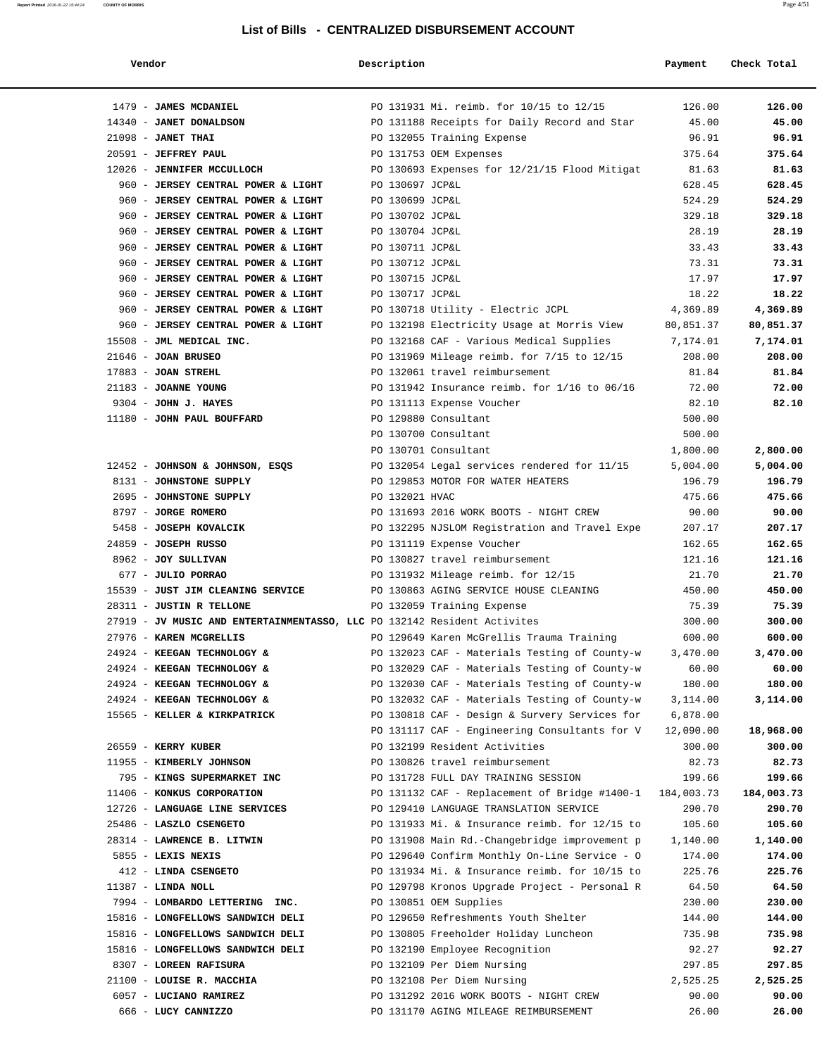## List of Bills - CENTRALIZED DISBURSEMENT ACCOUNT

| Vendor | Description | Payment | Check Total |
|---|---|---|---|
| 1479 - **JAMES MCDANIEL** | PO 131931 Mi. reimb. for 10/15 to 12/15 | 126.00 | **126.00** |
| 14340 - **JANET DONALDSON** | PO 131188 Receipts for Daily Record and Star | 45.00 | **45.00** |
| 21098 - **JANET THAI** | PO 132055 Training Expense | 96.91 | **96.91** |
| 20591 - **JEFFREY PAUL** | PO 131753 OEM Expenses | 375.64 | **375.64** |
| 12026 - **JENNIFER MCCULLOCH** | PO 130693 Expenses for 12/21/15 Flood Mitigat | 81.63 | **81.63** |
| 960 - **JERSEY CENTRAL POWER & LIGHT** | PO 130697 JCP&L | 628.45 | **628.45** |
| 960 - **JERSEY CENTRAL POWER & LIGHT** | PO 130699 JCP&L | 524.29 | **524.29** |
| 960 - **JERSEY CENTRAL POWER & LIGHT** | PO 130702 JCP&L | 329.18 | **329.18** |
| 960 - **JERSEY CENTRAL POWER & LIGHT** | PO 130704 JCP&L | 28.19 | **28.19** |
| 960 - **JERSEY CENTRAL POWER & LIGHT** | PO 130711 JCP&L | 33.43 | **33.43** |
| 960 - **JERSEY CENTRAL POWER & LIGHT** | PO 130712 JCP&L | 73.31 | **73.31** |
| 960 - **JERSEY CENTRAL POWER & LIGHT** | PO 130715 JCP&L | 17.97 | **17.97** |
| 960 - **JERSEY CENTRAL POWER & LIGHT** | PO 130717 JCP&L | 18.22 | **18.22** |
| 960 - **JERSEY CENTRAL POWER & LIGHT** | PO 130718 Utility - Electric JCPL | 4,369.89 | **4,369.89** |
| 960 - **JERSEY CENTRAL POWER & LIGHT** | PO 132198 Electricity Usage at Morris View | 80,851.37 | **80,851.37** |
| 15508 - **JML MEDICAL INC.** | PO 132168 CAF - Various Medical Supplies | 7,174.01 | **7,174.01** |
| 21646 - **JOAN BRUSEO** | PO 131969 Mileage reimb. for 7/15 to 12/15 | 208.00 | **208.00** |
| 17883 - **JOAN STREHL** | PO 132061 travel reimbursement | 81.84 | **81.84** |
| 21183 - **JOANNE YOUNG** | PO 131942 Insurance reimb. for 1/16 to 06/16 | 72.00 | **72.00** |
| 9304 - **JOHN J. HAYES** | PO 131113 Expense Voucher | 82.10 | **82.10** |
| 11180 - **JOHN PAUL BOUFFARD** | PO 129880 Consultant | 500.00 | |
| | PO 130700 Consultant | 500.00 | |
| | PO 130701 Consultant | 1,800.00 | **2,800.00** |
| 12452 - **JOHNSON & JOHNSON, ESQS** | PO 132054 Legal services rendered for 11/15 | 5,004.00 | **5,004.00** |
| 8131 - **JOHNSTONE SUPPLY** | PO 129853 MOTOR FOR WATER HEATERS | 196.79 | **196.79** |
| 2695 - **JOHNSTONE SUPPLY** | PO 132021 HVAC | 475.66 | **475.66** |
| 8797 - **JORGE ROMERO** | PO 131693 2016 WORK BOOTS - NIGHT CREW | 90.00 | **90.00** |
| 5458 - **JOSEPH KOVALCIK** | PO 132295 NJSLOM Registration and Travel Expe | 207.17 | **207.17** |
| 24859 - **JOSEPH RUSSO** | PO 131119 Expense Voucher | 162.65 | **162.65** |
| 8962 - **JOY SULLIVAN** | PO 130827 travel reimbursement | 121.16 | **121.16** |
| 677 - **JULIO PORRAO** | PO 131932 Mileage reimb. for 12/15 | 21.70 | **21.70** |
| 15539 - **JUST JIM CLEANING SERVICE** | PO 130863 AGING SERVICE HOUSE CLEANING | 450.00 | **450.00** |
| 28311 - **JUSTIN R TELLONE** | PO 132059 Training Expense | 75.39 | **75.39** |
| 27919 - **JV MUSIC AND ENTERTAINMENTASSO, LLC** | PO 132142 Resident Activites | 300.00 | **300.00** |
| 27976 - **KAREN MCGRELLIS** | PO 129649 Karen McGrellis Trauma Training | 600.00 | **600.00** |
| 24924 - **KEEGAN TECHNOLOGY &** | PO 132023 CAF - Materials Testing of County-w | 3,470.00 | **3,470.00** |
| 24924 - **KEEGAN TECHNOLOGY &** | PO 132029 CAF - Materials Testing of County-w | 60.00 | **60.00** |
| 24924 - **KEEGAN TECHNOLOGY &** | PO 132030 CAF - Materials Testing of County-w | 180.00 | **180.00** |
| 24924 - **KEEGAN TECHNOLOGY &** | PO 132032 CAF - Materials Testing of County-w | 3,114.00 | **3,114.00** |
| 15565 - **KELLER & KIRKPATRICK** | PO 130818 CAF - Design & Survery Services for | 6,878.00 | |
| | PO 131117 CAF - Engineering Consultants for V | 12,090.00 | **18,968.00** |
| 26559 - **KERRY KUBER** | PO 132199 Resident Activities | 300.00 | **300.00** |
| 11955 - **KIMBERLY JOHNSON** | PO 130826 travel reimbursement | 82.73 | **82.73** |
| 795 - **KINGS SUPERMARKET INC** | PO 131728 FULL DAY TRAINING SESSION | 199.66 | **199.66** |
| 11406 - **KONKUS CORPORATION** | PO 131132 CAF - Replacement of Bridge #1400-1 | 184,003.73 | **184,003.73** |
| 12726 - **LANGUAGE LINE SERVICES** | PO 129410 LANGUAGE TRANSLATION SERVICE | 290.70 | **290.70** |
| 25486 - **LASZLO CSENGETO** | PO 131933 Mi. & Insurance reimb. for 12/15 to | 105.60 | **105.60** |
| 28314 - **LAWRENCE B. LITWIN** | PO 131908 Main Rd.-Changebridge improvement p | 1,140.00 | **1,140.00** |
| 5855 - **LEXIS NEXIS** | PO 129640 Confirm Monthly On-Line Service - O | 174.00 | **174.00** |
| 412 - **LINDA CSENGETO** | PO 131934 Mi. & Insurance reimb. for 10/15 to | 225.76 | **225.76** |
| 11387 - **LINDA NOLL** | PO 129798 Kronos Upgrade Project - Personal R | 64.50 | **64.50** |
| 7994 - **LOMBARDO LETTERING INC.** | PO 130851 OEM Supplies | 230.00 | **230.00** |
| 15816 - **LONGFELLOWS SANDWICH DELI** | PO 129650 Refreshments Youth Shelter | 144.00 | **144.00** |
| 15816 - **LONGFELLOWS SANDWICH DELI** | PO 130805 Freeholder Holiday Luncheon | 735.98 | **735.98** |
| 15816 - **LONGFELLOWS SANDWICH DELI** | PO 132190 Employee Recognition | 92.27 | **92.27** |
| 8307 - **LOREEN RAFISURA** | PO 132109 Per Diem Nursing | 297.85 | **297.85** |
| 21100 - **LOUISE R. MACCHIA** | PO 132108 Per Diem Nursing | 2,525.25 | **2,525.25** |
| 6057 - **LUCIANO RAMIREZ** | PO 131292 2016 WORK BOOTS - NIGHT CREW | 90.00 | **90.00** |
| 666 - **LUCY CANNIZZO** | PO 131170 AGING MILEAGE REIMBURSEMENT | 26.00 | **26.00** |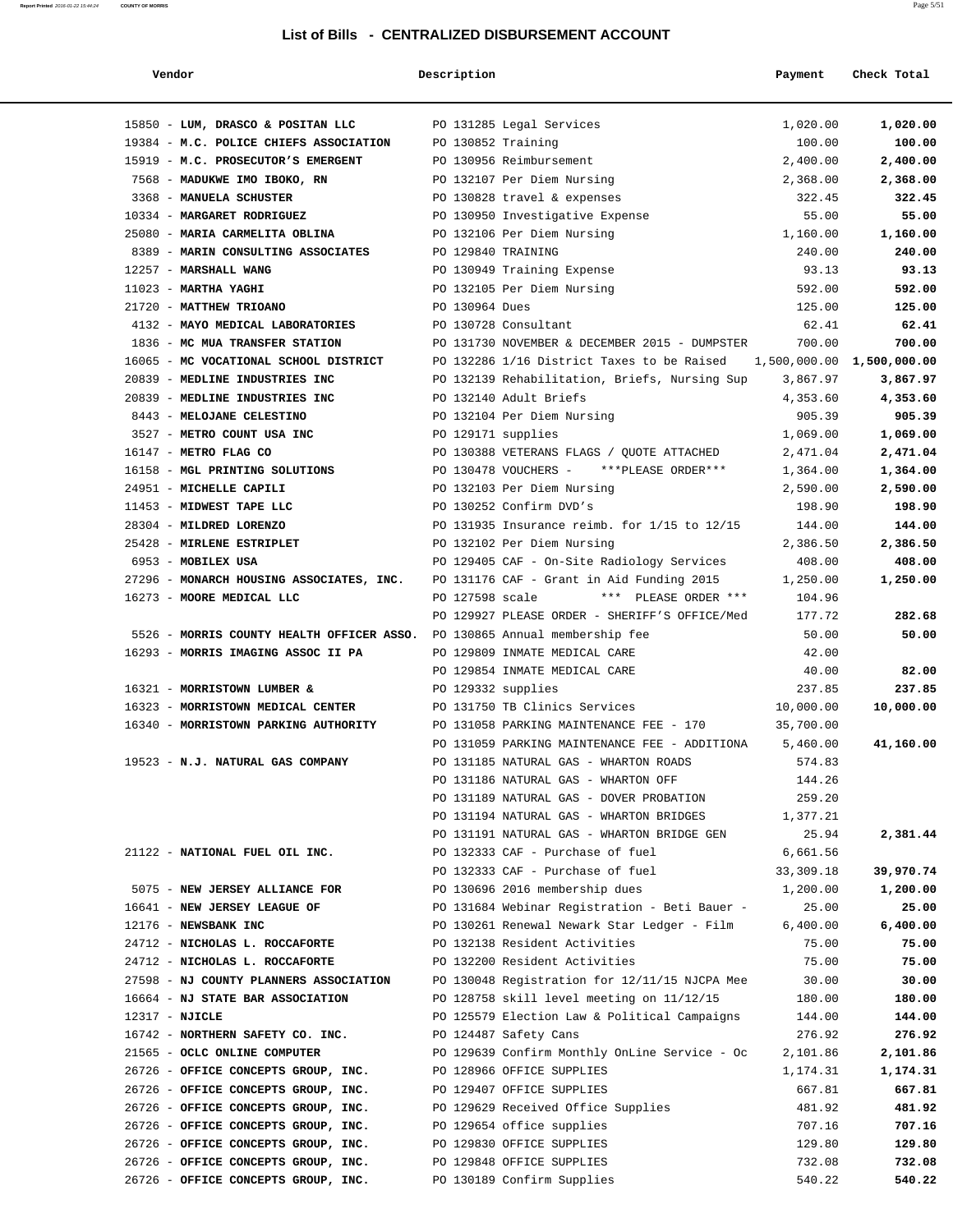# List of Bills - CENTRALIZED DISBURSEMENT ACCOUNT

| Vendor | Description | Payment | Check Total |
|---|---|---|---|
| 15850 - **LUM, DRASCO & POSITAN LLC** | PO 131285 Legal Services | 1,020.00 | **1,020.00** |
| 19384 - **M.C. POLICE CHIEFS ASSOCIATION** | PO 130852 Training | 100.00 | **100.00** |
| 15919 - **M.C. PROSECUTOR'S EMERGENT** | PO 130956 Reimbursement | 2,400.00 | **2,400.00** |
| 7568 - **MADUKWE IMO IBOKO, RN** | PO 132107 Per Diem Nursing | 2,368.00 | **2,368.00** |
| 3368 - **MANUELA SCHUSTER** | PO 130828 travel & expenses | 322.45 | **322.45** |
| 10334 - **MARGARET RODRIGUEZ** | PO 130950 Investigative Expense | 55.00 | **55.00** |
| 25080 - **MARIA CARMELITA OBLINA** | PO 132106 Per Diem Nursing | 1,160.00 | **1,160.00** |
| 8389 - **MARIN CONSULTING ASSOCIATES** | PO 129840 TRAINING | 240.00 | **240.00** |
| 12257 - **MARSHALL WANG** | PO 130949 Training Expense | 93.13 | **93.13** |
| 11023 - **MARTHA YAGHI** | PO 132105 Per Diem Nursing | 592.00 | **592.00** |
| 21720 - **MATTHEW TRIOANO** | PO 130964 Dues | 125.00 | **125.00** |
| 4132 - **MAYO MEDICAL LABORATORIES** | PO 130728 Consultant | 62.41 | **62.41** |
| 1836 - **MC MUA TRANSFER STATION** | PO 131730 NOVEMBER & DECEMBER 2015 - DUMPSTER | 700.00 | **700.00** |
| 16065 - **MC VOCATIONAL SCHOOL DISTRICT** | PO 132286 1/16 District Taxes to be Raised | 1,500,000.00 | **1,500,000.00** |
| 20839 - **MEDLINE INDUSTRIES INC** | PO 132139 Rehabilitation, Briefs, Nursing Sup | 3,867.97 | **3,867.97** |
| 20839 - **MEDLINE INDUSTRIES INC** | PO 132140 Adult Briefs | 4,353.60 | **4,353.60** |
| 8443 - **MELOJANE CELESTINO** | PO 132104 Per Diem Nursing | 905.39 | **905.39** |
| 3527 - **METRO COUNT USA INC** | PO 129171 supplies | 1,069.00 | **1,069.00** |
| 16147 - **METRO FLAG CO** | PO 130388 VETERANS FLAGS / QUOTE ATTACHED | 2,471.04 | **2,471.04** |
| 16158 - **MGL PRINTING SOLUTIONS** | PO 130478 VOUCHERS - ***PLEASE ORDER*** | 1,364.00 | **1,364.00** |
| 24951 - **MICHELLE CAPILI** | PO 132103 Per Diem Nursing | 2,590.00 | **2,590.00** |
| 11453 - **MIDWEST TAPE LLC** | PO 130252 Confirm DVD's | 198.90 | **198.90** |
| 28304 - **MILDRED LORENZO** | PO 131935 Insurance reimb. for 1/15 to 12/15 | 144.00 | **144.00** |
| 25428 - **MIRLENE ESTRIPLET** | PO 132102 Per Diem Nursing | 2,386.50 | **2,386.50** |
| 6953 - **MOBILEX USA** | PO 129405 CAF - On-Site Radiology Services | 408.00 | **408.00** |
| 27296 - **MONARCH HOUSING ASSOCIATES, INC.** | PO 131176 CAF - Grant in Aid Funding 2015 | 1,250.00 | **1,250.00** |
| 16273 - **MOORE MEDICAL LLC** | PO 127598 scale *** PLEASE ORDER *** | 104.96 | |
| | PO 129927 PLEASE ORDER - SHERIFF'S OFFICE/Med | 177.72 | **282.68** |
| 5526 - **MORRIS COUNTY HEALTH OFFICER ASSO.** | PO 130865 Annual membership fee | 50.00 | **50.00** |
| 16293 - **MORRIS IMAGING ASSOC II PA** | PO 129809 INMATE MEDICAL CARE | 42.00 | |
| | PO 129854 INMATE MEDICAL CARE | 40.00 | **82.00** |
| 16321 - **MORRISTOWN LUMBER &** | PO 129332 supplies | 237.85 | **237.85** |
| 16323 - **MORRISTOWN MEDICAL CENTER** | PO 131750 TB Clinics Services | 10,000.00 | **10,000.00** |
| 16340 - **MORRISTOWN PARKING AUTHORITY** | PO 131058 PARKING MAINTENANCE FEE - 170 | 35,700.00 | |
| | PO 131059 PARKING MAINTENANCE FEE - ADDITIONA | 5,460.00 | **41,160.00** |
| 19523 - **N.J. NATURAL GAS COMPANY** | PO 131185 NATURAL GAS - WHARTON ROADS | 574.83 | |
| | PO 131186 NATURAL GAS - WHARTON OFF | 144.26 | |
| | PO 131189 NATURAL GAS - DOVER PROBATION | 259.20 | |
| | PO 131194 NATURAL GAS - WHARTON BRIDGES | 1,377.21 | |
| | PO 131191 NATURAL GAS - WHARTON BRIDGE GEN | 25.94 | **2,381.44** |
| 21122 - **NATIONAL FUEL OIL INC.** | PO 132333 CAF - Purchase of fuel | 6,661.56 | |
| | PO 132333 CAF - Purchase of fuel | 33,309.18 | **39,970.74** |
| 5075 - **NEW JERSEY ALLIANCE FOR** | PO 130696 2016 membership dues | 1,200.00 | **1,200.00** |
| 16641 - **NEW JERSEY LEAGUE OF** | PO 131684 Webinar Registration - Beti Bauer - | 25.00 | **25.00** |
| 12176 - **NEWSBANK INC** | PO 130261 Renewal Newark Star Ledger - Film | 6,400.00 | **6,400.00** |
| 24712 - **NICHOLAS L. ROCCAFORTE** | PO 132138 Resident Activities | 75.00 | **75.00** |
| 24712 - **NICHOLAS L. ROCCAFORTE** | PO 132200 Resident Activities | 75.00 | **75.00** |
| 27598 - **NJ COUNTY PLANNERS ASSOCIATION** | PO 130048 Registration for 12/11/15 NJCPA Mee | 30.00 | **30.00** |
| 16664 - **NJ STATE BAR ASSOCIATION** | PO 128758 skill level meeting on 11/12/15 | 180.00 | **180.00** |
| 12317 - **NJICLE** | PO 125579 Election Law & Political Campaigns | 144.00 | **144.00** |
| 16742 - **NORTHERN SAFETY CO. INC.** | PO 124487 Safety Cans | 276.92 | **276.92** |
| 21565 - **OCLC ONLINE COMPUTER** | PO 129639 Confirm Monthly OnLine Service - Oc | 2,101.86 | **2,101.86** |
| 26726 - **OFFICE CONCEPTS GROUP, INC.** | PO 128966 OFFICE SUPPLIES | 1,174.31 | **1,174.31** |
| 26726 - **OFFICE CONCEPTS GROUP, INC.** | PO 129407 OFFICE SUPPLIES | 667.81 | **667.81** |
| 26726 - **OFFICE CONCEPTS GROUP, INC.** | PO 129629 Received Office Supplies | 481.92 | **481.92** |
| 26726 - **OFFICE CONCEPTS GROUP, INC.** | PO 129654 office supplies | 707.16 | **707.16** |
| 26726 - **OFFICE CONCEPTS GROUP, INC.** | PO 129830 OFFICE SUPPLIES | 129.80 | **129.80** |
| 26726 - **OFFICE CONCEPTS GROUP, INC.** | PO 129848 OFFICE SUPPLIES | 732.08 | **732.08** |
| 26726 - **OFFICE CONCEPTS GROUP, INC.** | PO 130189 Confirm Supplies | 540.22 | **540.22** |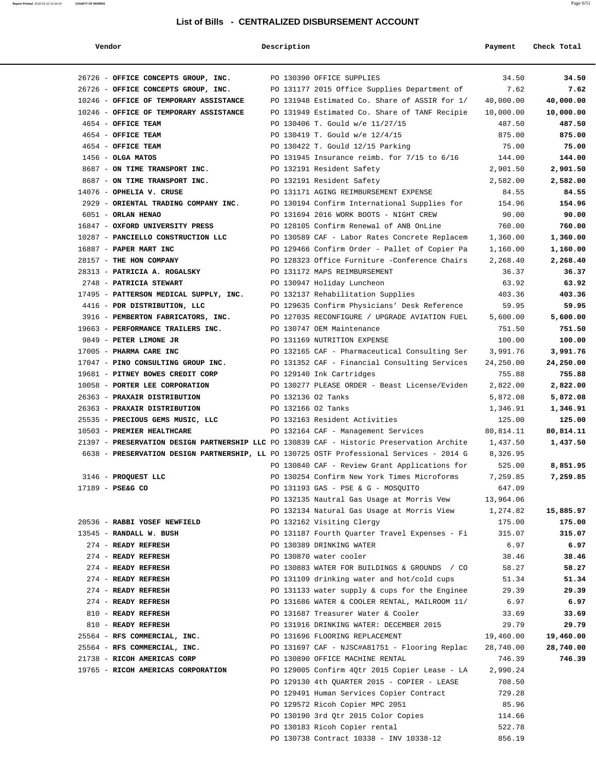# List of Bills - CENTRALIZED DISBURSEMENT ACCOUNT

| Vendor | Description | Payment | Check Total |
|---|---|---|---|
| 26726 - **OFFICE CONCEPTS GROUP, INC.** | PO 130390 OFFICE SUPPLIES | 34.50 | **34.50** |
| 26726 - **OFFICE CONCEPTS GROUP, INC.** | PO 131177 2015 Office Supplies Department of | 7.62 | **7.62** |
| 10246 - **OFFICE OF TEMPORARY ASSISTANCE** | PO 131948 Estimated Co. Share of ASSIR for 1/ | 40,000.00 | **40,000.00** |
| 10246 - **OFFICE OF TEMPORARY ASSISTANCE** | PO 131949 Estimated Co. Share of TANF Recipie | 10,000.00 | **10,000.00** |
| 4654 - **OFFICE TEAM** | PO 130406 T. Gould w/e 11/27/15 | 487.50 | **487.50** |
| 4654 - **OFFICE TEAM** | PO 130419 T. Gould w/e 12/4/15 | 875.00 | **875.00** |
| 4654 - **OFFICE TEAM** | PO 130422 T. Gould 12/15 Parking | 75.00 | **75.00** |
| 1456 - **OLGA MATOS** | PO 131945 Insurance reimb. for 7/15 to 6/16 | 144.00 | **144.00** |
| 8687 - **ON TIME TRANSPORT INC.** | PO 132191 Resident Safety | 2,901.50 | **2,901.50** |
| 8687 - **ON TIME TRANSPORT INC.** | PO 132191 Resident Safety | 2,582.00 | **2,582.00** |
| 14076 - **OPHELIA V. CRUSE** | PO 131171 AGING REIMBURSEMENT EXPENSE | 84.55 | **84.55** |
| 2929 - **ORIENTAL TRADING COMPANY INC.** | PO 130194 Confirm International Supplies for | 154.96 | **154.96** |
| 6051 - **ORLAN HENAO** | PO 131694 2016 WORK BOOTS - NIGHT CREW | 90.00 | **90.00** |
| 16847 - **OXFORD UNIVERSITY PRESS** | PO 128105 Confirm Renewal of ANB OnLine | 760.00 | **760.00** |
| 10287 - **PANCIELLO CONSTRUCTION LLC** | PO 130589 CAF - Labor Rates Concrete Replacem | 1,360.00 | **1,360.00** |
| 16887 - **PAPER MART INC** | PO 129466 Confirm Order - Pallet of Copier Pa | 1,160.00 | **1,160.00** |
| 28157 - **THE HON COMPANY** | PO 128323 Office Furniture -Conference Chairs | 2,268.40 | **2,268.40** |
| 28313 - **PATRICIA A. ROGALSKY** | PO 131172 MAPS REIMBURSEMENT | 36.37 | **36.37** |
| 2748 - **PATRICIA STEWART** | PO 130947 Holiday Luncheon | 63.92 | **63.92** |
| 17495 - **PATTERSON MEDICAL SUPPLY, INC.** | PO 132137 Rehabilitation Supplies | 403.36 | **403.36** |
| 4416 - **PDR DISTRIBUTION, LLC** | PO 129635 Confirm Physicians' Desk Reference | 59.95 | **59.95** |
| 3916 - **PEMBERTON FABRICATORS, INC.** | PO 127035 RECONFIGURE / UPGRADE AVIATION FUEL | 5,600.00 | **5,600.00** |
| 19663 - **PERFORMANCE TRAILERS INC.** | PO 130747 OEM Maintenance | 751.50 | **751.50** |
| 9849 - **PETER LIMONE JR** | PO 131169 NUTRITION EXPENSE | 100.00 | **100.00** |
| 17005 - **PHARMA CARE INC** | PO 132165 CAF - Pharmaceutical Consulting Ser | 3,991.76 | **3,991.76** |
| 17047 - **PINO CONSULTING GROUP INC.** | PO 131352 CAF - Financial Consulting Services | 24,250.00 | **24,250.00** |
| 19681 - **PITNEY BOWES CREDIT CORP** | PO 129140 Ink Cartridges | 755.88 | **755.88** |
| 10058 - **PORTER LEE CORPORATION** | PO 130277 PLEASE ORDER - Beast License/Eviden | 2,822.00 | **2,822.00** |
| 26363 - **PRAXAIR DISTRIBUTION** | PO 132136 O2 Tanks | 5,872.08 | **5,872.08** |
| 26363 - **PRAXAIR DISTRIBUTION** | PO 132166 O2 Tanks | 1,346.91 | **1,346.91** |
| 25535 - **PRECIOUS GEMS MUSIC, LLC** | PO 132163 Resident Activities | 125.00 | **125.00** |
| 10503 - **PREMIER HEALTHCARE** | PO 132164 CAF - Management Services | 80,814.11 | **80,814.11** |
| 21397 - **PRESERVATION DESIGN PARTNERSHIP LLC** | PO 130839 CAF - Historic Preservation Archite | 1,437.50 | **1,437.50** |
| 6638 - **PRESERVATION DESIGN PARTNERSHIP, LL** | PO 130725 OSTF Professional Services - 2014 G | 8,326.95 | |
| | PO 130840 CAF - Review Grant Applications for | 525.00 | **8,851.95** |
| 3146 - **PROQUEST LLC** | PO 130254 Confirm New York Times Microforms | 7,259.85 | **7,259.85** |
| 17189 - **PSE&G CO** | PO 131193 GAS - PSE & G - MOSQUITO | 647.09 | |
| | PO 132135 Nautral Gas Usage at Morris Vew | 13,964.06 | |
| | PO 132134 Natural Gas Usage at Morris View | 1,274.82 | **15,885.97** |
| 20536 - **RABBI YOSEF NEWFIELD** | PO 132162 Visiting Clergy | 175.00 | **175.00** |
| 13545 - **RANDALL W. BUSH** | PO 131187 Fourth Quarter Travel Expenses - Fi | 315.07 | **315.07** |
| 274 - **READY REFRESH** | PO 130389 DRINKING WATER | 6.97 | **6.97** |
| 274 - **READY REFRESH** | PO 130870 water cooler | 38.46 | **38.46** |
| 274 - **READY REFRESH** | PO 130883 WATER FOR BUILDINGS & GROUNDS / CO | 58.27 | **58.27** |
| 274 - **READY REFRESH** | PO 131109 drinking water and hot/cold cups | 51.34 | **51.34** |
| 274 - **READY REFRESH** | PO 131133 water supply & cups for the Enginee | 29.39 | **29.39** |
| 274 - **READY REFRESH** | PO 131686 WATER & COOLER RENTAL, MAILROOM 11/ | 6.97 | **6.97** |
| 810 - **READY REFRESH** | PO 131687 Treasurer Water & Cooler | 33.69 | **33.69** |
| 810 - **READY REFRESH** | PO 131916 DRINKING WATER: DECEMBER 2015 | 29.79 | **29.79** |
| 25564 - **RFS COMMERCIAL, INC.** | PO 131696 FLOORING REPLACEMENT | 19,460.00 | **19,460.00** |
| 25564 - **RFS COMMERCIAL, INC.** | PO 131697 CAF - NJSC#A81751 - Flooring Replac | 28,740.00 | **28,740.00** |
| 21738 - **RICOH AMERICAS CORP** | PO 130890 OFFICE MACHINE RENTAL | 746.39 | **746.39** |
| 19765 - **RICOH AMERICAS CORPORATION** | PO 129005 Confirm 4Qtr 2015 Copier Lease - LA | 2,990.24 | |
| | PO 129130 4th QUARTER 2015 - COPIER - LEASE | 708.50 | |
| | PO 129491 Human Services Copier Contract | 729.28 | |
| | PO 129572 Ricoh Copier MPC 2051 | 85.96 | |
| | PO 130190 3rd Qtr 2015 Color Copies | 114.66 | |
| | PO 130183 Ricoh Copier rental | 522.78 | |
| | PO 130738 Contract 10338 - INV 10338-12 | 856.19 | |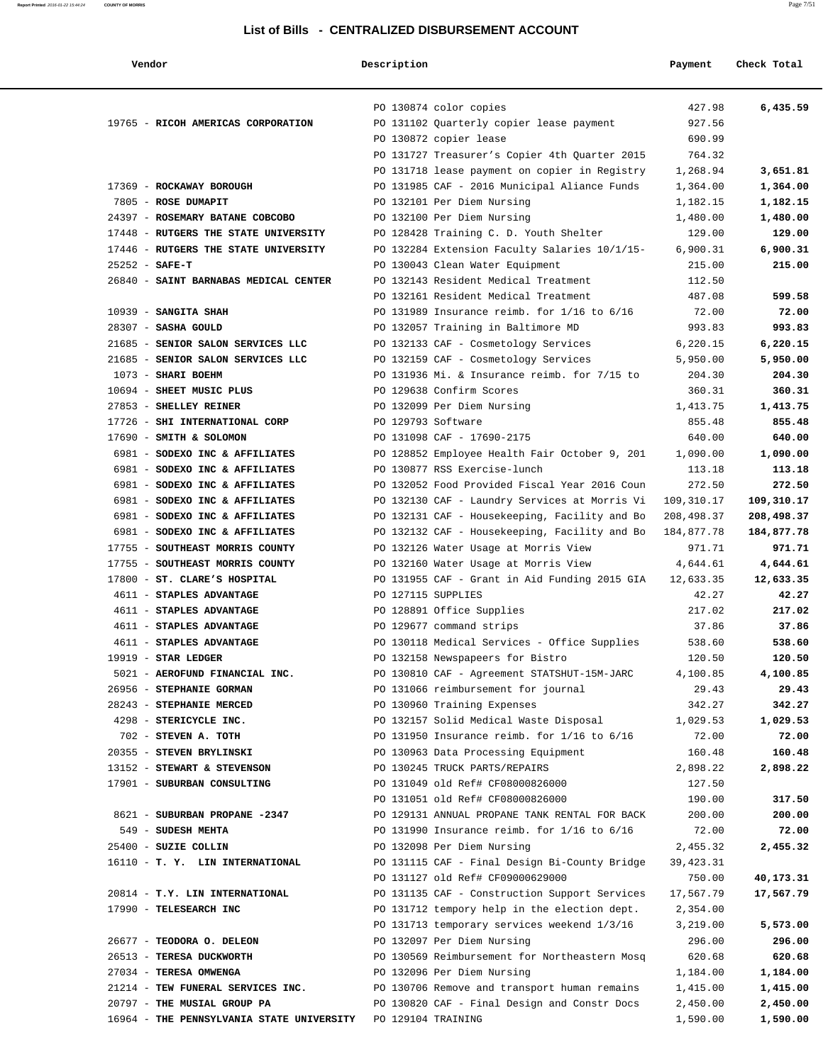## List of Bills - CENTRALIZED DISBURSEMENT ACCOUNT

| Vendor | Description | Payment | Check Total |
|---|---|---|---|
| | PO 130874 color copies | 427.98 | 6,435.59 |
| 19765 - **RICOH AMERICAS CORPORATION** | PO 131102 Quarterly copier lease payment | 927.56 | |
| | PO 130872 copier lease | 690.99 | |
| | PO 131727 Treasurer's Copier 4th Quarter 2015 | 764.32 | |
| | PO 131718 lease payment on copier in Registry | 1,268.94 | 3,651.81 |
| 17369 - **ROCKAWAY BOROUGH** | PO 131985 CAF - 2016 Municipal Aliance Funds | 1,364.00 | 1,364.00 |
| 7805 - **ROSE DUMAPIT** | PO 132101 Per Diem Nursing | 1,182.15 | 1,182.15 |
| 24397 - **ROSEMARY BATANE COBCOBO** | PO 132100 Per Diem Nursing | 1,480.00 | 1,480.00 |
| 17448 - **RUTGERS THE STATE UNIVERSITY** | PO 128428 Training C. D. Youth Shelter | 129.00 | 129.00 |
| 17446 - **RUTGERS THE STATE UNIVERSITY** | PO 132284 Extension Faculty Salaries 10/1/15- | 6,900.31 | 6,900.31 |
| 25252 - **SAFE-T** | PO 130043 Clean Water Equipment | 215.00 | 215.00 |
| 26840 - **SAINT BARNABAS MEDICAL CENTER** | PO 132143 Resident Medical Treatment | 112.50 | |
| | PO 132161 Resident Medical Treatment | 487.08 | 599.58 |
| 10939 - **SANGITA SHAH** | PO 131989 Insurance reimb. for 1/16 to 6/16 | 72.00 | 72.00 |
| 28307 - **SASHA GOULD** | PO 132057 Training in Baltimore MD | 993.83 | 993.83 |
| 21685 - **SENIOR SALON SERVICES LLC** | PO 132133 CAF - Cosmetology Services | 6,220.15 | 6,220.15 |
| 21685 - **SENIOR SALON SERVICES LLC** | PO 132159 CAF - Cosmetology Services | 5,950.00 | 5,950.00 |
| 1073 - **SHARI BOEHM** | PO 131936 Mi. & Insurance reimb. for 7/15 to | 204.30 | 204.30 |
| 10694 - **SHEET MUSIC PLUS** | PO 129638 Confirm Scores | 360.31 | 360.31 |
| 27853 - **SHELLEY REINER** | PO 132099 Per Diem Nursing | 1,413.75 | 1,413.75 |
| 17726 - **SHI INTERNATIONAL CORP** | PO 129793 Software | 855.48 | 855.48 |
| 17690 - **SMITH & SOLOMON** | PO 131098 CAF - 17690-2175 | 640.00 | 640.00 |
| 6981 - **SODEXO INC & AFFILIATES** | PO 128852 Employee Health Fair October 9, 201 | 1,090.00 | 1,090.00 |
| 6981 - **SODEXO INC & AFFILIATES** | PO 130877 RSS Exercise-lunch | 113.18 | 113.18 |
| 6981 - **SODEXO INC & AFFILIATES** | PO 132052 Food Provided Fiscal Year 2016 Coun | 272.50 | 272.50 |
| 6981 - **SODEXO INC & AFFILIATES** | PO 132130 CAF - Laundry Services at Morris Vi | 109,310.17 | 109,310.17 |
| 6981 - **SODEXO INC & AFFILIATES** | PO 132131 CAF - Housekeeping, Facility and Bo | 208,498.37 | 208,498.37 |
| 6981 - **SODEXO INC & AFFILIATES** | PO 132132 CAF - Housekeeping, Facility and Bo | 184,877.78 | 184,877.78 |
| 17755 - **SOUTHEAST MORRIS COUNTY** | PO 132126 Water Usage at Morris View | 971.71 | 971.71 |
| 17755 - **SOUTHEAST MORRIS COUNTY** | PO 132160 Water Usage at Morris View | 4,644.61 | 4,644.61 |
| 17800 - **ST. CLARE'S HOSPITAL** | PO 131955 CAF - Grant in Aid Funding 2015 GIA | 12,633.35 | 12,633.35 |
| 4611 - **STAPLES ADVANTAGE** | PO 127115 SUPPLIES | 42.27 | 42.27 |
| 4611 - **STAPLES ADVANTAGE** | PO 128891 Office Supplies | 217.02 | 217.02 |
| 4611 - **STAPLES ADVANTAGE** | PO 129677 command strips | 37.86 | 37.86 |
| 4611 - **STAPLES ADVANTAGE** | PO 130118 Medical Services - Office Supplies | 538.60 | 538.60 |
| 19919 - **STAR LEDGER** | PO 132158 Newspapeers for Bistro | 120.50 | 120.50 |
| 5021 - **AEROFUND FINANCIAL INC.** | PO 130810 CAF - Agreement STATSHUT-15M-JARC | 4,100.85 | 4,100.85 |
| 26956 - **STEPHANIE GORMAN** | PO 131066 reimbursement for journal | 29.43 | 29.43 |
| 28243 - **STEPHANIE MERCED** | PO 130960 Training Expenses | 342.27 | 342.27 |
| 4298 - **STERICYCLE INC.** | PO 132157 Solid Medical Waste Disposal | 1,029.53 | 1,029.53 |
| 702 - **STEVEN A. TOTH** | PO 131950 Insurance reimb. for 1/16 to 6/16 | 72.00 | 72.00 |
| 20355 - **STEVEN BRYLINSKI** | PO 130963 Data Processing Equipment | 160.48 | 160.48 |
| 13152 - **STEWART & STEVENSON** | PO 130245 TRUCK PARTS/REPAIRS | 2,898.22 | 2,898.22 |
| 17901 - **SUBURBAN CONSULTING** | PO 131049 old Ref# CF08000826000 | 127.50 | |
| | PO 131051 old Ref# CF08000826000 | 190.00 | 317.50 |
| 8621 - **SUBURBAN PROPANE -2347** | PO 129131 ANNUAL PROPANE TANK RENTAL FOR BACK | 200.00 | 200.00 |
| 549 - **SUDESH MEHTA** | PO 131990 Insurance reimb. for 1/16 to 6/16 | 72.00 | 72.00 |
| 25400 - **SUZIE COLLIN** | PO 132098 Per Diem Nursing | 2,455.32 | 2,455.32 |
| 16110 - **T. Y. LIN INTERNATIONAL** | PO 131115 CAF - Final Design Bi-County Bridge | 39,423.31 | |
| | PO 131127 old Ref# CF09000629000 | 750.00 | 40,173.31 |
| 20814 - **T.Y. LIN INTERNATIONAL** | PO 131135 CAF - Construction Support Services | 17,567.79 | 17,567.79 |
| 17990 - **TELESEARCH INC** | PO 131712 tempory help in the election dept. | 2,354.00 | |
| | PO 131713 temporary services weekend 1/3/16 | 3,219.00 | 5,573.00 |
| 26677 - **TEODORA O. DELEON** | PO 132097 Per Diem Nursing | 296.00 | 296.00 |
| 26513 - **TERESA DUCKWORTH** | PO 130569 Reimbursement for Northeastern Mosq | 620.68 | 620.68 |
| 27034 - **TERESA OMWENGA** | PO 132096 Per Diem Nursing | 1,184.00 | 1,184.00 |
| 21214 - **TEW FUNERAL SERVICES INC.** | PO 130706 Remove and transport human remains | 1,415.00 | 1,415.00 |
| 20797 - **THE MUSIAL GROUP PA** | PO 130820 CAF - Final Design and Constr Docs | 2,450.00 | 2,450.00 |
| 16964 - **THE PENNSYLVANIA STATE UNIVERSITY** | PO 129104 TRAINING | 1,590.00 | 1,590.00 |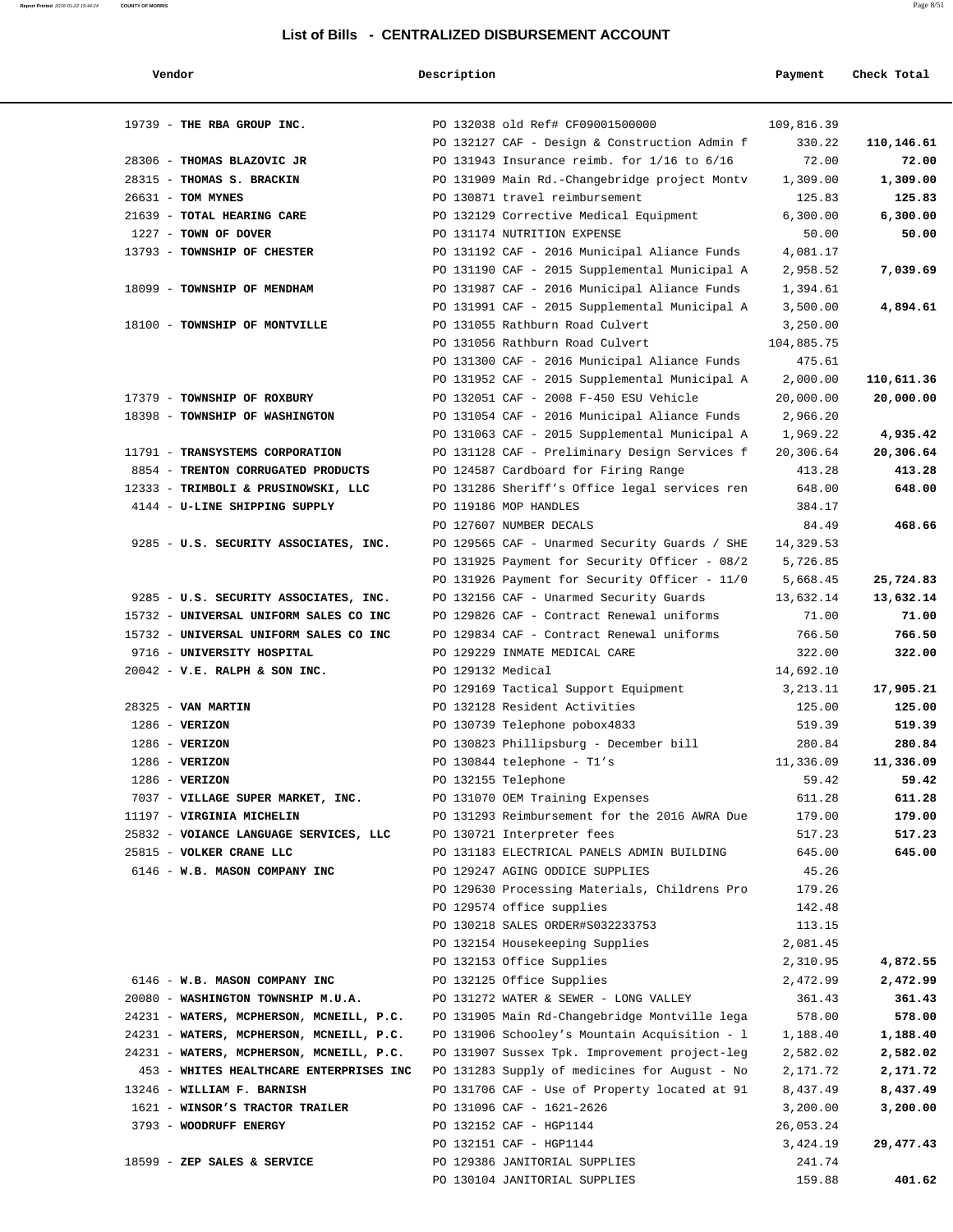## List of Bills - CENTRALIZED DISBURSEMENT ACCOUNT

| Vendor | Description | Payment | Check Total |
|---|---|---|---|
| 19739 - **THE RBA GROUP INC.** | PO 132038 old Ref# CF09001500000 | 109,816.39 | |
| | PO 132127 CAF - Design & Construction Admin f | 330.22 | **110,146.61** |
| 28306 - **THOMAS BLAZOVIC JR** | PO 131943 Insurance reimb. for 1/16 to 6/16 | 72.00 | **72.00** |
| 28315 - **THOMAS S. BRACKIN** | PO 131909 Main Rd.-Changebridge project Montv | 1,309.00 | **1,309.00** |
| 26631 - **TOM MYNES** | PO 130871 travel reimbursement | 125.83 | **125.83** |
| 21639 - **TOTAL HEARING CARE** | PO 132129 Corrective Medical Equipment | 6,300.00 | **6,300.00** |
| 1227 - **TOWN OF DOVER** | PO 131174 NUTRITION EXPENSE | 50.00 | **50.00** |
| 13793 - **TOWNSHIP OF CHESTER** | PO 131192 CAF - 2016 Municipal Aliance Funds | 4,081.17 | |
| | PO 131190 CAF - 2015 Supplemental Municipal A | 2,958.52 | **7,039.69** |
| 18099 - **TOWNSHIP OF MENDHAM** | PO 131987 CAF - 2016 Municipal Aliance Funds | 1,394.61 | |
| | PO 131991 CAF - 2015 Supplemental Municipal A | 3,500.00 | **4,894.61** |
| 18100 - **TOWNSHIP OF MONTVILLE** | PO 131055 Rathburn Road Culvert | 3,250.00 | |
| | PO 131056 Rathburn Road Culvert | 104,885.75 | |
| | PO 131300 CAF - 2016 Municipal Aliance Funds | 475.61 | |
| | PO 131952 CAF - 2015 Supplemental Municipal A | 2,000.00 | **110,611.36** |
| 17379 - **TOWNSHIP OF ROXBURY** | PO 132051 CAF - 2008 F-450 ESU Vehicle | 20,000.00 | **20,000.00** |
| 18398 - **TOWNSHIP OF WASHINGTON** | PO 131054 CAF - 2016 Municipal Aliance Funds | 2,966.20 | |
| | PO 131063 CAF - 2015 Supplemental Municipal A | 1,969.22 | **4,935.42** |
| 11791 - **TRANSYSTEMS CORPORATION** | PO 131128 CAF - Preliminary Design Services f | 20,306.64 | **20,306.64** |
| 8854 - **TRENTON CORRUGATED PRODUCTS** | PO 124587 Cardboard for Firing Range | 413.28 | **413.28** |
| 12333 - **TRIMBOLI & PRUSINOWSKI, LLC** | PO 131286 Sheriff's Office legal services ren | 648.00 | **648.00** |
| 4144 - **U-LINE SHIPPING SUPPLY** | PO 119186 MOP HANDLES | 384.17 | |
| | PO 127607 NUMBER DECALS | 84.49 | **468.66** |
| 9285 - **U.S. SECURITY ASSOCIATES, INC.** | PO 129565 CAF - Unarmed Security Guards / SHE | 14,329.53 | |
| | PO 131925 Payment for Security Officer - 08/2 | 5,726.85 | |
| | PO 131926 Payment for Security Officer - 11/0 | 5,668.45 | **25,724.83** |
| 9285 - **U.S. SECURITY ASSOCIATES, INC.** | PO 132156 CAF - Unarmed Security Guards | 13,632.14 | **13,632.14** |
| 15732 - **UNIVERSAL UNIFORM SALES CO INC** | PO 129826 CAF - Contract Renewal uniforms | 71.00 | **71.00** |
| 15732 - **UNIVERSAL UNIFORM SALES CO INC** | PO 129834 CAF - Contract Renewal uniforms | 766.50 | **766.50** |
| 9716 - **UNIVERSITY HOSPITAL** | PO 129229 INMATE MEDICAL CARE | 322.00 | **322.00** |
| 20042 - **V.E. RALPH & SON INC.** | PO 129132 Medical | 14,692.10 | |
| | PO 129169 Tactical Support Equipment | 3,213.11 | **17,905.21** |
| 28325 - **VAN MARTIN** | PO 132128 Resident Activities | 125.00 | **125.00** |
| 1286 - **VERIZON** | PO 130739 Telephone pobox4833 | 519.39 | **519.39** |
| 1286 - **VERIZON** | PO 130823 Phillipsburg - December bill | 280.84 | **280.84** |
| 1286 - **VERIZON** | PO 130844 telephone - T1's | 11,336.09 | **11,336.09** |
| 1286 - **VERIZON** | PO 132155 Telephone | 59.42 | **59.42** |
| 7037 - **VILLAGE SUPER MARKET, INC.** | PO 131070 OEM Training Expenses | 611.28 | **611.28** |
| 11197 - **VIRGINIA MICHELIN** | PO 131293 Reimbursement for the 2016 AWRA Due | 179.00 | **179.00** |
| 25832 - **VOIANCE LANGUAGE SERVICES, LLC** | PO 130721 Interpreter fees | 517.23 | **517.23** |
| 25815 - **VOLKER CRANE LLC** | PO 131183 ELECTRICAL PANELS ADMIN BUILDING | 645.00 | **645.00** |
| 6146 - **W.B. MASON COMPANY INC** | PO 129247 AGING ODDICE SUPPLIES | 45.26 | |
| | PO 129630 Processing Materials, Childrens Pro | 179.26 | |
| | PO 129574 office supplies | 142.48 | |
| | PO 130218 SALES ORDER#S032233753 | 113.15 | |
| | PO 132154 Housekeeping Supplies | 2,081.45 | |
| | PO 132153 Office Supplies | 2,310.95 | **4,872.55** |
| 6146 - **W.B. MASON COMPANY INC** | PO 132125 Office Supplies | 2,472.99 | **2,472.99** |
| 20080 - **WASHINGTON TOWNSHIP M.U.A.** | PO 131272 WATER & SEWER - LONG VALLEY | 361.43 | **361.43** |
| 24231 - **WATERS, MCPHERSON, MCNEILL, P.C.** | PO 131905 Main Rd-Changebridge Montville lega | 578.00 | **578.00** |
| 24231 - **WATERS, MCPHERSON, MCNEILL, P.C.** | PO 131906 Schooley's Mountain Acquisition - l | 1,188.40 | **1,188.40** |
| 24231 - **WATERS, MCPHERSON, MCNEILL, P.C.** | PO 131907 Sussex Tpk. Improvement project-leg | 2,582.02 | **2,582.02** |
| 453 - **WHITES HEALTHCARE ENTERPRISES INC** | PO 131283 Supply of medicines for August - No | 2,171.72 | **2,171.72** |
| 13246 - **WILLIAM F. BARNISH** | PO 131706 CAF - Use of Property located at 91 | 8,437.49 | **8,437.49** |
| 1621 - **WINSOR'S TRACTOR TRAILER** | PO 131096 CAF - 1621-2626 | 3,200.00 | **3,200.00** |
| 3793 - **WOODRUFF ENERGY** | PO 132152 CAF - HGP1144 | 26,053.24 | |
| | PO 132151 CAF - HGP1144 | 3,424.19 | **29,477.43** |
| 18599 - **ZEP SALES & SERVICE** | PO 129386 JANITORIAL SUPPLIES | 241.74 | |
| | PO 130104 JANITORIAL SUPPLIES | 159.88 | **401.62** |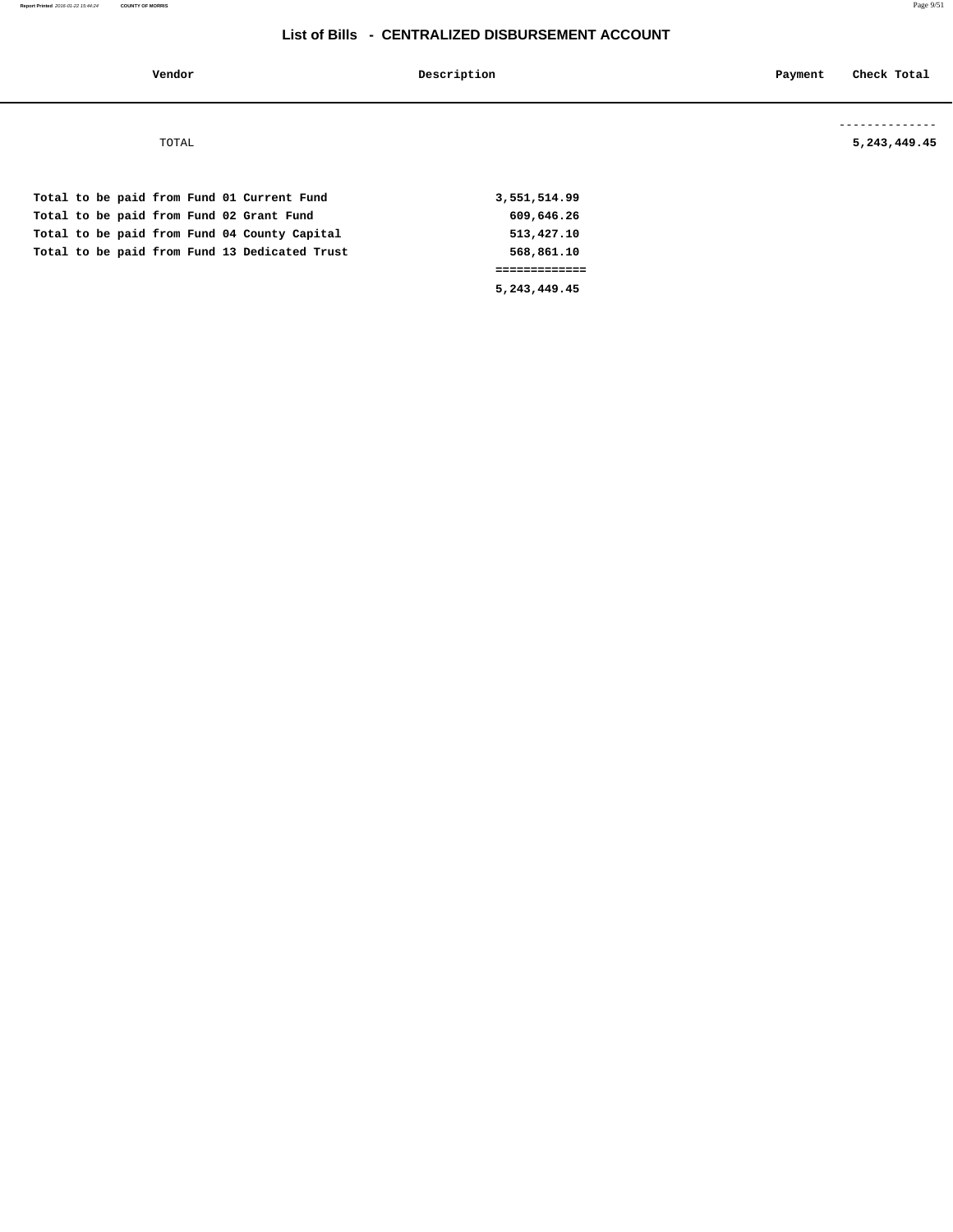## List of Bills - CENTRALIZED DISBURSEMENT ACCOUNT

| Vendor | Description | Payment | Check Total |
| --- | --- | --- | --- |
| | | | -------------- |
| TOTAL | | | **5,243,449.45** |

| | |
| --- | --- |
| **Total to be paid from Fund 01 Current Fund** | **3,551,514.99** |
| **Total to be paid from Fund 02 Grant Fund** | **609,646.26** |
| **Total to be paid from Fund 04 County Capital** | **513,427.10** |
| **Total to be paid from Fund 13 Dedicated Trust** | **568,861.10** |
| | ============= |
| | **5,243,449.45** |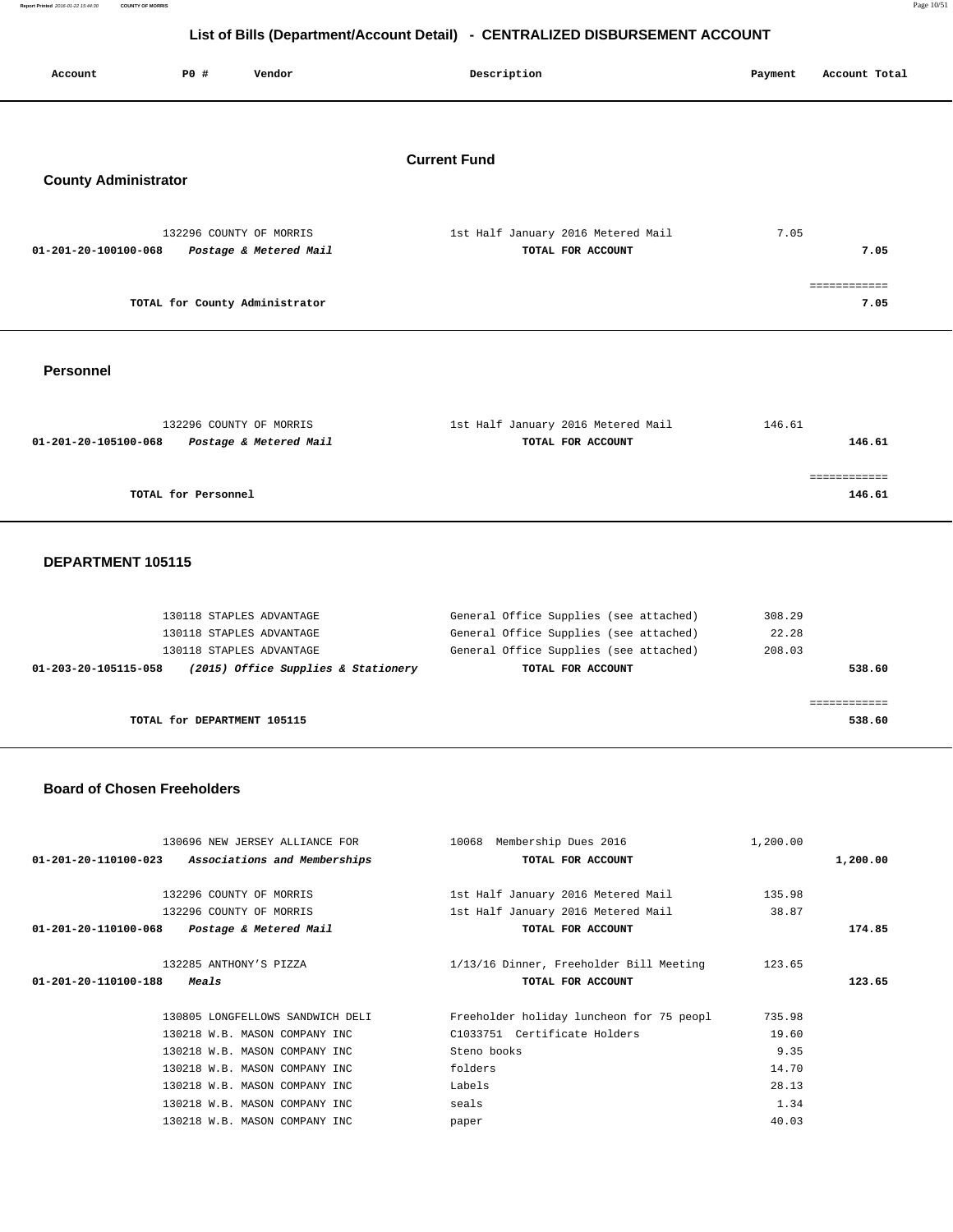# List of Bills (Department/Account Detail) - CENTRALIZED DISBURSEMENT ACCOUNT

| Account | PO # | Vendor | Description | Payment | Account Total |
|---|---|---|---|---|---|

## Current Fund

### County Administrator

| Account | PO # | Vendor | Description | Payment | Account Total |
|---|---|---|---|---|---|
| | 132296 | COUNTY OF MORRIS | 1st Half January 2016 Metered Mail | 7.05 | |
| **01-201-20-100100-068** | | ***Postage & Metered Mail*** | **TOTAL FOR ACCOUNT** | | **7.05** |
| | | **TOTAL for County Administrator** | | | **7.05** |

### Personnel

| Account | PO # | Vendor | Description | Payment | Account Total |
|---|---|---|---|---|---|
| | 132296 | COUNTY OF MORRIS | 1st Half January 2016 Metered Mail | 146.61 | |
| **01-201-20-105100-068** | | ***Postage & Metered Mail*** | **TOTAL FOR ACCOUNT** | | **146.61** |
| | | **TOTAL for Personnel** | | | **146.61** |

### DEPARTMENT 105115

| Account | PO # | Vendor | Description | Payment | Account Total |
|---|---|---|---|---|---|
| | 130118 | STAPLES ADVANTAGE | General Office Supplies (see attached) | 308.29 | |
| | 130118 | STAPLES ADVANTAGE | General Office Supplies (see attached) | 22.28 | |
| | 130118 | STAPLES ADVANTAGE | General Office Supplies (see attached) | 208.03 | |
| **01-203-20-105115-058** | | ***(2015) Office Supplies & Stationery*** | **TOTAL FOR ACCOUNT** | | **538.60** |
| | | **TOTAL for DEPARTMENT 105115** | | | **538.60** |

### Board of Chosen Freeholders

| Account | PO # | Vendor | Description | Payment | Account Total |
|---|---|---|---|---|---|
| | 130696 | NEW JERSEY ALLIANCE FOR | 10068 Membership Dues 2016 | 1,200.00 | |
| **01-201-20-110100-023** | | ***Associations and Memberships*** | **TOTAL FOR ACCOUNT** | | **1,200.00** |
| | 132296 | COUNTY OF MORRIS | 1st Half January 2016 Metered Mail | 135.98 | |
| | 132296 | COUNTY OF MORRIS | 1st Half January 2016 Metered Mail | 38.87 | |
| **01-201-20-110100-068** | | ***Postage & Metered Mail*** | **TOTAL FOR ACCOUNT** | | **174.85** |
| | 132285 | ANTHONY'S PIZZA | 1/13/16 Dinner, Freeholder Bill Meeting | 123.65 | |
| **01-201-20-110100-188** | | ***Meals*** | **TOTAL FOR ACCOUNT** | | **123.65** |
| | 130805 | LONGFELLOWS SANDWICH DELI | Freeholder holiday luncheon for 75 peopl | 735.98 | |
| | 130218 | W.B. MASON COMPANY INC | C1033751 Certificate Holders | 19.60 | |
| | 130218 | W.B. MASON COMPANY INC | Steno books | 9.35 | |
| | 130218 | W.B. MASON COMPANY INC | folders | 14.70 | |
| | 130218 | W.B. MASON COMPANY INC | Labels | 28.13 | |
| | 130218 | W.B. MASON COMPANY INC | seals | 1.34 | |
| | 130218 | W.B. MASON COMPANY INC | paper | 40.03 | |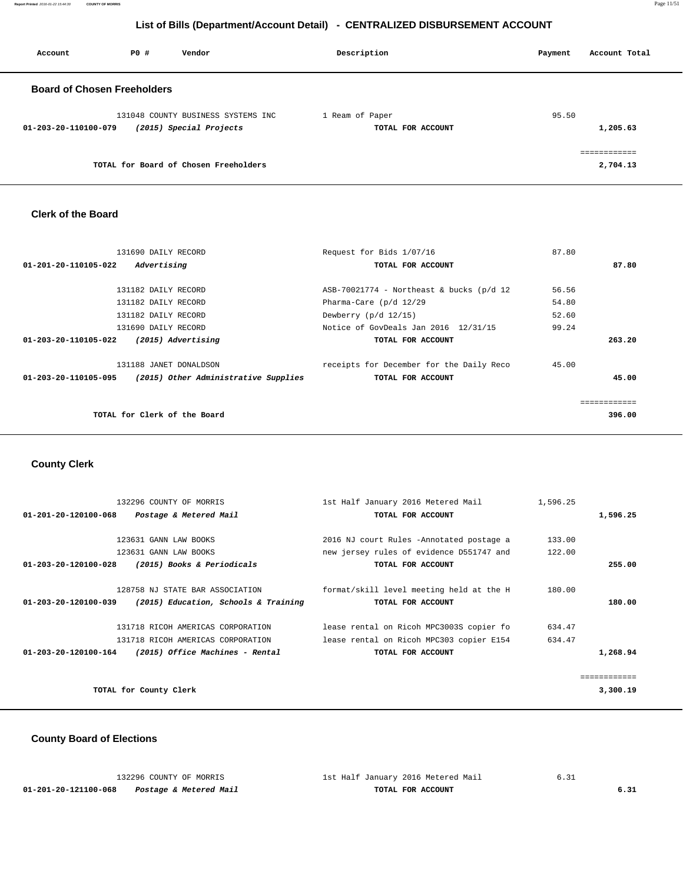## List of Bills (Department/Account Detail) - CENTRALIZED DISBURSEMENT ACCOUNT

| Account | PO # | Vendor | Description | Payment | Account Total |
|---|---|---|---|---|---|

### Board of Chosen Freeholders

| Account | PO # | Vendor | Description | Payment | Account Total |
|---|---|---|---|---|---|
| | 131048 | COUNTY BUSINESS SYSTEMS INC | 1 Ream of Paper | 95.50 | |
| **01-203-20-110100-079** | | ***(2015) Special Projects*** | **TOTAL FOR ACCOUNT** | | **1,205.63** |
| | | | | | ============ |
| | | **TOTAL for Board of Chosen Freeholders** | | | **2,704.13** |

### Clerk of the Board

| Account | PO # | Vendor | Description | Payment | Account Total |
|---|---|---|---|---|---|
| | 131690 | DAILY RECORD | Request for Bids 1/07/16 | 87.80 | |
| **01-201-20-110105-022** | | ***Advertising*** | **TOTAL FOR ACCOUNT** | | **87.80** |
| | 131182 | DAILY RECORD | ASB-70021774 - Northeast & bucks (p/d 12 | 56.56 | |
| | 131182 | DAILY RECORD | Pharma-Care (p/d 12/29 | 54.80 | |
| | 131182 | DAILY RECORD | Dewberry (p/d 12/15) | 52.60 | |
| | 131690 | DAILY RECORD | Notice of GovDeals Jan 2016 12/31/15 | 99.24 | |
| **01-203-20-110105-022** | | ***(2015) Advertising*** | **TOTAL FOR ACCOUNT** | | **263.20** |
| | 131188 | JANET DONALDSON | receipts for December for the Daily Reco | 45.00 | |
| **01-203-20-110105-095** | | ***(2015) Other Administrative Supplies*** | **TOTAL FOR ACCOUNT** | | **45.00** |
| | | | | | ============ |
| | | **TOTAL for Clerk of the Board** | | | **396.00** |

### County Clerk

| Account | PO # | Vendor | Description | Payment | Account Total |
|---|---|---|---|---|---|
| | 132296 | COUNTY OF MORRIS | 1st Half January 2016 Metered Mail | 1,596.25 | |
| **01-201-20-120100-068** | | ***Postage & Metered Mail*** | **TOTAL FOR ACCOUNT** | | **1,596.25** |
| | 123631 | GANN LAW BOOKS | 2016 NJ court Rules -Annotated postage a | 133.00 | |
| | 123631 | GANN LAW BOOKS | new jersey rules of evidence D551747 and | 122.00 | |
| **01-203-20-120100-028** | | ***(2015) Books & Periodicals*** | **TOTAL FOR ACCOUNT** | | **255.00** |
| | 128758 | NJ STATE BAR ASSOCIATION | format/skill level meeting held at the H | 180.00 | |
| **01-203-20-120100-039** | | ***(2015) Education, Schools & Training*** | **TOTAL FOR ACCOUNT** | | **180.00** |
| | 131718 | RICOH AMERICAS CORPORATION | lease rental on Ricoh MPC3003S copier fo | 634.47 | |
| | 131718 | RICOH AMERICAS CORPORATION | lease rental on Ricoh MPC303 copier E154 | 634.47 | |
| **01-203-20-120100-164** | | ***(2015) Office Machines - Rental*** | **TOTAL FOR ACCOUNT** | | **1,268.94** |
| | | | | | ============ |
| | | **TOTAL for County Clerk** | | | **3,300.19** |

### County Board of Elections

| Account | PO # | Vendor | Description | Payment | Account Total |
|---|---|---|---|---|---|
| | 132296 | COUNTY OF MORRIS | 1st Half January 2016 Metered Mail | 6.31 | |
| **01-201-20-121100-068** | | ***Postage & Metered Mail*** | **TOTAL FOR ACCOUNT** | | **6.31** |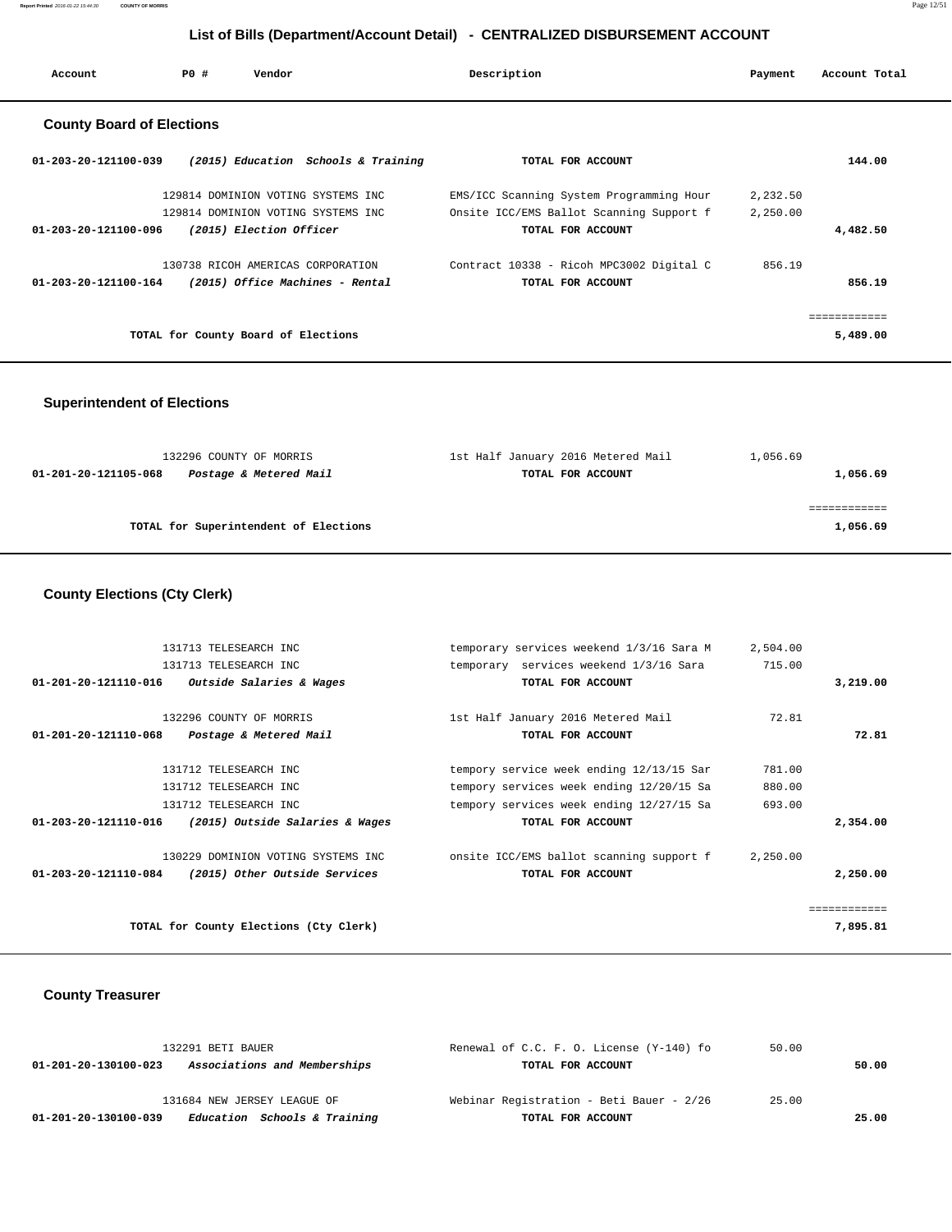## List of Bills (Department/Account Detail) - CENTRALIZED DISBURSEMENT ACCOUNT

| Account | PO # | Vendor | Description | Payment | Account Total |
|---|---|---|---|---|---|

### County Board of Elections

| Account | PO # | Vendor | Description | Payment | Account Total |
|---|---|---|---|---|---|
| 01-203-20-121100-039 | | *(2015) Education Schools & Training* | TOTAL FOR ACCOUNT | | 144.00 |
| | 129814 | DOMINION VOTING SYSTEMS INC | EMS/ICC Scanning System Programming Hour | 2,232.50 | |
| | 129814 | DOMINION VOTING SYSTEMS INC | Onsite ICC/EMS Ballot Scanning Support f | 2,250.00 | |
| 01-203-20-121100-096 | | *(2015) Election Officer* | TOTAL FOR ACCOUNT | | 4,482.50 |
| | 130738 | RICOH AMERICAS CORPORATION | Contract 10338 - Ricoh MPC3002 Digital C | 856.19 | |
| 01-203-20-121100-164 | | *(2015) Office Machines - Rental* | TOTAL FOR ACCOUNT | | 856.19 |
| | | TOTAL for County Board of Elections | | | 5,489.00 |

### Superintendent of Elections

| Account | PO # | Vendor | Description | Payment | Account Total |
|---|---|---|---|---|---|
| | 132296 | COUNTY OF MORRIS | 1st Half January 2016 Metered Mail | 1,056.69 | |
| 01-201-20-121105-068 | | *Postage & Metered Mail* | TOTAL FOR ACCOUNT | | 1,056.69 |
| | | TOTAL for Superintendent of Elections | | | 1,056.69 |

### County Elections (Cty Clerk)

| Account | PO # | Vendor | Description | Payment | Account Total |
|---|---|---|---|---|---|
| | 131713 | TELESEARCH INC | temporary services weekend 1/3/16 Sara M | 2,504.00 | |
| | 131713 | TELESEARCH INC | temporary services weekend 1/3/16 Sara | 715.00 | |
| 01-201-20-121110-016 | | *Outside Salaries & Wages* | TOTAL FOR ACCOUNT | | 3,219.00 |
| | 132296 | COUNTY OF MORRIS | 1st Half January 2016 Metered Mail | 72.81 | |
| 01-201-20-121110-068 | | *Postage & Metered Mail* | TOTAL FOR ACCOUNT | | 72.81 |
| | 131712 | TELESEARCH INC | tempory service week ending 12/13/15 Sar | 781.00 | |
| | 131712 | TELESEARCH INC | tempory services week ending 12/20/15 Sa | 880.00 | |
| | 131712 | TELESEARCH INC | tempory services week ending 12/27/15 Sa | 693.00 | |
| 01-203-20-121110-016 | | *(2015) Outside Salaries & Wages* | TOTAL FOR ACCOUNT | | 2,354.00 |
| | 130229 | DOMINION VOTING SYSTEMS INC | onsite ICC/EMS ballot scanning support f | 2,250.00 | |
| 01-203-20-121110-084 | | *(2015) Other Outside Services* | TOTAL FOR ACCOUNT | | 2,250.00 |
| | | TOTAL for County Elections (Cty Clerk) | | | 7,895.81 |

### County Treasurer

| Account | PO # | Vendor | Description | Payment | Account Total |
|---|---|---|---|---|---|
| | 132291 | BETI BAUER | Renewal of C.C. F. O. License (Y-140) fo | 50.00 | |
| 01-201-20-130100-023 | | *Associations and Memberships* | TOTAL FOR ACCOUNT | | 50.00 |
| | 131684 | NEW JERSEY LEAGUE OF | Webinar Registration - Beti Bauer - 2/26 | 25.00 | |
| 01-201-20-130100-039 | | *Education Schools & Training* | TOTAL FOR ACCOUNT | | 25.00 |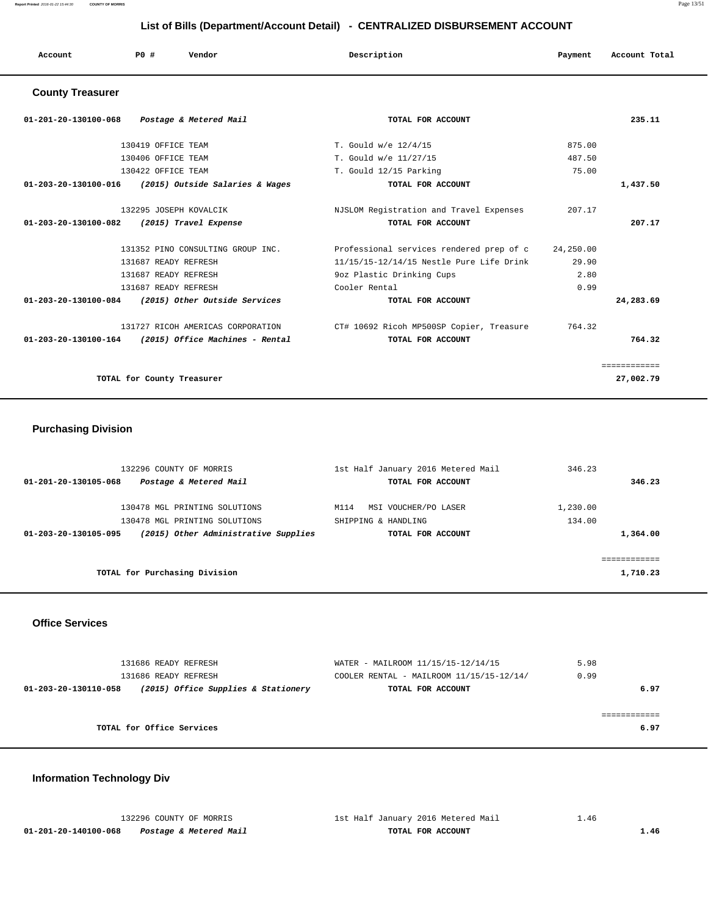## List of Bills (Department/Account Detail) - CENTRALIZED DISBURSEMENT ACCOUNT

| Account | PO # | Vendor | Description | Payment | Account Total |
|---|---|---|---|---|---|

### County Treasurer

| Account | PO # | Vendor | Description | Payment | Account Total |
|---|---|---|---|---|---|
| 01-201-20-130100-068 | | *Postage & Metered Mail* | TOTAL FOR ACCOUNT | | 235.11 |
| | 130419 | OFFICE TEAM | T. Gould w/e 12/4/15 | 875.00 | |
| | 130406 | OFFICE TEAM | T. Gould w/e 11/27/15 | 487.50 | |
| | 130422 | OFFICE TEAM | T. Gould 12/15 Parking | 75.00 | |
| 01-203-20-130100-016 | | *(2015) Outside Salaries & Wages* | TOTAL FOR ACCOUNT | | 1,437.50 |
| | 132295 | JOSEPH KOVALCIK | NJSLOM Registration and Travel Expenses | 207.17 | |
| 01-203-20-130100-082 | | *(2015) Travel Expense* | TOTAL FOR ACCOUNT | | 207.17 |
| | 131352 | PINO CONSULTING GROUP INC. | Professional services rendered prep of c | 24,250.00 | |
| | 131687 | READY REFRESH | 11/15/15-12/14/15 Nestle Pure Life Drink | 29.90 | |
| | 131687 | READY REFRESH | 9oz Plastic Drinking Cups | 2.80 | |
| | 131687 | READY REFRESH | Cooler Rental | 0.99 | |
| 01-203-20-130100-084 | | *(2015) Other Outside Services* | TOTAL FOR ACCOUNT | | 24,283.69 |
| | 131727 | RICOH AMERICAS CORPORATION | CT# 10692 Ricoh MP500SP Copier, Treasure | 764.32 | |
| 01-203-20-130100-164 | | *(2015) Office Machines - Rental* | TOTAL FOR ACCOUNT | | 764.32 |
| | | | | | ============ |
| | | TOTAL for County Treasurer | | | 27,002.79 |

### Purchasing Division

| Account | PO # | Vendor | Description | Payment | Account Total |
|---|---|---|---|---|---|
| | 132296 | COUNTY OF MORRIS | 1st Half January 2016 Metered Mail | 346.23 | |
| 01-201-20-130105-068 | | *Postage & Metered Mail* | TOTAL FOR ACCOUNT | | 346.23 |
| | 130478 | MGL PRINTING SOLUTIONS | M114 MSI VOUCHER/PO LASER | 1,230.00 | |
| | 130478 | MGL PRINTING SOLUTIONS | SHIPPING & HANDLING | 134.00 | |
| 01-203-20-130105-095 | | *(2015) Other Administrative Supplies* | TOTAL FOR ACCOUNT | | 1,364.00 |
| | | | | | ============ |
| | | TOTAL for Purchasing Division | | | 1,710.23 |

### Office Services

| Account | PO # | Vendor | Description | Payment | Account Total |
|---|---|---|---|---|---|
| | 131686 | READY REFRESH | WATER - MAILROOM 11/15/15-12/14/15 | 5.98 | |
| | 131686 | READY REFRESH | COOLER RENTAL - MAILROOM 11/15/15-12/14/ | 0.99 | |
| 01-203-20-130110-058 | | *(2015) Office Supplies & Stationery* | TOTAL FOR ACCOUNT | | 6.97 |
| | | | | | ============ |
| | | TOTAL for Office Services | | | 6.97 |

### Information Technology Div

| Account | PO # | Vendor | Description | Payment | Account Total |
|---|---|---|---|---|---|
| | 132296 | COUNTY OF MORRIS | 1st Half January 2016 Metered Mail | 1.46 | |
| 01-201-20-140100-068 | | *Postage & Metered Mail* | TOTAL FOR ACCOUNT | | 1.46 |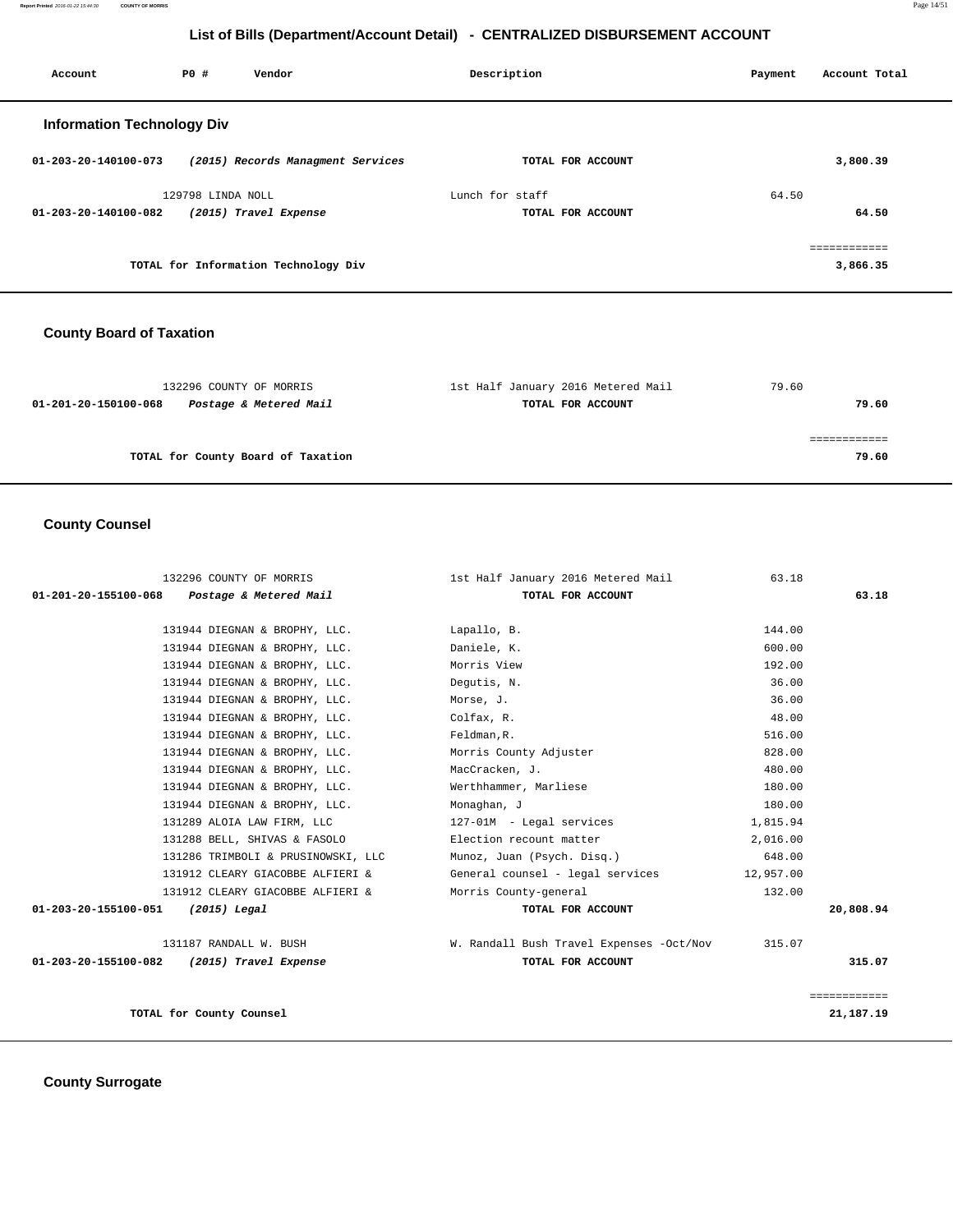## List of Bills (Department/Account Detail) - CENTRALIZED DISBURSEMENT ACCOUNT

| Account | PO # | Vendor | Description | Payment | Account Total |
|---|---|---|---|---|---|

### Information Technology Div

| Account | PO # | Vendor | Description | Payment | Account Total |
|---|---|---|---|---|---|
| 01-203-20-140100-073 | | *(2015) Records Managment Services* | TOTAL FOR ACCOUNT | | 3,800.39 |
| | 129798 | LINDA NOLL | Lunch for staff | 64.50 | |
| 01-203-20-140100-082 | | *(2015) Travel Expense* | TOTAL FOR ACCOUNT | | 64.50 |
| | | TOTAL for Information Technology Div | | | 3,866.35 |

### County Board of Taxation

| Account | PO # | Vendor | Description | Payment | Account Total |
|---|---|---|---|---|---|
| | 132296 | COUNTY OF MORRIS | 1st Half January 2016 Metered Mail | 79.60 | |
| 01-201-20-150100-068 | | *Postage & Metered Mail* | TOTAL FOR ACCOUNT | | 79.60 |
| | | TOTAL for County Board of Taxation | | | 79.60 |

### County Counsel

| Account | PO # | Vendor | Description | Payment | Account Total |
|---|---|---|---|---|---|
| | 132296 | COUNTY OF MORRIS | 1st Half January 2016 Metered Mail | 63.18 | |
| 01-201-20-155100-068 | | *Postage & Metered Mail* | TOTAL FOR ACCOUNT | | 63.18 |
| | 131944 | DIEGNAN & BROPHY, LLC. | Lapallo, B. | 144.00 | |
| | 131944 | DIEGNAN & BROPHY, LLC. | Daniele, K. | 600.00 | |
| | 131944 | DIEGNAN & BROPHY, LLC. | Morris View | 192.00 | |
| | 131944 | DIEGNAN & BROPHY, LLC. | Degutis, N. | 36.00 | |
| | 131944 | DIEGNAN & BROPHY, LLC. | Morse, J. | 36.00 | |
| | 131944 | DIEGNAN & BROPHY, LLC. | Colfax, R. | 48.00 | |
| | 131944 | DIEGNAN & BROPHY, LLC. | Feldman,R. | 516.00 | |
| | 131944 | DIEGNAN & BROPHY, LLC. | Morris County Adjuster | 828.00 | |
| | 131944 | DIEGNAN & BROPHY, LLC. | MacCracken, J. | 480.00 | |
| | 131944 | DIEGNAN & BROPHY, LLC. | Werthhammer, Marliese | 180.00 | |
| | 131944 | DIEGNAN & BROPHY, LLC. | Monaghan, J | 180.00 | |
| | 131289 | ALOIA LAW FIRM, LLC | 127-01M - Legal services | 1,815.94 | |
| | 131288 | BELL, SHIVAS & FASOLO | Election recount matter | 2,016.00 | |
| | 131286 | TRIMBOLI & PRUSINOWSKI, LLC | Munoz, Juan (Psych. Disq.) | 648.00 | |
| | 131912 | CLEARY GIACOBBE ALFIERI & | General counsel - legal services | 12,957.00 | |
| | 131912 | CLEARY GIACOBBE ALFIERI & | Morris County-general | 132.00 | |
| 01-203-20-155100-051 | | *(2015) Legal* | TOTAL FOR ACCOUNT | | 20,808.94 |
| | 131187 | RANDALL W. BUSH | W. Randall Bush Travel Expenses -Oct/Nov | 315.07 | |
| 01-203-20-155100-082 | | *(2015) Travel Expense* | TOTAL FOR ACCOUNT | | 315.07 |
| | | TOTAL for County Counsel | | | 21,187.19 |

### County Surrogate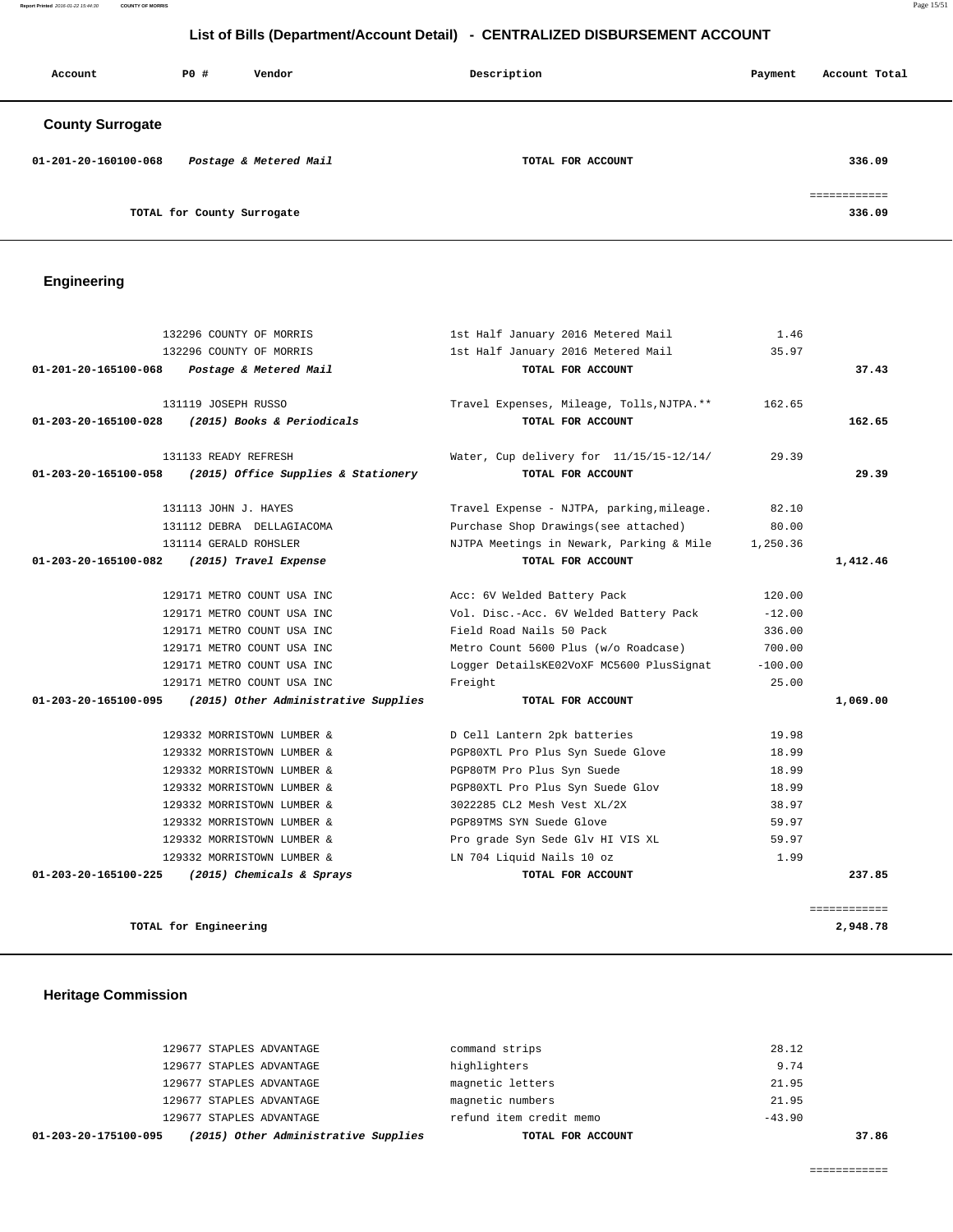## List of Bills (Department/Account Detail) - CENTRALIZED DISBURSEMENT ACCOUNT

| Account | PO # | Vendor | Description | Payment | Account Total |
|---|---|---|---|---|---|

### County Surrogate

| Account | PO # | Vendor | Description | Payment | Account Total |
|---|---|---|---|---|---|
| 01-201-20-160100-068 | | *Postage & Metered Mail* | **TOTAL FOR ACCOUNT** | | 336.09 |
| | | | | | ============ |
| | | **TOTAL for County Surrogate** | | | 336.09 |

### Engineering

| Account | PO # | Vendor | Description | Payment | Account Total |
|---|---|---|---|---|---|
| | 132296 | COUNTY OF MORRIS | 1st Half January 2016 Metered Mail | 1.46 | |
| | 132296 | COUNTY OF MORRIS | 1st Half January 2016 Metered Mail | 35.97 | |
| 01-201-20-165100-068 | | *Postage & Metered Mail* | **TOTAL FOR ACCOUNT** | | 37.43 |
| | 131119 | JOSEPH RUSSO | Travel Expenses, Mileage, Tolls,NJTPA.** | 162.65 | |
| 01-203-20-165100-028 | | *(2015) Books & Periodicals* | **TOTAL FOR ACCOUNT** | | 162.65 |
| | 131133 | READY REFRESH | Water, Cup delivery for 11/15/15-12/14/ | 29.39 | |
| 01-203-20-165100-058 | | *(2015) Office Supplies & Stationery* | **TOTAL FOR ACCOUNT** | | 29.39 |
| | 131113 | JOHN J. HAYES | Travel Expense - NJTPA, parking,mileage. | 82.10 | |
| | 131112 | DEBRA DELLAGIACOMA | Purchase Shop Drawings(see attached) | 80.00 | |
| | 131114 | GERALD ROHSLER | NJTPA Meetings in Newark, Parking & Mile | 1,250.36 | |
| 01-203-20-165100-082 | | *(2015) Travel Expense* | **TOTAL FOR ACCOUNT** | | 1,412.46 |
| | 129171 | METRO COUNT USA INC | Acc: 6V Welded Battery Pack | 120.00 | |
| | 129171 | METRO COUNT USA INC | Vol. Disc.-Acc. 6V Welded Battery Pack | -12.00 | |
| | 129171 | METRO COUNT USA INC | Field Road Nails 50 Pack | 336.00 | |
| | 129171 | METRO COUNT USA INC | Metro Count 5600 Plus (w/o Roadcase) | 700.00 | |
| | 129171 | METRO COUNT USA INC | Logger DetailsKE02VoXF MC5600 PlusSignat | -100.00 | |
| | 129171 | METRO COUNT USA INC | Freight | 25.00 | |
| 01-203-20-165100-095 | | *(2015) Other Administrative Supplies* | **TOTAL FOR ACCOUNT** | | 1,069.00 |
| | 129332 | MORRISTOWN LUMBER & | D Cell Lantern 2pk batteries | 19.98 | |
| | 129332 | MORRISTOWN LUMBER & | PGP80XTL Pro Plus Syn Suede Glove | 18.99 | |
| | 129332 | MORRISTOWN LUMBER & | PGP80TM Pro Plus Syn Suede | 18.99 | |
| | 129332 | MORRISTOWN LUMBER & | PGP80XTL Pro Plus Syn Suede Glov | 18.99 | |
| | 129332 | MORRISTOWN LUMBER & | 3022285 CL2 Mesh Vest XL/2X | 38.97 | |
| | 129332 | MORRISTOWN LUMBER & | PGP89TMS SYN Suede Glove | 59.97 | |
| | 129332 | MORRISTOWN LUMBER & | Pro grade Syn Sede Glv HI VIS XL | 59.97 | |
| | 129332 | MORRISTOWN LUMBER & | LN 704 Liquid Nails 10 oz | 1.99 | |
| 01-203-20-165100-225 | | *(2015) Chemicals & Sprays* | **TOTAL FOR ACCOUNT** | | 237.85 |
| | | | | | ============ |
| | | **TOTAL for Engineering** | | | 2,948.78 |

### Heritage Commission

| Account | PO # | Vendor | Description | Payment | Account Total |
|---|---|---|---|---|---|
| | 129677 | STAPLES ADVANTAGE | command strips | 28.12 | |
| | 129677 | STAPLES ADVANTAGE | highlighters | 9.74 | |
| | 129677 | STAPLES ADVANTAGE | magnetic letters | 21.95 | |
| | 129677 | STAPLES ADVANTAGE | magnetic numbers | 21.95 | |
| | 129677 | STAPLES ADVANTAGE | refund item credit memo | -43.90 | |
| 01-203-20-175100-095 | | *(2015) Other Administrative Supplies* | **TOTAL FOR ACCOUNT** | | 37.86 |
| | | | | | ============ |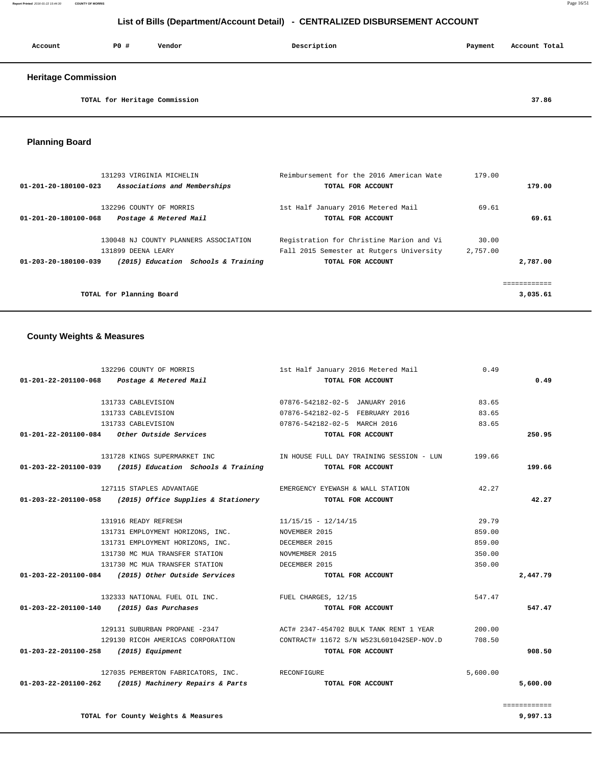## List of Bills (Department/Account Detail) - CENTRALIZED DISBURSEMENT ACCOUNT

| Account | PO # | Vendor | Description | Payment | Account Total |
|---|---|---|---|---|---|

### Heritage Commission

| | | | | | |
|---|---|---|---|---|---|
| | | TOTAL for Heritage Commission | | | 37.86 |

### Planning Board

| Account | PO # | Vendor | Description | Payment | Account Total |
|---|---|---|---|---|---|
| | 131293 | VIRGINIA MICHELIN | Reimbursement for the 2016 American Wate | 179.00 | |
| 01-201-20-180100-023 | | *Associations and Memberships* | TOTAL FOR ACCOUNT | | 179.00 |
| | 132296 | COUNTY OF MORRIS | 1st Half January 2016 Metered Mail | 69.61 | |
| 01-201-20-180100-068 | | *Postage & Metered Mail* | TOTAL FOR ACCOUNT | | 69.61 |
| | 130048 | NJ COUNTY PLANNERS ASSOCIATION | Registration for Christine Marion and Vi | 30.00 | |
| | 131899 | DEENA LEARY | Fall 2015 Semester at Rutgers University | 2,757.00 | |
| 01-203-20-180100-039 | | *(2015) Education Schools & Training* | TOTAL FOR ACCOUNT | | 2,787.00 |
| | | TOTAL for Planning Board | | | 3,035.61 |

### County Weights & Measures

| Account | PO # | Vendor | Description | Payment | Account Total |
|---|---|---|---|---|---|
| | 132296 | COUNTY OF MORRIS | 1st Half January 2016 Metered Mail | 0.49 | |
| 01-201-22-201100-068 | | *Postage & Metered Mail* | TOTAL FOR ACCOUNT | | 0.49 |
| | 131733 | CABLEVISION | 07876-542182-02-5 JANUARY 2016 | 83.65 | |
| | 131733 | CABLEVISION | 07876-542182-02-5 FEBRUARY 2016 | 83.65 | |
| | 131733 | CABLEVISION | 07876-542182-02-5 MARCH 2016 | 83.65 | |
| 01-201-22-201100-084 | | *Other Outside Services* | TOTAL FOR ACCOUNT | | 250.95 |
| | 131728 | KINGS SUPERMARKET INC | IN HOUSE FULL DAY TRAINING SESSION - LUN | 199.66 | |
| 01-203-22-201100-039 | | *(2015) Education Schools & Training* | TOTAL FOR ACCOUNT | | 199.66 |
| | 127115 | STAPLES ADVANTAGE | EMERGENCY EYEWASH & WALL STATION | 42.27 | |
| 01-203-22-201100-058 | | *(2015) Office Supplies & Stationery* | TOTAL FOR ACCOUNT | | 42.27 |
| | 131916 | READY REFRESH | 11/15/15 - 12/14/15 | 29.79 | |
| | 131731 | EMPLOYMENT HORIZONS, INC. | NOVEMBER 2015 | 859.00 | |
| | 131731 | EMPLOYMENT HORIZONS, INC. | DECEMBER 2015 | 859.00 | |
| | 131730 | MC MUA TRANSFER STATION | NOVMEMBER 2015 | 350.00 | |
| | 131730 | MC MUA TRANSFER STATION | DECEMBER 2015 | 350.00 | |
| 01-203-22-201100-084 | | *(2015) Other Outside Services* | TOTAL FOR ACCOUNT | | 2,447.79 |
| | 132333 | NATIONAL FUEL OIL INC. | FUEL CHARGES, 12/15 | 547.47 | |
| 01-203-22-201100-140 | | *(2015) Gas Purchases* | TOTAL FOR ACCOUNT | | 547.47 |
| | 129131 | SUBURBAN PROPANE -2347 | ACT# 2347-454702 BULK TANK RENT 1 YEAR | 200.00 | |
| | 129130 | RICOH AMERICAS CORPORATION | CONTRACT# 11672 S/N W523L601042SEP-NOV.D | 708.50 | |
| 01-203-22-201100-258 | | *(2015) Equipment* | TOTAL FOR ACCOUNT | | 908.50 |
| | 127035 | PEMBERTON FABRICATORS, INC. | RECONFIGURE | 5,600.00 | |
| 01-203-22-201100-262 | | *(2015) Machinery Repairs & Parts* | TOTAL FOR ACCOUNT | | 5,600.00 |
| | | TOTAL for County Weights & Measures | | | 9,997.13 |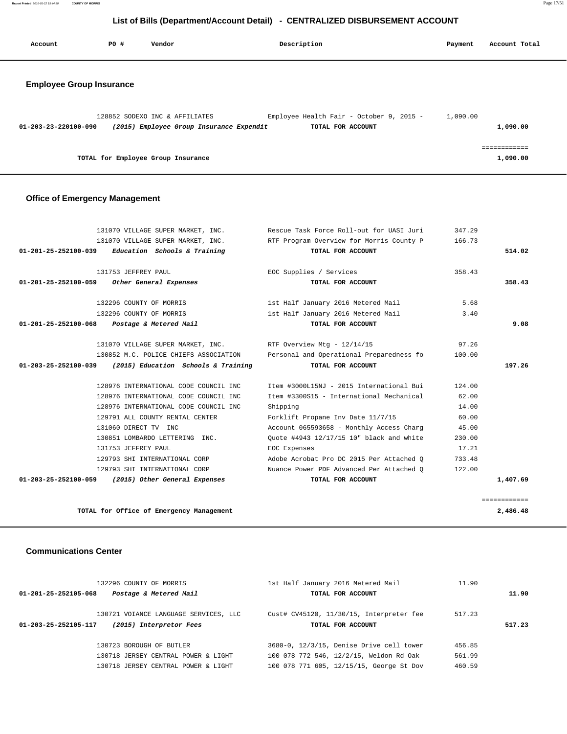# List of Bills (Department/Account Detail) - CENTRALIZED DISBURSEMENT ACCOUNT

| Account | PO # | Vendor | Description | Payment | Account Total |
|---|---|---|---|---|---|

## Employee Group Insurance

| Account | PO # | Vendor | Description | Payment | Account Total |
|---|---|---|---|---|---|
| | 128852 | SODEXO INC & AFFILIATES | Employee Health Fair - October 9, 2015 - | 1,090.00 | |
| 01-203-23-220100-090 | | *(2015) Employee Group Insurance Expendit* | TOTAL FOR ACCOUNT | | 1,090.00 |
| | | TOTAL for Employee Group Insurance | | | 1,090.00 |

## Office of Emergency Management

| Account | PO # | Vendor | Description | Payment | Account Total |
|---|---|---|---|---|---|
| | 131070 | VILLAGE SUPER MARKET, INC. | Rescue Task Force Roll-out for UASI Juri | 347.29 | |
| | 131070 | VILLAGE SUPER MARKET, INC. | RTF Program Overview for Morris County P | 166.73 | |
| 01-201-25-252100-039 | | *Education Schools & Training* | TOTAL FOR ACCOUNT | | 514.02 |
| | 131753 | JEFFREY PAUL | EOC Supplies / Services | 358.43 | |
| 01-201-25-252100-059 | | *Other General Expenses* | TOTAL FOR ACCOUNT | | 358.43 |
| | 132296 | COUNTY OF MORRIS | 1st Half January 2016 Metered Mail | 5.68 | |
| | 132296 | COUNTY OF MORRIS | 1st Half January 2016 Metered Mail | 3.40 | |
| 01-201-25-252100-068 | | *Postage & Metered Mail* | TOTAL FOR ACCOUNT | | 9.08 |
| | 131070 | VILLAGE SUPER MARKET, INC. | RTF Overview Mtg - 12/14/15 | 97.26 | |
| | 130852 | M.C. POLICE CHIEFS ASSOCIATION | Personal and Operational Preparedness fo | 100.00 | |
| 01-203-25-252100-039 | | *(2015) Education Schools & Training* | TOTAL FOR ACCOUNT | | 197.26 |
| | 128976 | INTERNATIONAL CODE COUNCIL INC | Item #3000L15NJ - 2015 International Bui | 124.00 | |
| | 128976 | INTERNATIONAL CODE COUNCIL INC | Item #3300S15 - International Mechanical | 62.00 | |
| | 128976 | INTERNATIONAL CODE COUNCIL INC | Shipping | 14.00 | |
| | 129791 | ALL COUNTY RENTAL CENTER | Forklift Propane Inv Date 11/7/15 | 60.00 | |
| | 131060 | DIRECT TV INC | Account 065593658 - Monthly Access Charg | 45.00 | |
| | 130851 | LOMBARDO LETTERING INC. | Quote #4943 12/17/15 10" black and white | 230.00 | |
| | 131753 | JEFFREY PAUL | EOC Expenses | 17.21 | |
| | 129793 | SHI INTERNATIONAL CORP | Adobe Acrobat Pro DC 2015 Per Attached Q | 733.48 | |
| | 129793 | SHI INTERNATIONAL CORP | Nuance Power PDF Advanced Per Attached Q | 122.00 | |
| 01-203-25-252100-059 | | *(2015) Other General Expenses* | TOTAL FOR ACCOUNT | | 1,407.69 |
| | | TOTAL for Office of Emergency Management | | | 2,486.48 |

## Communications Center

| Account | PO # | Vendor | Description | Payment | Account Total |
|---|---|---|---|---|---|
| | 132296 | COUNTY OF MORRIS | 1st Half January 2016 Metered Mail | 11.90 | |
| 01-201-25-252105-068 | | *Postage & Metered Mail* | TOTAL FOR ACCOUNT | | 11.90 |
| | 130721 | VOIANCE LANGUAGE SERVICES, LLC | Cust# CV45120, 11/30/15, Interpreter fee | 517.23 | |
| 01-203-25-252105-117 | | *(2015) Interpretor Fees* | TOTAL FOR ACCOUNT | | 517.23 |
| | 130723 | BOROUGH OF BUTLER | 3680-0, 12/3/15, Denise Drive cell tower | 456.85 | |
| | 130718 | JERSEY CENTRAL POWER & LIGHT | 100 078 772 546, 12/2/15, Weldon Rd Oak | 561.99 | |
| | 130718 | JERSEY CENTRAL POWER & LIGHT | 100 078 771 605, 12/15/15, George St Dov | 460.59 | |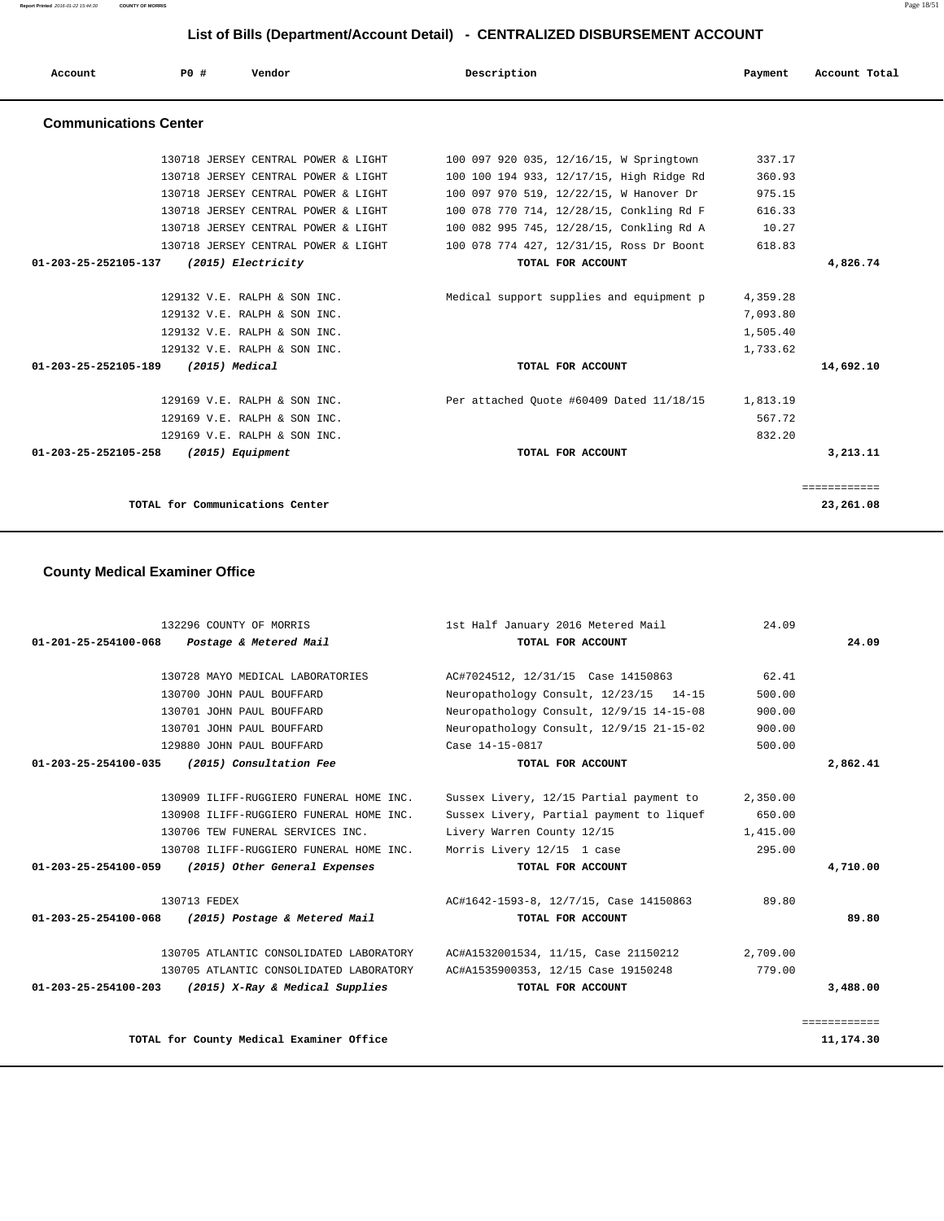# List of Bills (Department/Account Detail) - CENTRALIZED DISBURSEMENT ACCOUNT

| Account | PO # | Vendor | Description | Payment | Account Total |
|---|---|---|---|---|---|

## Communications Center

| Account | PO # | Vendor | Description | Payment | Account Total |
|---|---|---|---|---|---|
| | 130718 | JERSEY CENTRAL POWER & LIGHT | 100 097 920 035, 12/16/15, W Springtown | 337.17 | |
| | 130718 | JERSEY CENTRAL POWER & LIGHT | 100 100 194 933, 12/17/15, High Ridge Rd | 360.93 | |
| | 130718 | JERSEY CENTRAL POWER & LIGHT | 100 097 970 519, 12/22/15, W Hanover Dr | 975.15 | |
| | 130718 | JERSEY CENTRAL POWER & LIGHT | 100 078 770 714, 12/28/15, Conkling Rd F | 616.33 | |
| | 130718 | JERSEY CENTRAL POWER & LIGHT | 100 082 995 745, 12/28/15, Conkling Rd A | 10.27 | |
| | 130718 | JERSEY CENTRAL POWER & LIGHT | 100 078 774 427, 12/31/15, Ross Dr Boont | 618.83 | |
| **01-203-25-252105-137** | | ***(2015) Electricity*** | **TOTAL FOR ACCOUNT** | | **4,826.74** |
| | 129132 | V.E. RALPH & SON INC. | Medical support supplies and equipment p | 4,359.28 | |
| | 129132 | V.E. RALPH & SON INC. | | 7,093.80 | |
| | 129132 | V.E. RALPH & SON INC. | | 1,505.40 | |
| | 129132 | V.E. RALPH & SON INC. | | 1,733.62 | |
| **01-203-25-252105-189** | | ***(2015) Medical*** | **TOTAL FOR ACCOUNT** | | **14,692.10** |
| | 129169 | V.E. RALPH & SON INC. | Per attached Quote #60409 Dated 11/18/15 | 1,813.19 | |
| | 129169 | V.E. RALPH & SON INC. | | 567.72 | |
| | 129169 | V.E. RALPH & SON INC. | | 832.20 | |
| **01-203-25-252105-258** | | ***(2015) Equipment*** | **TOTAL FOR ACCOUNT** | | **3,213.11** |
| | | | | | ============ |
| | | **TOTAL for Communications Center** | | | **23,261.08** |

## County Medical Examiner Office

| Account | PO # | Vendor | Description | Payment | Account Total |
|---|---|---|---|---|---|
| | 132296 | COUNTY OF MORRIS | 1st Half January 2016 Metered Mail | 24.09 | |
| **01-201-25-254100-068** | | ***Postage & Metered Mail*** | **TOTAL FOR ACCOUNT** | | **24.09** |
| | 130728 | MAYO MEDICAL LABORATORIES | AC#7024512, 12/31/15 Case 14150863 | 62.41 | |
| | 130700 | JOHN PAUL BOUFFARD | Neuropathology Consult, 12/23/15 14-15 | 500.00 | |
| | 130701 | JOHN PAUL BOUFFARD | Neuropathology Consult, 12/9/15 14-15-08 | 900.00 | |
| | 130701 | JOHN PAUL BOUFFARD | Neuropathology Consult, 12/9/15 21-15-02 | 900.00 | |
| | 129880 | JOHN PAUL BOUFFARD | Case 14-15-0817 | 500.00 | |
| **01-203-25-254100-035** | | ***(2015) Consultation Fee*** | **TOTAL FOR ACCOUNT** | | **2,862.41** |
| | 130909 | ILIFF-RUGGIERO FUNERAL HOME INC. | Sussex Livery, 12/15 Partial payment to | 2,350.00 | |
| | 130908 | ILIFF-RUGGIERO FUNERAL HOME INC. | Sussex Livery, Partial payment to liquef | 650.00 | |
| | 130706 | TEW FUNERAL SERVICES INC. | Livery Warren County 12/15 | 1,415.00 | |
| | 130708 | ILIFF-RUGGIERO FUNERAL HOME INC. | Morris Livery 12/15 1 case | 295.00 | |
| **01-203-25-254100-059** | | ***(2015) Other General Expenses*** | **TOTAL FOR ACCOUNT** | | **4,710.00** |
| | 130713 | FEDEX | AC#1642-1593-8, 12/7/15, Case 14150863 | 89.80 | |
| **01-203-25-254100-068** | | ***(2015) Postage & Metered Mail*** | **TOTAL FOR ACCOUNT** | | **89.80** |
| | 130705 | ATLANTIC CONSOLIDATED LABORATORY | AC#A1532001534, 11/15, Case 21150212 | 2,709.00 | |
| | 130705 | ATLANTIC CONSOLIDATED LABORATORY | AC#A1535900353, 12/15 Case 19150248 | 779.00 | |
| **01-203-25-254100-203** | | ***(2015) X-Ray & Medical Supplies*** | **TOTAL FOR ACCOUNT** | | **3,488.00** |
| | | | | | ============ |
| | | **TOTAL for County Medical Examiner Office** | | | **11,174.30** |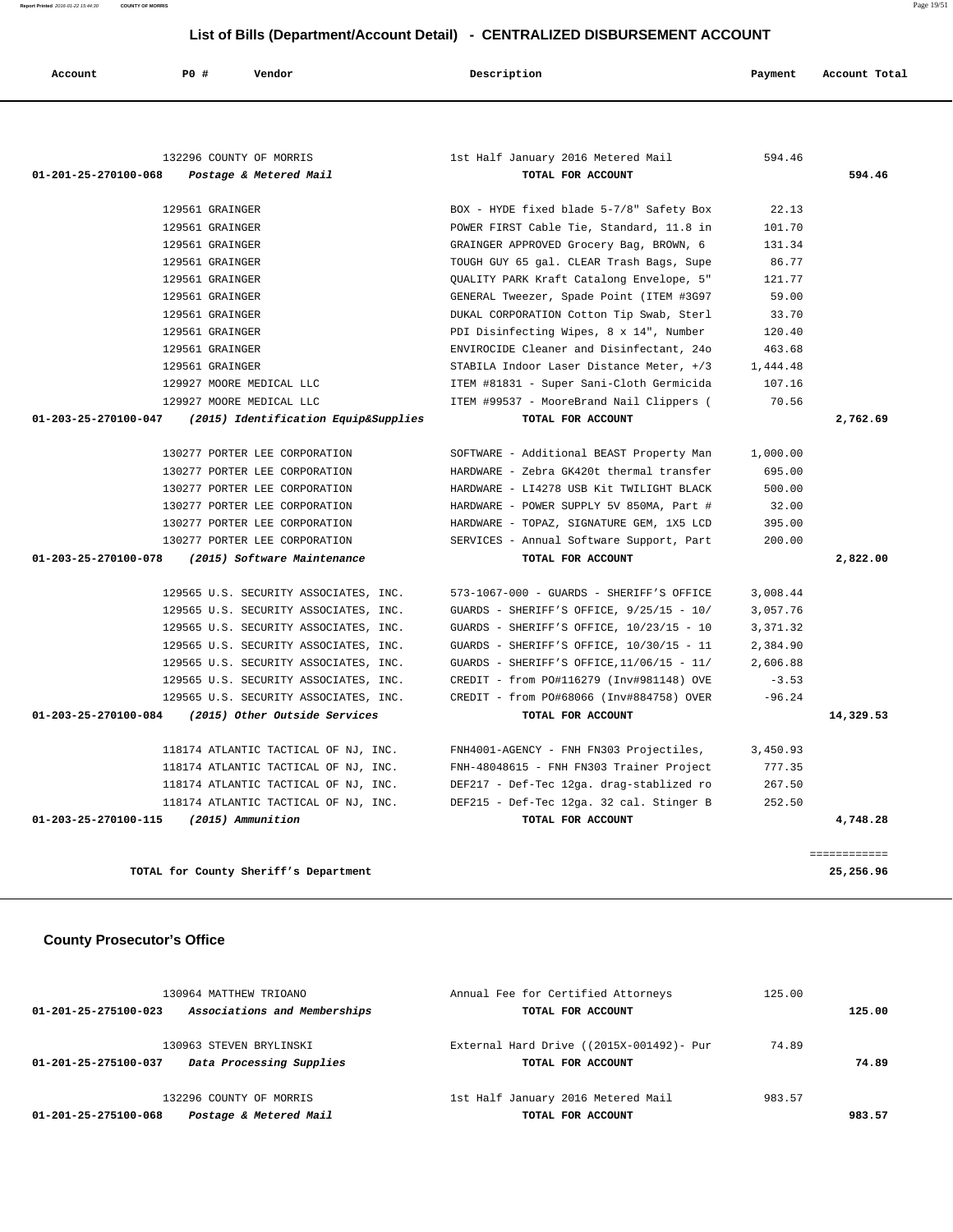# List of Bills (Department/Account Detail) - CENTRALIZED DISBURSEMENT ACCOUNT

| Account | PO # | Vendor | Description | Payment | Account Total |
|---|---|---|---|---|---|
| | 132296 | COUNTY OF MORRIS | 1st Half January 2016 Metered Mail | 594.46 | |
| 01-201-25-270100-068 | | *Postage & Metered Mail* | **TOTAL FOR ACCOUNT** | | **594.46** |
| | 129561 | GRAINGER | BOX - HYDE fixed blade 5-7/8" Safety Box | 22.13 | |
| | 129561 | GRAINGER | POWER FIRST Cable Tie, Standard, 11.8 in | 101.70 | |
| | 129561 | GRAINGER | GRAINGER APPROVED Grocery Bag, BROWN, 6 | 131.34 | |
| | 129561 | GRAINGER | TOUGH GUY 65 gal. CLEAR Trash Bags, Supe | 86.77 | |
| | 129561 | GRAINGER | QUALITY PARK Kraft Catalong Envelope, 5" | 121.77 | |
| | 129561 | GRAINGER | GENERAL Tweezer, Spade Point (ITEM #3G97 | 59.00 | |
| | 129561 | GRAINGER | DUKAL CORPORATION Cotton Tip Swab, Sterl | 33.70 | |
| | 129561 | GRAINGER | PDI Disinfecting Wipes, 8 x 14", Number | 120.40 | |
| | 129561 | GRAINGER | ENVIROCIDE Cleaner and Disinfectant, 24o | 463.68 | |
| | 129561 | GRAINGER | STABILA Indoor Laser Distance Meter, +/3 | 1,444.48 | |
| | 129927 | MOORE MEDICAL LLC | ITEM #81831 - Super Sani-Cloth Germicida | 107.16 | |
| | 129927 | MOORE MEDICAL LLC | ITEM #99537 - MooreBrand Nail Clippers ( | 70.56 | |
| 01-203-25-270100-047 | | *(2015) Identification Equip&Supplies* | **TOTAL FOR ACCOUNT** | | **2,762.69** |
| | 130277 | PORTER LEE CORPORATION | SOFTWARE - Additional BEAST Property Man | 1,000.00 | |
| | 130277 | PORTER LEE CORPORATION | HARDWARE - Zebra GK420t thermal transfer | 695.00 | |
| | 130277 | PORTER LEE CORPORATION | HARDWARE - LI4278 USB Kit TWILIGHT BLACK | 500.00 | |
| | 130277 | PORTER LEE CORPORATION | HARDWARE - POWER SUPPLY 5V 850MA, Part # | 32.00 | |
| | 130277 | PORTER LEE CORPORATION | HARDWARE - TOPAZ, SIGNATURE GEM, 1X5 LCD | 395.00 | |
| | 130277 | PORTER LEE CORPORATION | SERVICES - Annual Software Support, Part | 200.00 | |
| 01-203-25-270100-078 | | *(2015) Software Maintenance* | **TOTAL FOR ACCOUNT** | | **2,822.00** |
| | 129565 | U.S. SECURITY ASSOCIATES, INC. | 573-1067-000 - GUARDS - SHERIFF'S OFFICE | 3,008.44 | |
| | 129565 | U.S. SECURITY ASSOCIATES, INC. | GUARDS - SHERIFF'S OFFICE, 9/25/15 - 10/ | 3,057.76 | |
| | 129565 | U.S. SECURITY ASSOCIATES, INC. | GUARDS - SHERIFF'S OFFICE, 10/23/15 - 10 | 3,371.32 | |
| | 129565 | U.S. SECURITY ASSOCIATES, INC. | GUARDS - SHERIFF'S OFFICE, 10/30/15 - 11 | 2,384.90 | |
| | 129565 | U.S. SECURITY ASSOCIATES, INC. | GUARDS - SHERIFF'S OFFICE,11/06/15 - 11/ | 2,606.88 | |
| | 129565 | U.S. SECURITY ASSOCIATES, INC. | CREDIT - from PO#116279 (Inv#981148) OVE | -3.53 | |
| | 129565 | U.S. SECURITY ASSOCIATES, INC. | CREDIT - from PO#68066 (Inv#884758) OVER | -96.24 | |
| 01-203-25-270100-084 | | *(2015) Other Outside Services* | **TOTAL FOR ACCOUNT** | | **14,329.53** |
| | 118174 | ATLANTIC TACTICAL OF NJ, INC. | FNH4001-AGENCY - FNH FN303 Projectiles, | 3,450.93 | |
| | 118174 | ATLANTIC TACTICAL OF NJ, INC. | FNH-48048615 - FNH FN303 Trainer Project | 777.35 | |
| | 118174 | ATLANTIC TACTICAL OF NJ, INC. | DEF217 - Def-Tec 12ga. drag-stablized ro | 267.50 | |
| | 118174 | ATLANTIC TACTICAL OF NJ, INC. | DEF215 - Def-Tec 12ga. 32 cal. Stinger B | 252.50 | |
| 01-203-25-270100-115 | | *(2015) Ammunition* | **TOTAL FOR ACCOUNT** | | **4,748.28** |
| | | | | | ============ |
| | | **TOTAL for County Sheriff's Department** | | | **25,256.96** |

## County Prosecutor's Office

| Account | PO # | Vendor | Description | Payment | Account Total |
|---|---|---|---|---|---|
| | 130964 | MATTHEW TRIOANO | Annual Fee for Certified Attorneys | 125.00 | |
| 01-201-25-275100-023 | | *Associations and Memberships* | **TOTAL FOR ACCOUNT** | | **125.00** |
| | 130963 | STEVEN BRYLINSKI | External Hard Drive ((2015X-001492)- Pur | 74.89 | |
| 01-201-25-275100-037 | | *Data Processing Supplies* | **TOTAL FOR ACCOUNT** | | **74.89** |
| | 132296 | COUNTY OF MORRIS | 1st Half January 2016 Metered Mail | 983.57 | |
| 01-201-25-275100-068 | | *Postage & Metered Mail* | **TOTAL FOR ACCOUNT** | | **983.57** |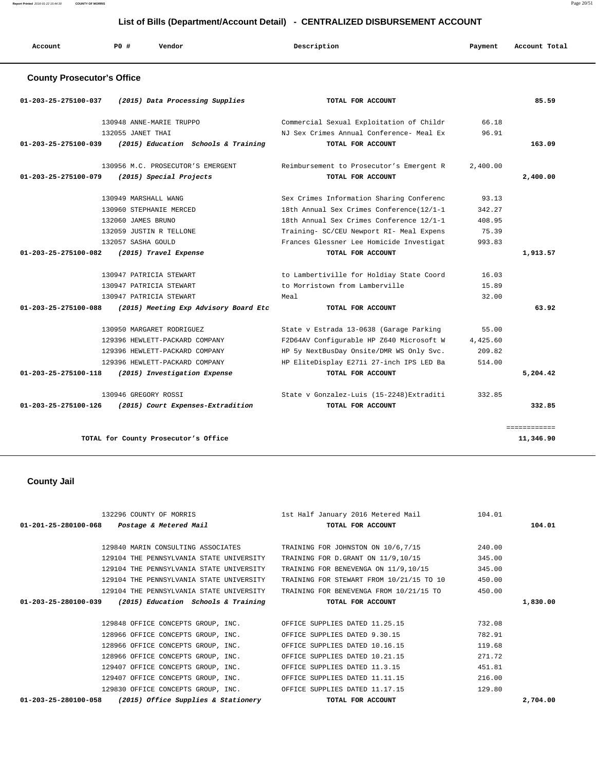## List of Bills (Department/Account Detail) - CENTRALIZED DISBURSEMENT ACCOUNT

| Account | PO # | Vendor | Description | Payment | Account Total |
|---|---|---|---|---|---|

### County Prosecutor's Office

| Account | PO # | Vendor | Description | Payment | Account Total |
|---|---|---|---|---|---|
| 01-203-25-275100-037 | | *(2015) Data Processing Supplies* | TOTAL FOR ACCOUNT | | 85.59 |
| | 130948 | ANNE-MARIE TRUPPO | Commercial Sexual Exploitation of Childr | 66.18 | |
| | 132055 | JANET THAI | NJ Sex Crimes Annual Conference- Meal Ex | 96.91 | |
| 01-203-25-275100-039 | | *(2015) Education Schools & Training* | TOTAL FOR ACCOUNT | | 163.09 |
| | 130956 | M.C. PROSECUTOR'S EMERGENT | Reimbursement to Prosecutor's Emergent R | 2,400.00 | |
| 01-203-25-275100-079 | | *(2015) Special Projects* | TOTAL FOR ACCOUNT | | 2,400.00 |
| | 130949 | MARSHALL WANG | Sex Crimes Information Sharing Conferenc | 93.13 | |
| | 130960 | STEPHANIE MERCED | 18th Annual Sex Crimes Conference(12/1-1 | 342.27 | |
| | 132060 | JAMES BRUNO | 18th Annual Sex Crimes Conference 12/1-1 | 408.95 | |
| | 132059 | JUSTIN R TELLONE | Training- SC/CEU Newport RI- Meal Expens | 75.39 | |
| | 132057 | SASHA GOULD | Frances Glessner Lee Homicide Investigat | 993.83 | |
| 01-203-25-275100-082 | | *(2015) Travel Expense* | TOTAL FOR ACCOUNT | | 1,913.57 |
| | 130947 | PATRICIA STEWART | to Lambertiville for Holdiay State Coord | 16.03 | |
| | 130947 | PATRICIA STEWART | to Morristown from Lamberville | 15.89 | |
| | 130947 | PATRICIA STEWART | Meal | 32.00 | |
| 01-203-25-275100-088 | | *(2015) Meeting Exp Advisory Board Etc* | TOTAL FOR ACCOUNT | | 63.92 |
| | 130950 | MARGARET RODRIGUEZ | State v Estrada 13-0638 (Garage Parking | 55.00 | |
| | 129396 | HEWLETT-PACKARD COMPANY | F2D64AV Configurable HP Z640 Microsoft W | 4,425.60 | |
| | 129396 | HEWLETT-PACKARD COMPANY | HP 5y NextBusDay Onsite/DMR WS Only Svc. | 209.82 | |
| | 129396 | HEWLETT-PACKARD COMPANY | HP EliteDisplay E271i 27-inch IPS LED Ba | 514.00 | |
| 01-203-25-275100-118 | | *(2015) Investigation Expense* | TOTAL FOR ACCOUNT | | 5,204.42 |
| | 130946 | GREGORY ROSSI | State v Gonzalez-Luis (15-2248)Extraditi | 332.85 | |
| 01-203-25-275100-126 | | *(2015) Court Expenses-Extradition* | TOTAL FOR ACCOUNT | | 332.85 |
| | | | | | ============ |
| | | TOTAL for County Prosecutor's Office | | | 11,346.90 |

### County Jail

| Account | PO # | Vendor | Description | Payment | Account Total |
|---|---|---|---|---|---|
| | 132296 | COUNTY OF MORRIS | 1st Half January 2016 Metered Mail | 104.01 | |
| 01-201-25-280100-068 | | *Postage & Metered Mail* | TOTAL FOR ACCOUNT | | 104.01 |
| | 129840 | MARIN CONSULTING ASSOCIATES | TRAINING FOR JOHNSTON ON 10/6,7/15 | 240.00 | |
| | 129104 | THE PENNSYLVANIA STATE UNIVERSITY | TRAINING FOR D.GRANT ON 11/9,10/15 | 345.00 | |
| | 129104 | THE PENNSYLVANIA STATE UNIVERSITY | TRAINING FOR BENEVENGA ON 11/9,10/15 | 345.00 | |
| | 129104 | THE PENNSYLVANIA STATE UNIVERSITY | TRAINING FOR STEWART FROM 10/21/15 TO 10 | 450.00 | |
| | 129104 | THE PENNSYLVANIA STATE UNIVERSITY | TRAINING FOR BENEVENGA FROM 10/21/15 TO | 450.00 | |
| 01-203-25-280100-039 | | *(2015) Education Schools & Training* | TOTAL FOR ACCOUNT | | 1,830.00 |
| | 129848 | OFFICE CONCEPTS GROUP, INC. | OFFICE SUPPLIES DATED 11.25.15 | 732.08 | |
| | 128966 | OFFICE CONCEPTS GROUP, INC. | OFFICE SUPPLIES DATED 9.30.15 | 782.91 | |
| | 128966 | OFFICE CONCEPTS GROUP, INC. | OFFICE SUPPLIES DATED 10.16.15 | 119.68 | |
| | 128966 | OFFICE CONCEPTS GROUP, INC. | OFFICE SUPPLIES DATED 10.21.15 | 271.72 | |
| | 129407 | OFFICE CONCEPTS GROUP, INC. | OFFICE SUPPLIES DATED 11.3.15 | 451.81 | |
| | 129407 | OFFICE CONCEPTS GROUP, INC. | OFFICE SUPPLIES DATED 11.11.15 | 216.00 | |
| | 129830 | OFFICE CONCEPTS GROUP, INC. | OFFICE SUPPLIES DATED 11.17.15 | 129.80 | |
| 01-203-25-280100-058 | | *(2015) Office Supplies & Stationery* | TOTAL FOR ACCOUNT | | 2,704.00 |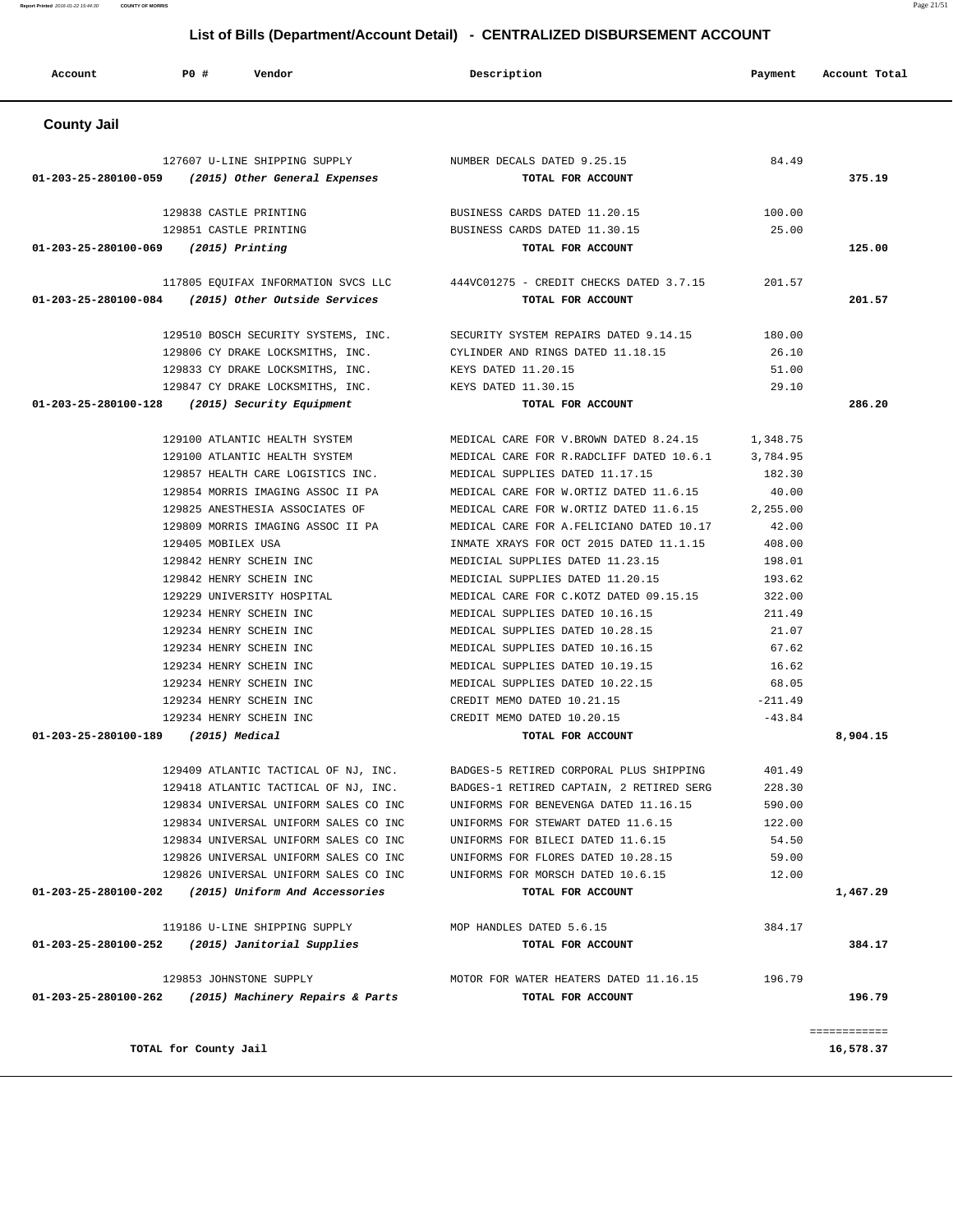# List of Bills (Department/Account Detail) - CENTRALIZED DISBURSEMENT ACCOUNT

| Account | PO # | Vendor | Description | Payment | Account Total |
|---|---|---|---|---|---|

## County Jail

| Account | PO # | Vendor | Description | Payment | Account Total |
|---|---|---|---|---|---|
| | 127607 | U-LINE SHIPPING SUPPLY | NUMBER DECALS DATED 9.25.15 | 84.49 | |
| **01-203-25-280100-059** | | ***(2015) Other General Expenses*** | **TOTAL FOR ACCOUNT** | | **375.19** |
| | 129838 | CASTLE PRINTING | BUSINESS CARDS DATED 11.20.15 | 100.00 | |
| | 129851 | CASTLE PRINTING | BUSINESS CARDS DATED 11.30.15 | 25.00 | |
| **01-203-25-280100-069** | | ***(2015) Printing*** | **TOTAL FOR ACCOUNT** | | **125.00** |
| | 117805 | EQUIFAX INFORMATION SVCS LLC | 444VC01275 - CREDIT CHECKS DATED 3.7.15 | 201.57 | |
| **01-203-25-280100-084** | | ***(2015) Other Outside Services*** | **TOTAL FOR ACCOUNT** | | **201.57** |
| | 129510 | BOSCH SECURITY SYSTEMS, INC. | SECURITY SYSTEM REPAIRS DATED 9.14.15 | 180.00 | |
| | 129806 | CY DRAKE LOCKSMITHS, INC. | CYLINDER AND RINGS DATED 11.18.15 | 26.10 | |
| | 129833 | CY DRAKE LOCKSMITHS, INC. | KEYS DATED 11.20.15 | 51.00 | |
| | 129847 | CY DRAKE LOCKSMITHS, INC. | KEYS DATED 11.30.15 | 29.10 | |
| **01-203-25-280100-128** | | ***(2015) Security Equipment*** | **TOTAL FOR ACCOUNT** | | **286.20** |
| | 129100 | ATLANTIC HEALTH SYSTEM | MEDICAL CARE FOR V.BROWN DATED 8.24.15 | 1,348.75 | |
| | 129100 | ATLANTIC HEALTH SYSTEM | MEDICAL CARE FOR R.RADCLIFF DATED 10.6.1 | 3,784.95 | |
| | 129857 | HEALTH CARE LOGISTICS INC. | MEDICAL SUPPLIES DATED 11.17.15 | 182.30 | |
| | 129854 | MORRIS IMAGING ASSOC II PA | MEDICAL CARE FOR W.ORTIZ DATED 11.6.15 | 40.00 | |
| | 129825 | ANESTHESIA ASSOCIATES OF | MEDICAL CARE FOR W.ORTIZ DATED 11.6.15 | 2,255.00 | |
| | 129809 | MORRIS IMAGING ASSOC II PA | MEDICAL CARE FOR A.FELICIANO DATED 10.17 | 42.00 | |
| | 129405 | MOBILEX USA | INMATE XRAYS FOR OCT 2015 DATED 11.1.15 | 408.00 | |
| | 129842 | HENRY SCHEIN INC | MEDICIAL SUPPLIES DATED 11.23.15 | 198.01 | |
| | 129842 | HENRY SCHEIN INC | MEDICIAL SUPPLIES DATED 11.20.15 | 193.62 | |
| | 129229 | UNIVERSITY HOSPITAL | MEDICAL CARE FOR C.KOTZ DATED 09.15.15 | 322.00 | |
| | 129234 | HENRY SCHEIN INC | MEDICAL SUPPLIES DATED 10.16.15 | 211.49 | |
| | 129234 | HENRY SCHEIN INC | MEDICAL SUPPLIES DATED 10.28.15 | 21.07 | |
| | 129234 | HENRY SCHEIN INC | MEDICAL SUPPLIES DATED 10.16.15 | 67.62 | |
| | 129234 | HENRY SCHEIN INC | MEDICAL SUPPLIES DATED 10.19.15 | 16.62 | |
| | 129234 | HENRY SCHEIN INC | MEDICAL SUPPLIES DATED 10.22.15 | 68.05 | |
| | 129234 | HENRY SCHEIN INC | CREDIT MEMO DATED 10.21.15 | -211.49 | |
| | 129234 | HENRY SCHEIN INC | CREDIT MEMO DATED 10.20.15 | -43.84 | |
| **01-203-25-280100-189** | | ***(2015) Medical*** | **TOTAL FOR ACCOUNT** | | **8,904.15** |
| | 129409 | ATLANTIC TACTICAL OF NJ, INC. | BADGES-5 RETIRED CORPORAL PLUS SHIPPING | 401.49 | |
| | 129418 | ATLANTIC TACTICAL OF NJ, INC. | BADGES-1 RETIRED CAPTAIN, 2 RETIRED SERG | 228.30 | |
| | 129834 | UNIVERSAL UNIFORM SALES CO INC | UNIFORMS FOR BENEVENGA DATED 11.16.15 | 590.00 | |
| | 129834 | UNIVERSAL UNIFORM SALES CO INC | UNIFORMS FOR STEWART DATED 11.6.15 | 122.00 | |
| | 129834 | UNIVERSAL UNIFORM SALES CO INC | UNIFORMS FOR BILECI DATED 11.6.15 | 54.50 | |
| | 129826 | UNIVERSAL UNIFORM SALES CO INC | UNIFORMS FOR FLORES DATED 10.28.15 | 59.00 | |
| | 129826 | UNIVERSAL UNIFORM SALES CO INC | UNIFORMS FOR MORSCH DATED 10.6.15 | 12.00 | |
| **01-203-25-280100-202** | | ***(2015) Uniform And Accessories*** | **TOTAL FOR ACCOUNT** | | **1,467.29** |
| | 119186 | U-LINE SHIPPING SUPPLY | MOP HANDLES DATED 5.6.15 | 384.17 | |
| **01-203-25-280100-252** | | ***(2015) Janitorial Supplies*** | **TOTAL FOR ACCOUNT** | | **384.17** |
| | 129853 | JOHNSTONE SUPPLY | MOTOR FOR WATER HEATERS DATED 11.16.15 | 196.79 | |
| **01-203-25-280100-262** | | ***(2015) Machinery Repairs & Parts*** | **TOTAL FOR ACCOUNT** | | **196.79** |
| | | | | | ============ |
| **TOTAL for County Jail** | | | | | **16,578.37** |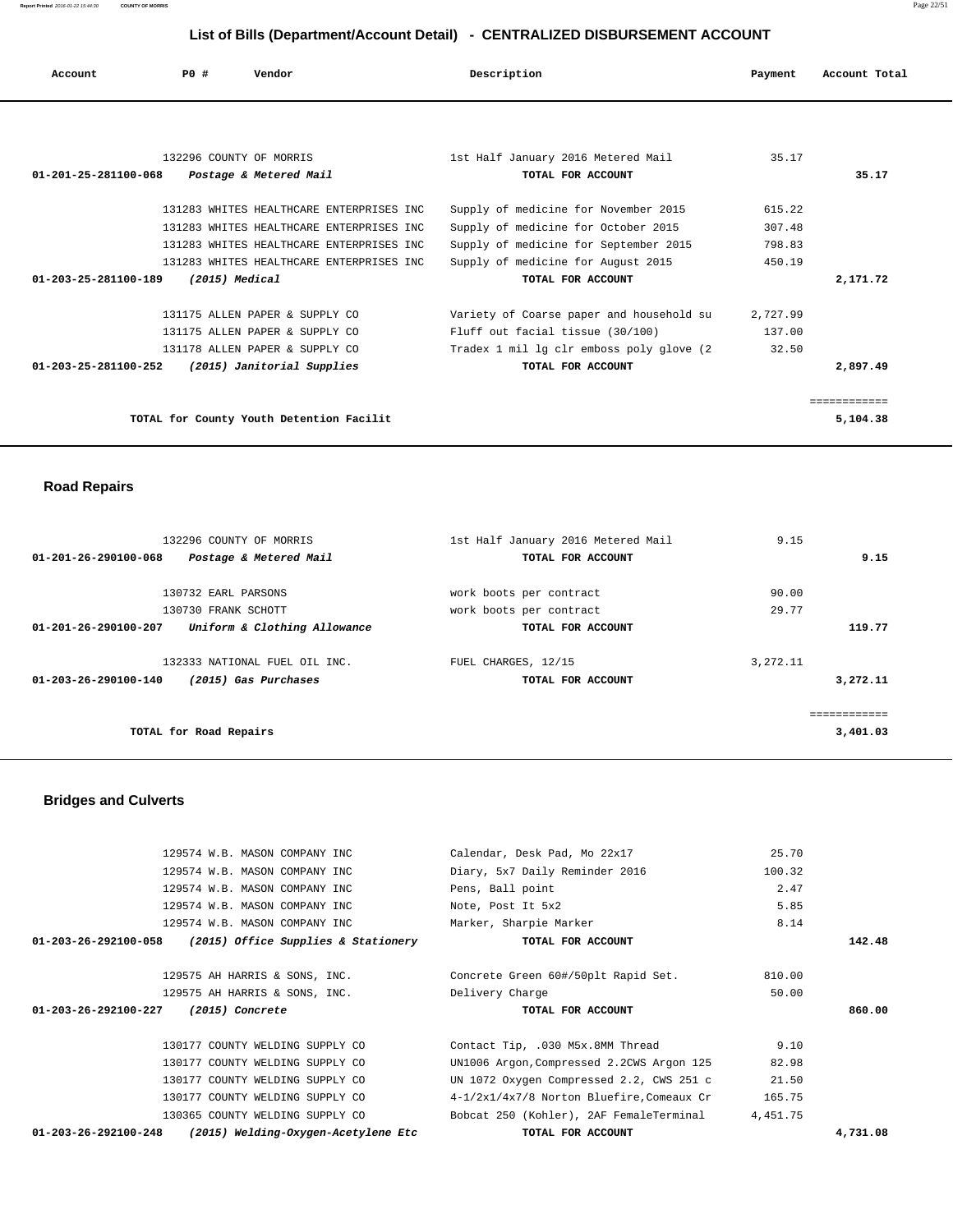## List of Bills (Department/Account Detail) - CENTRALIZED DISBURSEMENT ACCOUNT

| Account | PO # | Vendor | Description | Payment | Account Total |
|---|---|---|---|---|---|
| | 132296 | COUNTY OF MORRIS | 1st Half January 2016 Metered Mail | 35.17 | |
| **01-201-25-281100-068** | | ***Postage & Metered Mail*** | **TOTAL FOR ACCOUNT** | | **35.17** |
| | 131283 | WHITES HEALTHCARE ENTERPRISES INC | Supply of medicine for November 2015 | 615.22 | |
| | 131283 | WHITES HEALTHCARE ENTERPRISES INC | Supply of medicine for October 2015 | 307.48 | |
| | 131283 | WHITES HEALTHCARE ENTERPRISES INC | Supply of medicine for September 2015 | 798.83 | |
| | 131283 | WHITES HEALTHCARE ENTERPRISES INC | Supply of medicine for August 2015 | 450.19 | |
| **01-203-25-281100-189** | | ***(2015) Medical*** | **TOTAL FOR ACCOUNT** | | **2,171.72** |
| | 131175 | ALLEN PAPER & SUPPLY CO | Variety of Coarse paper and household su | 2,727.99 | |
| | 131175 | ALLEN PAPER & SUPPLY CO | Fluff out facial tissue (30/100) | 137.00 | |
| | 131178 | ALLEN PAPER & SUPPLY CO | Tradex 1 mil lg clr emboss poly glove (2 | 32.50 | |
| **01-203-25-281100-252** | | ***(2015) Janitorial Supplies*** | **TOTAL FOR ACCOUNT** | | **2,897.49** |
| | | **TOTAL for County Youth Detention Facilit** | | | **5,104.38** |

### Road Repairs

| Account | PO # | Vendor | Description | Payment | Account Total |
|---|---|---|---|---|---|
| | 132296 | COUNTY OF MORRIS | 1st Half January 2016 Metered Mail | 9.15 | |
| **01-201-26-290100-068** | | ***Postage & Metered Mail*** | **TOTAL FOR ACCOUNT** | | **9.15** |
| | 130732 | EARL PARSONS | work boots per contract | 90.00 | |
| | 130730 | FRANK SCHOTT | work boots per contract | 29.77 | |
| **01-201-26-290100-207** | | ***Uniform & Clothing Allowance*** | **TOTAL FOR ACCOUNT** | | **119.77** |
| | 132333 | NATIONAL FUEL OIL INC. | FUEL CHARGES, 12/15 | 3,272.11 | |
| **01-203-26-290100-140** | | ***(2015) Gas Purchases*** | **TOTAL FOR ACCOUNT** | | **3,272.11** |
| | | **TOTAL for Road Repairs** | | | **3,401.03** |

### Bridges and Culverts

| Account | PO # | Vendor | Description | Payment | Account Total |
|---|---|---|---|---|---|
| | 129574 | W.B. MASON COMPANY INC | Calendar, Desk Pad, Mo 22x17 | 25.70 | |
| | 129574 | W.B. MASON COMPANY INC | Diary, 5x7 Daily Reminder 2016 | 100.32 | |
| | 129574 | W.B. MASON COMPANY INC | Pens, Ball point | 2.47 | |
| | 129574 | W.B. MASON COMPANY INC | Note, Post It 5x2 | 5.85 | |
| | 129574 | W.B. MASON COMPANY INC | Marker, Sharpie Marker | 8.14 | |
| **01-203-26-292100-058** | | ***(2015) Office Supplies & Stationery*** | **TOTAL FOR ACCOUNT** | | **142.48** |
| | 129575 | AH HARRIS & SONS, INC. | Concrete Green 60#/50plt Rapid Set. | 810.00 | |
| | 129575 | AH HARRIS & SONS, INC. | Delivery Charge | 50.00 | |
| **01-203-26-292100-227** | | ***(2015) Concrete*** | **TOTAL FOR ACCOUNT** | | **860.00** |
| | 130177 | COUNTY WELDING SUPPLY CO | Contact Tip, .030 M5x.8MM Thread | 9.10 | |
| | 130177 | COUNTY WELDING SUPPLY CO | UN1006 Argon,Compressed 2.2CWS Argon 125 | 82.98 | |
| | 130177 | COUNTY WELDING SUPPLY CO | UN 1072 Oxygen Compressed 2.2, CWS 251 c | 21.50 | |
| | 130177 | COUNTY WELDING SUPPLY CO | 4-1/2x1/4x7/8 Norton Bluefire,Comeaux Cr | 165.75 | |
| | 130365 | COUNTY WELDING SUPPLY CO | Bobcat 250 (Kohler), 2AF FemaleTerminal | 4,451.75 | |
| **01-203-26-292100-248** | | ***(2015) Welding-Oxygen-Acetylene Etc*** | **TOTAL FOR ACCOUNT** | | **4,731.08** |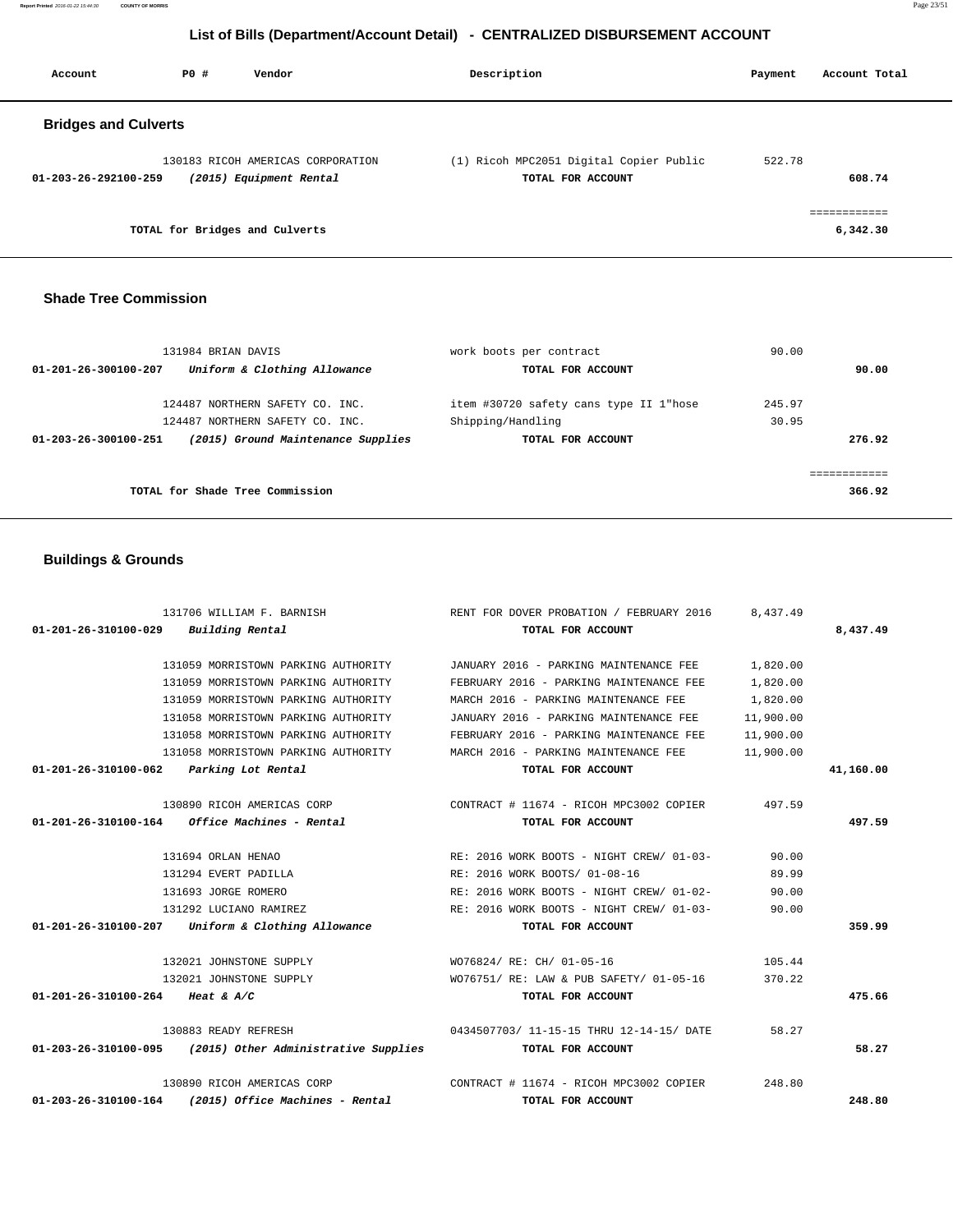# List of Bills (Department/Account Detail) - CENTRALIZED DISBURSEMENT ACCOUNT

| Account | PO # | Vendor | Description | Payment | Account Total |
|---|---|---|---|---|---|

## Bridges and Culverts

| Account | PO # | Vendor | Description | Payment | Account Total |
|---|---|---|---|---|---|
| | 130183 | RICOH AMERICAS CORPORATION | (1) Ricoh MPC2051 Digital Copier Public | 522.78 | |
| 01-203-26-292100-259 | | *(2015) Equipment Rental* | TOTAL FOR ACCOUNT | | 608.74 |
| | | | | | ============ |
| | | TOTAL for Bridges and Culverts | | | 6,342.30 |

## Shade Tree Commission

| Account | PO # | Vendor | Description | Payment | Account Total |
|---|---|---|---|---|---|
| | 131984 | BRIAN DAVIS | work boots per contract | 90.00 | |
| 01-201-26-300100-207 | | *Uniform & Clothing Allowance* | TOTAL FOR ACCOUNT | | 90.00 |
| | 124487 | NORTHERN SAFETY CO. INC. | item #30720 safety cans type II 1"hose | 245.97 | |
| | 124487 | NORTHERN SAFETY CO. INC. | Shipping/Handling | 30.95 | |
| 01-203-26-300100-251 | | *(2015) Ground Maintenance Supplies* | TOTAL FOR ACCOUNT | | 276.92 |
| | | | | | ============ |
| | | TOTAL for Shade Tree Commission | | | 366.92 |

## Buildings & Grounds

| Account | PO # | Vendor | Description | Payment | Account Total |
|---|---|---|---|---|---|
| | 131706 | WILLIAM F. BARNISH | RENT FOR DOVER PROBATION / FEBRUARY 2016 | 8,437.49 | |
| 01-201-26-310100-029 | | *Building Rental* | TOTAL FOR ACCOUNT | | 8,437.49 |
| | 131059 | MORRISTOWN PARKING AUTHORITY | JANUARY 2016 - PARKING MAINTENANCE FEE | 1,820.00 | |
| | 131059 | MORRISTOWN PARKING AUTHORITY | FEBRUARY 2016 - PARKING MAINTENANCE FEE | 1,820.00 | |
| | 131059 | MORRISTOWN PARKING AUTHORITY | MARCH 2016 - PARKING MAINTENANCE FEE | 1,820.00 | |
| | 131058 | MORRISTOWN PARKING AUTHORITY | JANUARY 2016 - PARKING MAINTENANCE FEE | 11,900.00 | |
| | 131058 | MORRISTOWN PARKING AUTHORITY | FEBRUARY 2016 - PARKING MAINTENANCE FEE | 11,900.00 | |
| | 131058 | MORRISTOWN PARKING AUTHORITY | MARCH 2016 - PARKING MAINTENANCE FEE | 11,900.00 | |
| 01-201-26-310100-062 | | *Parking Lot Rental* | TOTAL FOR ACCOUNT | | 41,160.00 |
| | 130890 | RICOH AMERICAS CORP | CONTRACT # 11674 - RICOH MPC3002 COPIER | 497.59 | |
| 01-201-26-310100-164 | | *Office Machines - Rental* | TOTAL FOR ACCOUNT | | 497.59 |
| | 131694 | ORLAN HENAO | RE: 2016 WORK BOOTS - NIGHT CREW/ 01-03- | 90.00 | |
| | 131294 | EVERT PADILLA | RE: 2016 WORK BOOTS/ 01-08-16 | 89.99 | |
| | 131693 | JORGE ROMERO | RE: 2016 WORK BOOTS - NIGHT CREW/ 01-02- | 90.00 | |
| | 131292 | LUCIANO RAMIREZ | RE: 2016 WORK BOOTS - NIGHT CREW/ 01-03- | 90.00 | |
| 01-201-26-310100-207 | | *Uniform & Clothing Allowance* | TOTAL FOR ACCOUNT | | 359.99 |
| | 132021 | JOHNSTONE SUPPLY | WO76824/ RE: CH/ 01-05-16 | 105.44 | |
| | 132021 | JOHNSTONE SUPPLY | WO76751/ RE: LAW & PUB SAFETY/ 01-05-16 | 370.22 | |
| 01-201-26-310100-264 | | *Heat & A/C* | TOTAL FOR ACCOUNT | | 475.66 |
| | 130883 | READY REFRESH | 0434507703/ 11-15-15 THRU 12-14-15/ DATE | 58.27 | |
| 01-203-26-310100-095 | | *(2015) Other Administrative Supplies* | TOTAL FOR ACCOUNT | | 58.27 |
| | 130890 | RICOH AMERICAS CORP | CONTRACT # 11674 - RICOH MPC3002 COPIER | 248.80 | |
| 01-203-26-310100-164 | | *(2015) Office Machines - Rental* | TOTAL FOR ACCOUNT | | 248.80 |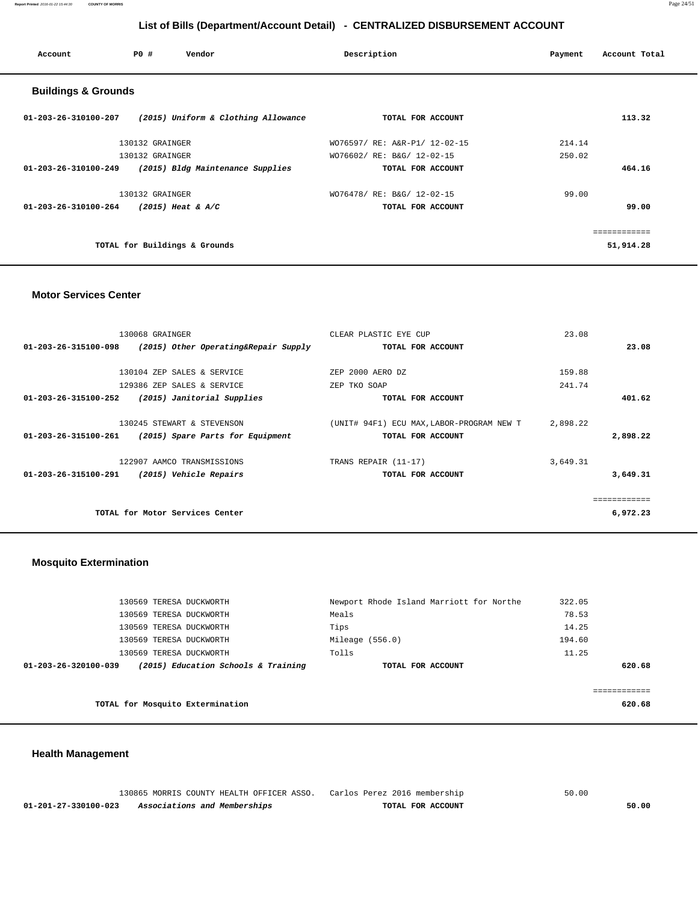## List of Bills (Department/Account Detail) - CENTRALIZED DISBURSEMENT ACCOUNT

| Account | PO # | Vendor | Description | Payment | Account Total |
|---|---|---|---|---|---|

### Buildings & Grounds

| Account | PO # | Vendor | Description | Payment | Account Total |
|---|---|---|---|---|---|
| 01-203-26-310100-207 | | *(2015) Uniform & Clothing Allowance* | TOTAL FOR ACCOUNT | | 113.32 |
| | 130132 | GRAINGER | WO76597/ RE: A&R-P1/ 12-02-15 | 214.14 | |
| | 130132 | GRAINGER | WO76602/ RE: B&G/ 12-02-15 | 250.02 | |
| 01-203-26-310100-249 | | *(2015) Bldg Maintenance Supplies* | TOTAL FOR ACCOUNT | | 464.16 |
| | 130132 | GRAINGER | WO76478/ RE: B&G/ 12-02-15 | 99.00 | |
| 01-203-26-310100-264 | | *(2015) Heat & A/C* | TOTAL FOR ACCOUNT | | 99.00 |
| | | | | | ============ |
| | | TOTAL for Buildings & Grounds | | | 51,914.28 |

### Motor Services Center

| Account | PO # | Vendor | Description | Payment | Account Total |
|---|---|---|---|---|---|
| | 130068 | GRAINGER | CLEAR PLASTIC EYE CUP | 23.08 | |
| 01-203-26-315100-098 | | *(2015) Other Operating&Repair Supply* | TOTAL FOR ACCOUNT | | 23.08 |
| | 130104 | ZEP SALES & SERVICE | ZEP 2000 AERO DZ | 159.88 | |
| | 129386 | ZEP SALES & SERVICE | ZEP TKO SOAP | 241.74 | |
| 01-203-26-315100-252 | | *(2015) Janitorial Supplies* | TOTAL FOR ACCOUNT | | 401.62 |
| | 130245 | STEWART & STEVENSON | (UNIT# 94F1) ECU MAX,LABOR-PROGRAM NEW T | 2,898.22 | |
| 01-203-26-315100-261 | | *(2015) Spare Parts for Equipment* | TOTAL FOR ACCOUNT | | 2,898.22 |
| | 122907 | AAMCO TRANSMISSIONS | TRANS REPAIR (11-17) | 3,649.31 | |
| 01-203-26-315100-291 | | *(2015) Vehicle Repairs* | TOTAL FOR ACCOUNT | | 3,649.31 |
| | | | | | ============ |
| | | TOTAL for Motor Services Center | | | 6,972.23 |

### Mosquito Extermination

| Account | PO # | Vendor | Description | Payment | Account Total |
|---|---|---|---|---|---|
| | 130569 | TERESA DUCKWORTH | Newport Rhode Island Marriott for Northe | 322.05 | |
| | 130569 | TERESA DUCKWORTH | Meals | 78.53 | |
| | 130569 | TERESA DUCKWORTH | Tips | 14.25 | |
| | 130569 | TERESA DUCKWORTH | Mileage (556.0) | 194.60 | |
| | 130569 | TERESA DUCKWORTH | Tolls | 11.25 | |
| 01-203-26-320100-039 | | *(2015) Education Schools & Training* | TOTAL FOR ACCOUNT | | 620.68 |
| | | | | | ============ |
| | | TOTAL for Mosquito Extermination | | | 620.68 |

### Health Management

| Account | PO # | Vendor | Description | Payment | Account Total |
|---|---|---|---|---|---|
| | 130865 | MORRIS COUNTY HEALTH OFFICER ASSO. | Carlos Perez 2016 membership | 50.00 | |
| 01-201-27-330100-023 | | *Associations and Memberships* | TOTAL FOR ACCOUNT | | 50.00 |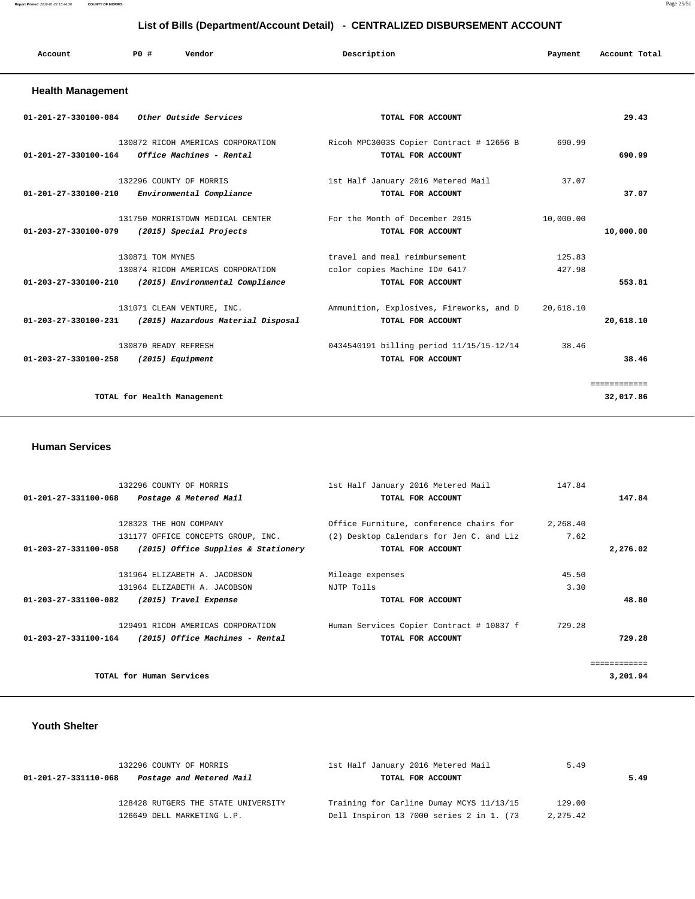## List of Bills (Department/Account Detail) - CENTRALIZED DISBURSEMENT ACCOUNT

| Account | PO # | Vendor | Description | Payment | Account Total |
|---|---|---|---|---|---|

### Health Management

| Account | PO # | Vendor | Description | Payment | Account Total |
|---|---|---|---|---|---|
| 01-201-27-330100-084 | | *Other Outside Services* | TOTAL FOR ACCOUNT | | 29.43 |
| | 130872 | RICOH AMERICAS CORPORATION | Ricoh MPC3003S Copier Contract # 12656 B | 690.99 | |
| 01-201-27-330100-164 | | *Office Machines - Rental* | TOTAL FOR ACCOUNT | | 690.99 |
| | 132296 | COUNTY OF MORRIS | 1st Half January 2016 Metered Mail | 37.07 | |
| 01-201-27-330100-210 | | *Environmental Compliance* | TOTAL FOR ACCOUNT | | 37.07 |
| | 131750 | MORRISTOWN MEDICAL CENTER | For the Month of December 2015 | 10,000.00 | |
| 01-203-27-330100-079 | | *(2015) Special Projects* | TOTAL FOR ACCOUNT | | 10,000.00 |
| | 130871 | TOM MYNES | travel and meal reimbursement | 125.83 | |
| | 130874 | RICOH AMERICAS CORPORATION | color copies Machine ID# 6417 | 427.98 | |
| 01-203-27-330100-210 | | *(2015) Environmental Compliance* | TOTAL FOR ACCOUNT | | 553.81 |
| | 131071 | CLEAN VENTURE, INC. | Ammunition, Explosives, Fireworks, and D | 20,618.10 | |
| 01-203-27-330100-231 | | *(2015) Hazardous Material Disposal* | TOTAL FOR ACCOUNT | | 20,618.10 |
| | 130870 | READY REFRESH | 0434540191 billing period 11/15/15-12/14 | 38.46 | |
| 01-203-27-330100-258 | | *(2015) Equipment* | TOTAL FOR ACCOUNT | | 38.46 |
| | | | | | ============ |
| | | TOTAL for Health Management | | | 32,017.86 |

### Human Services

| Account | PO # | Vendor | Description | Payment | Account Total |
|---|---|---|---|---|---|
| | 132296 | COUNTY OF MORRIS | 1st Half January 2016 Metered Mail | 147.84 | |
| 01-201-27-331100-068 | | *Postage & Metered Mail* | TOTAL FOR ACCOUNT | | 147.84 |
| | 128323 | THE HON COMPANY | Office Furniture, conference chairs for | 2,268.40 | |
| | 131177 | OFFICE CONCEPTS GROUP, INC. | (2) Desktop Calendars for Jen C. and Liz | 7.62 | |
| 01-203-27-331100-058 | | *(2015) Office Supplies & Stationery* | TOTAL FOR ACCOUNT | | 2,276.02 |
| | 131964 | ELIZABETH A. JACOBSON | Mileage expenses | 45.50 | |
| | 131964 | ELIZABETH A. JACOBSON | NJTP Tolls | 3.30 | |
| 01-203-27-331100-082 | | *(2015) Travel Expense* | TOTAL FOR ACCOUNT | | 48.80 |
| | 129491 | RICOH AMERICAS CORPORATION | Human Services Copier Contract # 10837 f | 729.28 | |
| 01-203-27-331100-164 | | *(2015) Office Machines - Rental* | TOTAL FOR ACCOUNT | | 729.28 |
| | | | | | ============ |
| | | TOTAL for Human Services | | | 3,201.94 |

### Youth Shelter

| Account | PO # | Vendor | Description | Payment | Account Total |
|---|---|---|---|---|---|
| | 132296 | COUNTY OF MORRIS | 1st Half January 2016 Metered Mail | 5.49 | |
| 01-201-27-331110-068 | | *Postage and Metered Mail* | TOTAL FOR ACCOUNT | | 5.49 |
| | 128428 | RUTGERS THE STATE UNIVERSITY | Training for Carline Dumay MCYS 11/13/15 | 129.00 | |
| | 126649 | DELL MARKETING L.P. | Dell Inspiron 13 7000 series 2 in 1. (73 | 2,275.42 | |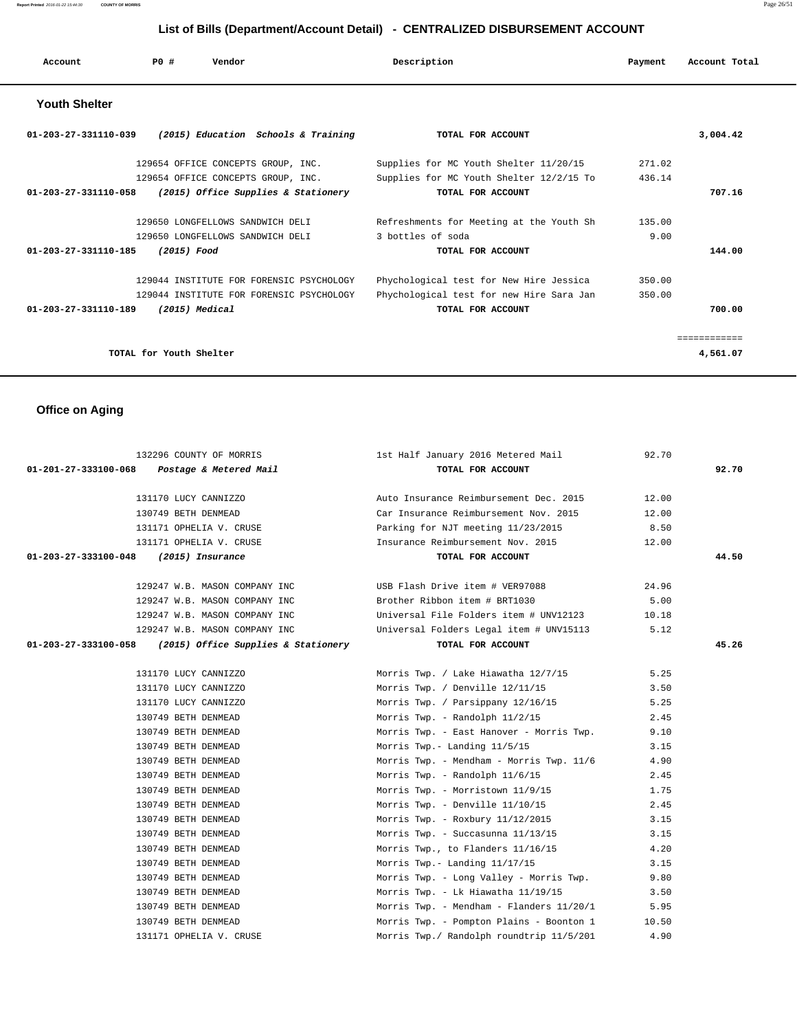## List of Bills (Department/Account Detail) - CENTRALIZED DISBURSEMENT ACCOUNT

| Account | PO # | Vendor | Description | Payment | Account Total |
|---|---|---|---|---|---|

### Youth Shelter

| Account | PO # | Vendor | Description | Payment | Account Total |
|---|---|---|---|---|---|
| 01-203-27-331110-039 | | *(2015) Education Schools & Training* | TOTAL FOR ACCOUNT | | 3,004.42 |
| | 129654 | OFFICE CONCEPTS GROUP, INC. | Supplies for MC Youth Shelter 11/20/15 | 271.02 | |
| | 129654 | OFFICE CONCEPTS GROUP, INC. | Supplies for MC Youth Shelter 12/2/15 To | 436.14 | |
| 01-203-27-331110-058 | | *(2015) Office Supplies & Stationery* | TOTAL FOR ACCOUNT | | 707.16 |
| | 129650 | LONGFELLOWS SANDWICH DELI | Refreshments for Meeting at the Youth Sh | 135.00 | |
| | 129650 | LONGFELLOWS SANDWICH DELI | 3 bottles of soda | 9.00 | |
| 01-203-27-331110-185 | | *(2015) Food* | TOTAL FOR ACCOUNT | | 144.00 |
| | 129044 | INSTITUTE FOR FORENSIC PSYCHOLOGY | Phychological test for New Hire Jessica | 350.00 | |
| | 129044 | INSTITUTE FOR FORENSIC PSYCHOLOGY | Phychological test for new Hire Sara Jan | 350.00 | |
| 01-203-27-331110-189 | | *(2015) Medical* | TOTAL FOR ACCOUNT | | 700.00 |
| | | | | | ============ |
| | | TOTAL for Youth Shelter | | | 4,561.07 |

### Office on Aging

| Account | PO # | Vendor | Description | Payment | Account Total |
|---|---|---|---|---|---|
| | 132296 | COUNTY OF MORRIS | 1st Half January 2016 Metered Mail | 92.70 | |
| 01-201-27-333100-068 | | *Postage & Metered Mail* | TOTAL FOR ACCOUNT | | 92.70 |
| | 131170 | LUCY CANNIZZO | Auto Insurance Reimbursement Dec. 2015 | 12.00 | |
| | 130749 | BETH DENMEAD | Car Insurance Reimbursement Nov. 2015 | 12.00 | |
| | 131171 | OPHELIA V. CRUSE | Parking for NJT meeting 11/23/2015 | 8.50 | |
| | 131171 | OPHELIA V. CRUSE | Insurance Reimbursement Nov. 2015 | 12.00 | |
| 01-203-27-333100-048 | | *(2015) Insurance* | TOTAL FOR ACCOUNT | | 44.50 |
| | 129247 | W.B. MASON COMPANY INC | USB Flash Drive item # VER97088 | 24.96 | |
| | 129247 | W.B. MASON COMPANY INC | Brother Ribbon item # BRT1030 | 5.00 | |
| | 129247 | W.B. MASON COMPANY INC | Universal File Folders item # UNV12123 | 10.18 | |
| | 129247 | W.B. MASON COMPANY INC | Universal Folders Legal item # UNV15113 | 5.12 | |
| 01-203-27-333100-058 | | *(2015) Office Supplies & Stationery* | TOTAL FOR ACCOUNT | | 45.26 |
| | 131170 | LUCY CANNIZZO | Morris Twp. / Lake Hiawatha 12/7/15 | 5.25 | |
| | 131170 | LUCY CANNIZZO | Morris Twp. / Denville 12/11/15 | 3.50 | |
| | 131170 | LUCY CANNIZZO | Morris Twp. / Parsippany 12/16/15 | 5.25 | |
| | 130749 | BETH DENMEAD | Morris Twp. - Randolph 11/2/15 | 2.45 | |
| | 130749 | BETH DENMEAD | Morris Twp. - East Hanover - Morris Twp. | 9.10 | |
| | 130749 | BETH DENMEAD | Morris Twp.- Landing 11/5/15 | 3.15 | |
| | 130749 | BETH DENMEAD | Morris Twp. - Mendham - Morris Twp. 11/6 | 4.90 | |
| | 130749 | BETH DENMEAD | Morris Twp. - Randolph 11/6/15 | 2.45 | |
| | 130749 | BETH DENMEAD | Morris Twp. - Morristown 11/9/15 | 1.75 | |
| | 130749 | BETH DENMEAD | Morris Twp. - Denville 11/10/15 | 2.45 | |
| | 130749 | BETH DENMEAD | Morris Twp. - Roxbury 11/12/2015 | 3.15 | |
| | 130749 | BETH DENMEAD | Morris Twp. - Succasunna 11/13/15 | 3.15 | |
| | 130749 | BETH DENMEAD | Morris Twp., to Flanders 11/16/15 | 4.20 | |
| | 130749 | BETH DENMEAD | Morris Twp.- Landing 11/17/15 | 3.15 | |
| | 130749 | BETH DENMEAD | Morris Twp. - Long Valley - Morris Twp. | 9.80 | |
| | 130749 | BETH DENMEAD | Morris Twp. - Lk Hiawatha 11/19/15 | 3.50 | |
| | 130749 | BETH DENMEAD | Morris Twp. - Mendham - Flanders 11/20/1 | 5.95 | |
| | 130749 | BETH DENMEAD | Morris Twp. - Pompton Plains - Boonton 1 | 10.50 | |
| | 131171 | OPHELIA V. CRUSE | Morris Twp./ Randolph roundtrip 11/5/201 | 4.90 | |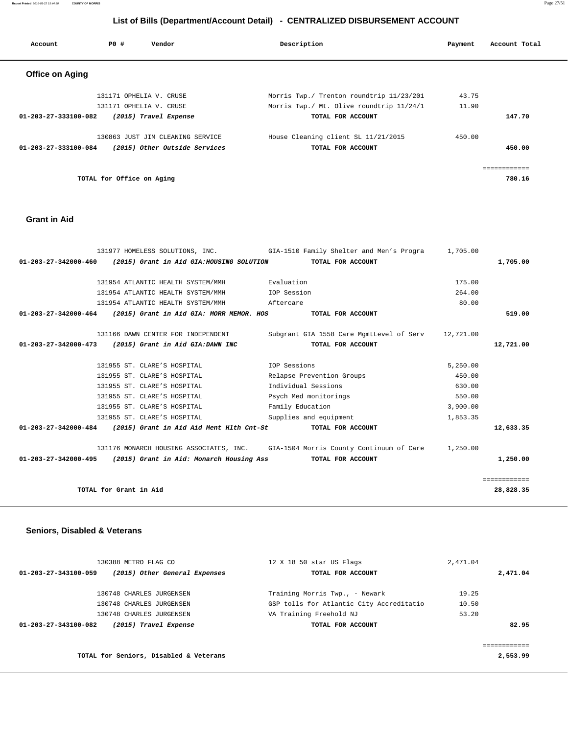## List of Bills (Department/Account Detail) - CENTRALIZED DISBURSEMENT ACCOUNT

| Account | PO # | Vendor | Description | Payment | Account Total |
|---|---|---|---|---|---|

### Office on Aging

| Account | PO # | Vendor | Description | Payment | Account Total |
|---|---|---|---|---|---|
| | 131171 | OPHELIA V. CRUSE | Morris Twp./ Trenton roundtrip 11/23/201 | 43.75 | |
| | 131171 | OPHELIA V. CRUSE | Morris Twp./ Mt. Olive roundtrip 11/24/1 | 11.90 | |
| **01-203-27-333100-082** | | ***(2015) Travel Expense*** | **TOTAL FOR ACCOUNT** | | **147.70** |
| | 130863 | JUST JIM CLEANING SERVICE | House Cleaning client SL 11/21/2015 | 450.00 | |
| **01-203-27-333100-084** | | ***(2015) Other Outside Services*** | **TOTAL FOR ACCOUNT** | | **450.00** |
| | | | | | ============ |
| | | **TOTAL for Office on Aging** | | | **780.16** |

### Grant in Aid

| Account | PO # | Vendor | Description | Payment | Account Total |
|---|---|---|---|---|---|
| | 131977 | HOMELESS SOLUTIONS, INC. | GIA-1510 Family Shelter and Men's Progra | 1,705.00 | |
| **01-203-27-342000-460** | | ***(2015) Grant in Aid GIA:HOUSING SOLUTION*** | **TOTAL FOR ACCOUNT** | | **1,705.00** |
| | 131954 | ATLANTIC HEALTH SYSTEM/MMH | Evaluation | 175.00 | |
| | 131954 | ATLANTIC HEALTH SYSTEM/MMH | IOP Session | 264.00 | |
| | 131954 | ATLANTIC HEALTH SYSTEM/MMH | Aftercare | 80.00 | |
| **01-203-27-342000-464** | | ***(2015) Grant in Aid GIA: MORR MEMOR. HOS*** | **TOTAL FOR ACCOUNT** | | **519.00** |
| | 131166 | DAWN CENTER FOR INDEPENDENT | Subgrant GIA 1558 Care MgmtLevel of Serv | 12,721.00 | |
| **01-203-27-342000-473** | | ***(2015) Grant in Aid GIA:DAWN INC*** | **TOTAL FOR ACCOUNT** | | **12,721.00** |
| | 131955 | ST. CLARE'S HOSPITAL | IOP Sessions | 5,250.00 | |
| | 131955 | ST. CLARE'S HOSPITAL | Relapse Prevention Groups | 450.00 | |
| | 131955 | ST. CLARE'S HOSPITAL | Individual Sessions | 630.00 | |
| | 131955 | ST. CLARE'S HOSPITAL | Psych Med monitorings | 550.00 | |
| | 131955 | ST. CLARE'S HOSPITAL | Family Education | 3,900.00 | |
| | 131955 | ST. CLARE'S HOSPITAL | Supplies and equipment | 1,853.35 | |
| **01-203-27-342000-484** | | ***(2015) Grant in Aid Aid Ment Hlth Cnt-St*** | **TOTAL FOR ACCOUNT** | | **12,633.35** |
| | 131176 | MONARCH HOUSING ASSOCIATES, INC. | GIA-1504 Morris County Continuum of Care | 1,250.00 | |
| **01-203-27-342000-495** | | ***(2015) Grant in Aid: Monarch Housing Ass*** | **TOTAL FOR ACCOUNT** | | **1,250.00** |
| | | | | | ============ |
| | | **TOTAL for Grant in Aid** | | | **28,828.35** |

### Seniors, Disabled & Veterans

| Account | PO # | Vendor | Description | Payment | Account Total |
|---|---|---|---|---|---|
| | 130388 | METRO FLAG CO | 12 X 18 50 star US Flags | 2,471.04 | |
| **01-203-27-343100-059** | | ***(2015) Other General Expenses*** | **TOTAL FOR ACCOUNT** | | **2,471.04** |
| | 130748 | CHARLES JURGENSEN | Training Morris Twp., - Newark | 19.25 | |
| | 130748 | CHARLES JURGENSEN | GSP tolls for Atlantic City Accreditatio | 10.50 | |
| | 130748 | CHARLES JURGENSEN | VA Training Freehold NJ | 53.20 | |
| **01-203-27-343100-082** | | ***(2015) Travel Expense*** | **TOTAL FOR ACCOUNT** | | **82.95** |
| | | | | | ============ |
| | | **TOTAL for Seniors, Disabled & Veterans** | | | **2,553.99** |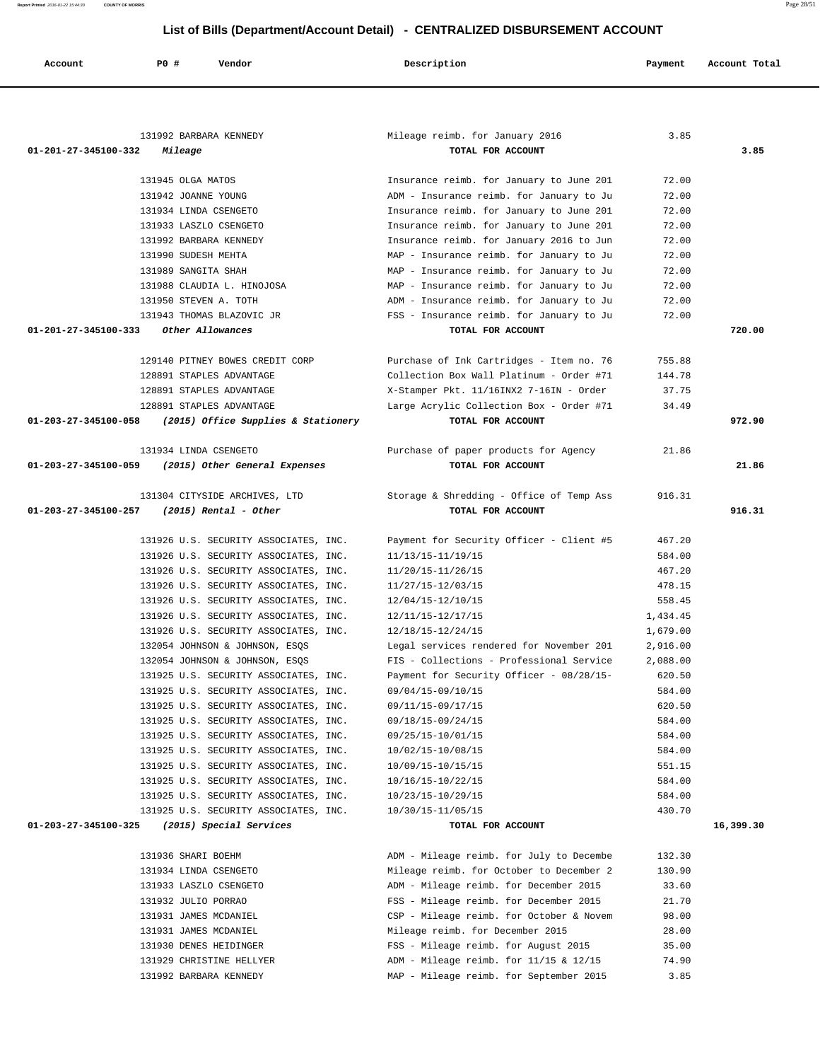## List of Bills (Department/Account Detail) - CENTRALIZED DISBURSEMENT ACCOUNT

| Account | PO # | Vendor | Description | Payment | Account Total |
|---|---|---|---|---|---|
| | 131992 | BARBARA KENNEDY | Mileage reimb. for January 2016 | 3.85 | |
| 01-201-27-345100-332 | | *Mileage* | TOTAL FOR ACCOUNT | | 3.85 |
| | 131945 | OLGA MATOS | Insurance reimb. for January to June 201 | 72.00 | |
| | 131942 | JOANNE YOUNG | ADM - Insurance reimb. for January to Ju | 72.00 | |
| | 131934 | LINDA CSENGETO | Insurance reimb. for January to June 201 | 72.00 | |
| | 131933 | LASZLO CSENGETO | Insurance reimb. for January to June 201 | 72.00 | |
| | 131992 | BARBARA KENNEDY | Insurance reimb. for January 2016 to Jun | 72.00 | |
| | 131990 | SUDESH MEHTA | MAP - Insurance reimb. for January to Ju | 72.00 | |
| | 131989 | SANGITA SHAH | MAP - Insurance reimb. for January to Ju | 72.00 | |
| | 131988 | CLAUDIA L. HINOJOSA | MAP - Insurance reimb. for January to Ju | 72.00 | |
| | 131950 | STEVEN A. TOTH | ADM - Insurance reimb. for January to Ju | 72.00 | |
| | 131943 | THOMAS BLAZOVIC JR | FSS - Insurance reimb. for January to Ju | 72.00 | |
| 01-201-27-345100-333 | | *Other Allowances* | TOTAL FOR ACCOUNT | | 720.00 |
| | 129140 | PITNEY BOWES CREDIT CORP | Purchase of Ink Cartridges - Item no. 76 | 755.88 | |
| | 128891 | STAPLES ADVANTAGE | Collection Box Wall Platinum - Order #71 | 144.78 | |
| | 128891 | STAPLES ADVANTAGE | X-Stamper Pkt. 11/16INX2 7-16IN - Order | 37.75 | |
| | 128891 | STAPLES ADVANTAGE | Large Acrylic Collection Box - Order #71 | 34.49 | |
| 01-203-27-345100-058 | | *(2015) Office Supplies & Stationery* | TOTAL FOR ACCOUNT | | 972.90 |
| | 131934 | LINDA CSENGETO | Purchase of paper products for Agency | 21.86 | |
| 01-203-27-345100-059 | | *(2015) Other General Expenses* | TOTAL FOR ACCOUNT | | 21.86 |
| | 131304 | CITYSIDE ARCHIVES, LTD | Storage & Shredding - Office of Temp Ass | 916.31 | |
| 01-203-27-345100-257 | | *(2015) Rental - Other* | TOTAL FOR ACCOUNT | | 916.31 |
| | 131926 | U.S. SECURITY ASSOCIATES, INC. | Payment for Security Officer - Client #5 | 467.20 | |
| | 131926 | U.S. SECURITY ASSOCIATES, INC. | 11/13/15-11/19/15 | 584.00 | |
| | 131926 | U.S. SECURITY ASSOCIATES, INC. | 11/20/15-11/26/15 | 467.20 | |
| | 131926 | U.S. SECURITY ASSOCIATES, INC. | 11/27/15-12/03/15 | 478.15 | |
| | 131926 | U.S. SECURITY ASSOCIATES, INC. | 12/04/15-12/10/15 | 558.45 | |
| | 131926 | U.S. SECURITY ASSOCIATES, INC. | 12/11/15-12/17/15 | 1,434.45 | |
| | 131926 | U.S. SECURITY ASSOCIATES, INC. | 12/18/15-12/24/15 | 1,679.00 | |
| | 132054 | JOHNSON & JOHNSON, ESQS | Legal services rendered for November 201 | 2,916.00 | |
| | 132054 | JOHNSON & JOHNSON, ESQS | FIS - Collections - Professional Service | 2,088.00 | |
| | 131925 | U.S. SECURITY ASSOCIATES, INC. | Payment for Security Officer - 08/28/15- | 620.50 | |
| | 131925 | U.S. SECURITY ASSOCIATES, INC. | 09/04/15-09/10/15 | 584.00 | |
| | 131925 | U.S. SECURITY ASSOCIATES, INC. | 09/11/15-09/17/15 | 620.50 | |
| | 131925 | U.S. SECURITY ASSOCIATES, INC. | 09/18/15-09/24/15 | 584.00 | |
| | 131925 | U.S. SECURITY ASSOCIATES, INC. | 09/25/15-10/01/15 | 584.00 | |
| | 131925 | U.S. SECURITY ASSOCIATES, INC. | 10/02/15-10/08/15 | 584.00 | |
| | 131925 | U.S. SECURITY ASSOCIATES, INC. | 10/09/15-10/15/15 | 551.15 | |
| | 131925 | U.S. SECURITY ASSOCIATES, INC. | 10/16/15-10/22/15 | 584.00 | |
| | 131925 | U.S. SECURITY ASSOCIATES, INC. | 10/23/15-10/29/15 | 584.00 | |
| | 131925 | U.S. SECURITY ASSOCIATES, INC. | 10/30/15-11/05/15 | 430.70 | |
| 01-203-27-345100-325 | | *(2015) Special Services* | TOTAL FOR ACCOUNT | | 16,399.30 |
| | 131936 | SHARI BOEHM | ADM - Mileage reimb. for July to Decembe | 132.30 | |
| | 131934 | LINDA CSENGETO | Mileage reimb. for October to December 2 | 130.90 | |
| | 131933 | LASZLO CSENGETO | ADM - Mileage reimb. for December 2015 | 33.60 | |
| | 131932 | JULIO PORRAO | FSS - Mileage reimb. for December 2015 | 21.70 | |
| | 131931 | JAMES MCDANIEL | CSP - Mileage reimb. for October & Novem | 98.00 | |
| | 131931 | JAMES MCDANIEL | Mileage reimb. for December 2015 | 28.00 | |
| | 131930 | DENES HEIDINGER | FSS - Mileage reimb. for August 2015 | 35.00 | |
| | 131929 | CHRISTINE HELLYER | ADM - Mileage reimb. for 11/15 & 12/15 | 74.90 | |
| | 131992 | BARBARA KENNEDY | MAP - Mileage reimb. for September 2015 | 3.85 | |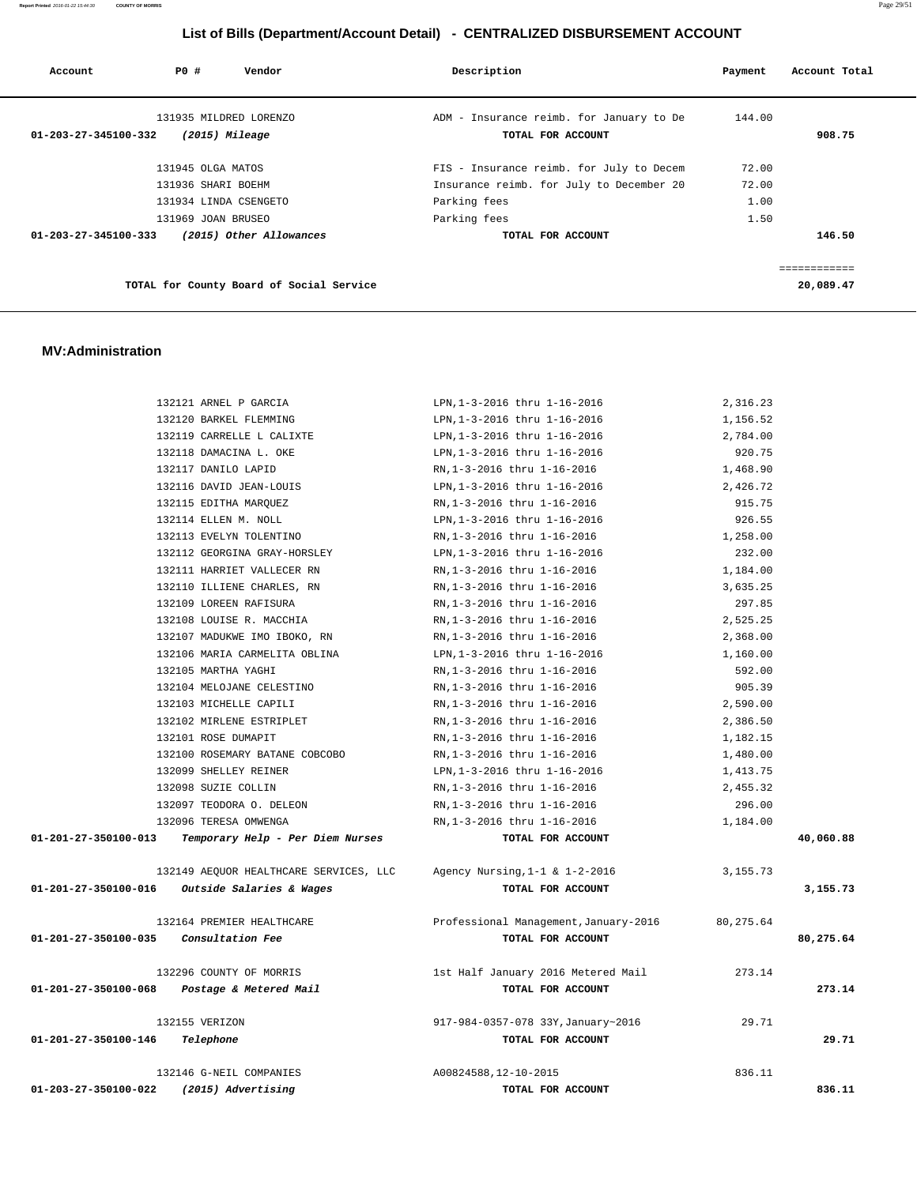## List of Bills (Department/Account Detail) - CENTRALIZED DISBURSEMENT ACCOUNT

| Account | PO # | Vendor | Description | Payment | Account Total |
|---|---|---|---|---|---|
| | 131935 | MILDRED LORENZO | ADM - Insurance reimb. for January to De | 144.00 | |
| 01-203-27-345100-332 | | *(2015) Mileage* | TOTAL FOR ACCOUNT | | 908.75 |
| | 131945 | OLGA MATOS | FIS - Insurance reimb. for July to Decem | 72.00 | |
| | 131936 | SHARI BOEHM | Insurance reimb. for July to December 20 | 72.00 | |
| | 131934 | LINDA CSENGETO | Parking fees | 1.00 | |
| | 131969 | JOAN BRUSEO | Parking fees | 1.50 | |
| 01-203-27-345100-333 | | *(2015) Other Allowances* | TOTAL FOR ACCOUNT | | 146.50 |
| | | | | | ============ |
| | | TOTAL for County Board of Social Service | | | 20,089.47 |

### MV:Administration

| Account | PO # | Vendor | Description | Payment | Account Total |
|---|---|---|---|---|---|
| | 132121 | ARNEL P GARCIA | LPN,1-3-2016 thru 1-16-2016 | 2,316.23 | |
| | 132120 | BARKEL FLEMMING | LPN,1-3-2016 thru 1-16-2016 | 1,156.52 | |
| | 132119 | CARRELLE L CALIXTE | LPN,1-3-2016 thru 1-16-2016 | 2,784.00 | |
| | 132118 | DAMACINA L. OKE | LPN,1-3-2016 thru 1-16-2016 | 920.75 | |
| | 132117 | DANILO LAPID | RN,1-3-2016 thru 1-16-2016 | 1,468.90 | |
| | 132116 | DAVID JEAN-LOUIS | LPN,1-3-2016 thru 1-16-2016 | 2,426.72 | |
| | 132115 | EDITHA MARQUEZ | RN,1-3-2016 thru 1-16-2016 | 915.75 | |
| | 132114 | ELLEN M. NOLL | LPN,1-3-2016 thru 1-16-2016 | 926.55 | |
| | 132113 | EVELYN TOLENTINO | RN,1-3-2016 thru 1-16-2016 | 1,258.00 | |
| | 132112 | GEORGINA GRAY-HORSLEY | LPN,1-3-2016 thru 1-16-2016 | 232.00 | |
| | 132111 | HARRIET VALLECER RN | RN,1-3-2016 thru 1-16-2016 | 1,184.00 | |
| | 132110 | ILLIENE CHARLES, RN | RN,1-3-2016 thru 1-16-2016 | 3,635.25 | |
| | 132109 | LOREEN RAFISURA | RN,1-3-2016 thru 1-16-2016 | 297.85 | |
| | 132108 | LOUISE R. MACCHIA | RN,1-3-2016 thru 1-16-2016 | 2,525.25 | |
| | 132107 | MADUKWE IMO IBOKO, RN | RN,1-3-2016 thru 1-16-2016 | 2,368.00 | |
| | 132106 | MARIA CARMELITA OBLINA | LPN,1-3-2016 thru 1-16-2016 | 1,160.00 | |
| | 132105 | MARTHA YAGHI | RN,1-3-2016 thru 1-16-2016 | 592.00 | |
| | 132104 | MELOJANE CELESTINO | RN,1-3-2016 thru 1-16-2016 | 905.39 | |
| | 132103 | MICHELLE CAPILI | RN,1-3-2016 thru 1-16-2016 | 2,590.00 | |
| | 132102 | MIRLENE ESTRIPLET | RN,1-3-2016 thru 1-16-2016 | 2,386.50 | |
| | 132101 | ROSE DUMAPIT | RN,1-3-2016 thru 1-16-2016 | 1,182.15 | |
| | 132100 | ROSEMARY BATANE COBCOBO | RN,1-3-2016 thru 1-16-2016 | 1,480.00 | |
| | 132099 | SHELLEY REINER | LPN,1-3-2016 thru 1-16-2016 | 1,413.75 | |
| | 132098 | SUZIE COLLIN | RN,1-3-2016 thru 1-16-2016 | 2,455.32 | |
| | 132097 | TEODORA O. DELEON | RN,1-3-2016 thru 1-16-2016 | 296.00 | |
| | 132096 | TERESA OMWENGA | RN,1-3-2016 thru 1-16-2016 | 1,184.00 | |
| 01-201-27-350100-013 | | *Temporary Help - Per Diem Nurses* | TOTAL FOR ACCOUNT | | 40,060.88 |
| | 132149 | AEQUOR HEALTHCARE SERVICES, LLC | Agency Nursing,1-1 & 1-2-2016 | 3,155.73 | |
| 01-201-27-350100-016 | | *Outside Salaries & Wages* | TOTAL FOR ACCOUNT | | 3,155.73 |
| | 132164 | PREMIER HEALTHCARE | Professional Management,January-2016 | 80,275.64 | |
| 01-201-27-350100-035 | | *Consultation Fee* | TOTAL FOR ACCOUNT | | 80,275.64 |
| | 132296 | COUNTY OF MORRIS | 1st Half January 2016 Metered Mail | 273.14 | |
| 01-201-27-350100-068 | | *Postage & Metered Mail* | TOTAL FOR ACCOUNT | | 273.14 |
| | 132155 | VERIZON | 917-984-0357-078 33Y,January~2016 | 29.71 | |
| 01-201-27-350100-146 | | *Telephone* | TOTAL FOR ACCOUNT | | 29.71 |
| | 132146 | G-NEIL COMPANIES | A00824588,12-10-2015 | 836.11 | |
| 01-203-27-350100-022 | | *(2015) Advertising* | TOTAL FOR ACCOUNT | | 836.11 |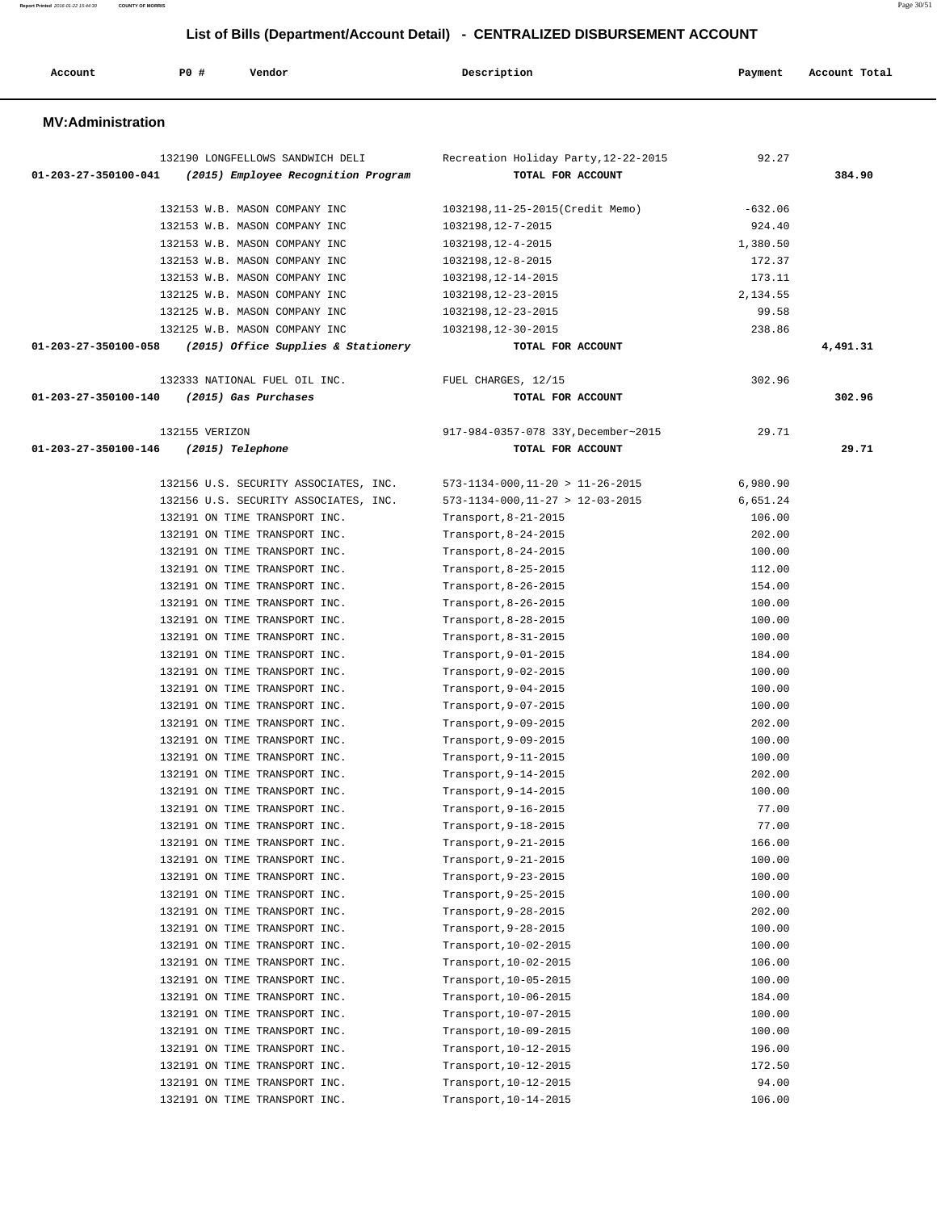## List of Bills (Department/Account Detail) - CENTRALIZED DISBURSEMENT ACCOUNT

| Account | PO # | Vendor | Description | Payment | Account Total |
|---|---|---|---|---|---|

### MV:Administration

| Account | PO # | Vendor | Description | Payment | Account Total |
|---|---|---|---|---|---|
| | 132190 | LONGFELLOWS SANDWICH DELI | Recreation Holiday Party,12-22-2015 | 92.27 | |
| 01-203-27-350100-041 | | *(2015) Employee Recognition Program* | TOTAL FOR ACCOUNT | | 384.90 |
| | 132153 | W.B. MASON COMPANY INC | 1032198,11-25-2015(Credit Memo) | -632.06 | |
| | 132153 | W.B. MASON COMPANY INC | 1032198,12-7-2015 | 924.40 | |
| | 132153 | W.B. MASON COMPANY INC | 1032198,12-4-2015 | 1,380.50 | |
| | 132153 | W.B. MASON COMPANY INC | 1032198,12-8-2015 | 172.37 | |
| | 132153 | W.B. MASON COMPANY INC | 1032198,12-14-2015 | 173.11 | |
| | 132125 | W.B. MASON COMPANY INC | 1032198,12-23-2015 | 2,134.55 | |
| | 132125 | W.B. MASON COMPANY INC | 1032198,12-23-2015 | 99.58 | |
| | 132125 | W.B. MASON COMPANY INC | 1032198,12-30-2015 | 238.86 | |
| 01-203-27-350100-058 | | *(2015) Office Supplies & Stationery* | TOTAL FOR ACCOUNT | | 4,491.31 |
| | 132333 | NATIONAL FUEL OIL INC. | FUEL CHARGES, 12/15 | 302.96 | |
| 01-203-27-350100-140 | | *(2015) Gas Purchases* | TOTAL FOR ACCOUNT | | 302.96 |
| | 132155 | VERIZON | 917-984-0357-078 33Y,December~2015 | 29.71 | |
| 01-203-27-350100-146 | | *(2015) Telephone* | TOTAL FOR ACCOUNT | | 29.71 |
| | 132156 | U.S. SECURITY ASSOCIATES, INC. | 573-1134-000,11-20 > 11-26-2015 | 6,980.90 | |
| | 132156 | U.S. SECURITY ASSOCIATES, INC. | 573-1134-000,11-27 > 12-03-2015 | 6,651.24 | |
| | 132191 | ON TIME TRANSPORT INC. | Transport,8-21-2015 | 106.00 | |
| | 132191 | ON TIME TRANSPORT INC. | Transport,8-24-2015 | 202.00 | |
| | 132191 | ON TIME TRANSPORT INC. | Transport,8-24-2015 | 100.00 | |
| | 132191 | ON TIME TRANSPORT INC. | Transport,8-25-2015 | 112.00 | |
| | 132191 | ON TIME TRANSPORT INC. | Transport,8-26-2015 | 154.00 | |
| | 132191 | ON TIME TRANSPORT INC. | Transport,8-26-2015 | 100.00 | |
| | 132191 | ON TIME TRANSPORT INC. | Transport,8-28-2015 | 100.00 | |
| | 132191 | ON TIME TRANSPORT INC. | Transport,8-31-2015 | 100.00 | |
| | 132191 | ON TIME TRANSPORT INC. | Transport,9-01-2015 | 184.00 | |
| | 132191 | ON TIME TRANSPORT INC. | Transport,9-02-2015 | 100.00 | |
| | 132191 | ON TIME TRANSPORT INC. | Transport,9-04-2015 | 100.00 | |
| | 132191 | ON TIME TRANSPORT INC. | Transport,9-07-2015 | 100.00 | |
| | 132191 | ON TIME TRANSPORT INC. | Transport,9-09-2015 | 202.00 | |
| | 132191 | ON TIME TRANSPORT INC. | Transport,9-09-2015 | 100.00 | |
| | 132191 | ON TIME TRANSPORT INC. | Transport,9-11-2015 | 100.00 | |
| | 132191 | ON TIME TRANSPORT INC. | Transport,9-14-2015 | 202.00 | |
| | 132191 | ON TIME TRANSPORT INC. | Transport,9-14-2015 | 100.00 | |
| | 132191 | ON TIME TRANSPORT INC. | Transport,9-16-2015 | 77.00 | |
| | 132191 | ON TIME TRANSPORT INC. | Transport,9-18-2015 | 77.00 | |
| | 132191 | ON TIME TRANSPORT INC. | Transport,9-21-2015 | 166.00 | |
| | 132191 | ON TIME TRANSPORT INC. | Transport,9-21-2015 | 100.00 | |
| | 132191 | ON TIME TRANSPORT INC. | Transport,9-23-2015 | 100.00 | |
| | 132191 | ON TIME TRANSPORT INC. | Transport,9-25-2015 | 100.00 | |
| | 132191 | ON TIME TRANSPORT INC. | Transport,9-28-2015 | 202.00 | |
| | 132191 | ON TIME TRANSPORT INC. | Transport,9-28-2015 | 100.00 | |
| | 132191 | ON TIME TRANSPORT INC. | Transport,10-02-2015 | 100.00 | |
| | 132191 | ON TIME TRANSPORT INC. | Transport,10-02-2015 | 106.00 | |
| | 132191 | ON TIME TRANSPORT INC. | Transport,10-05-2015 | 100.00 | |
| | 132191 | ON TIME TRANSPORT INC. | Transport,10-06-2015 | 184.00 | |
| | 132191 | ON TIME TRANSPORT INC. | Transport,10-07-2015 | 100.00 | |
| | 132191 | ON TIME TRANSPORT INC. | Transport,10-09-2015 | 100.00 | |
| | 132191 | ON TIME TRANSPORT INC. | Transport,10-12-2015 | 196.00 | |
| | 132191 | ON TIME TRANSPORT INC. | Transport,10-12-2015 | 172.50 | |
| | 132191 | ON TIME TRANSPORT INC. | Transport,10-12-2015 | 94.00 | |
| | 132191 | ON TIME TRANSPORT INC. | Transport,10-14-2015 | 106.00 | |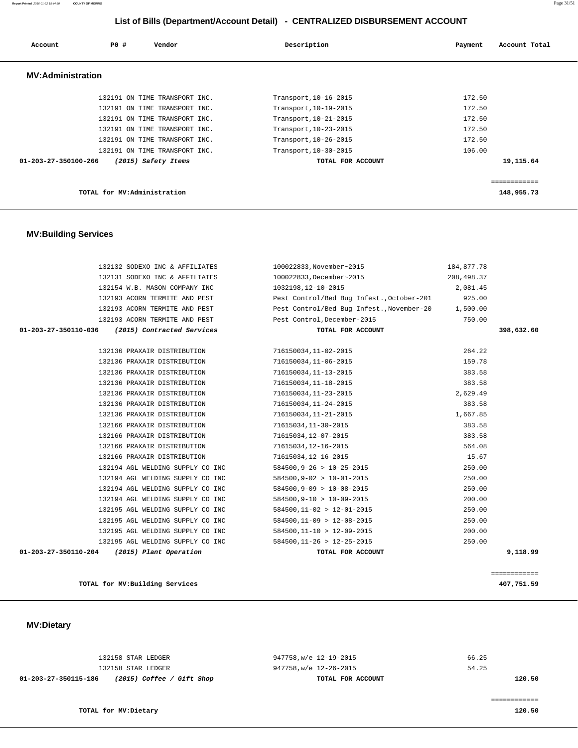## List of Bills (Department/Account Detail) - CENTRALIZED DISBURSEMENT ACCOUNT

| Account | PO # | Vendor | Description | Payment | Account Total |
|---|---|---|---|---|---|

### MV:Administration

| Account | PO # | Vendor | Description | Payment | Account Total |
|---|---|---|---|---|---|
| | 132191 | ON TIME TRANSPORT INC. | Transport,10-16-2015 | 172.50 | |
| | 132191 | ON TIME TRANSPORT INC. | Transport,10-19-2015 | 172.50 | |
| | 132191 | ON TIME TRANSPORT INC. | Transport,10-21-2015 | 172.50 | |
| | 132191 | ON TIME TRANSPORT INC. | Transport,10-23-2015 | 172.50 | |
| | 132191 | ON TIME TRANSPORT INC. | Transport,10-26-2015 | 172.50 | |
| | 132191 | ON TIME TRANSPORT INC. | Transport,10-30-2015 | 106.00 | |
| **01-203-27-350100-266** | | ***(2015) Safety Items*** | **TOTAL FOR ACCOUNT** | | **19,115.64** |

**TOTAL for MV:Administration** — **148,955.73**

### MV:Building Services

| Account | PO # | Vendor | Description | Payment | Account Total |
|---|---|---|---|---|---|
| | 132132 | SODEXO INC & AFFILIATES | 100022833,November~2015 | 184,877.78 | |
| | 132131 | SODEXO INC & AFFILIATES | 100022833,December~2015 | 208,498.37 | |
| | 132154 | W.B. MASON COMPANY INC | 1032198,12-10-2015 | 2,081.45 | |
| | 132193 | ACORN TERMITE AND PEST | Pest Control/Bed Bug Infest.,October-201 | 925.00 | |
| | 132193 | ACORN TERMITE AND PEST | Pest Control/Bed Bug Infest.,November-20 | 1,500.00 | |
| | 132193 | ACORN TERMITE AND PEST | Pest Control,December-2015 | 750.00 | |
| **01-203-27-350110-036** | | ***(2015) Contracted Services*** | **TOTAL FOR ACCOUNT** | | **398,632.60** |
| | 132136 | PRAXAIR DISTRIBUTION | 716150034,11-02-2015 | 264.22 | |
| | 132136 | PRAXAIR DISTRIBUTION | 716150034,11-06-2015 | 159.78 | |
| | 132136 | PRAXAIR DISTRIBUTION | 716150034,11-13-2015 | 383.58 | |
| | 132136 | PRAXAIR DISTRIBUTION | 716150034,11-18-2015 | 383.58 | |
| | 132136 | PRAXAIR DISTRIBUTION | 716150034,11-23-2015 | 2,629.49 | |
| | 132136 | PRAXAIR DISTRIBUTION | 716150034,11-24-2015 | 383.58 | |
| | 132136 | PRAXAIR DISTRIBUTION | 716150034,11-21-2015 | 1,667.85 | |
| | 132166 | PRAXAIR DISTRIBUTION | 71615034,11-30-2015 | 383.58 | |
| | 132166 | PRAXAIR DISTRIBUTION | 71615034,12-07-2015 | 383.58 | |
| | 132166 | PRAXAIR DISTRIBUTION | 71615034,12-16-2015 | 564.08 | |
| | 132166 | PRAXAIR DISTRIBUTION | 71615034,12-16-2015 | 15.67 | |
| | 132194 | AGL WELDING SUPPLY CO INC | 584500,9-26 > 10-25-2015 | 250.00 | |
| | 132194 | AGL WELDING SUPPLY CO INC | 584500,9-02 > 10-01-2015 | 250.00 | |
| | 132194 | AGL WELDING SUPPLY CO INC | 584500,9-09 > 10-08-2015 | 250.00 | |
| | 132194 | AGL WELDING SUPPLY CO INC | 584500,9-10 > 10-09-2015 | 200.00 | |
| | 132195 | AGL WELDING SUPPLY CO INC | 584500,11-02 > 12-01-2015 | 250.00 | |
| | 132195 | AGL WELDING SUPPLY CO INC | 584500,11-09 > 12-08-2015 | 250.00 | |
| | 132195 | AGL WELDING SUPPLY CO INC | 584500,11-10 > 12-09-2015 | 200.00 | |
| | 132195 | AGL WELDING SUPPLY CO INC | 584500,11-26 > 12-25-2015 | 250.00 | |
| **01-203-27-350110-204** | | ***(2015) Plant Operation*** | **TOTAL FOR ACCOUNT** | | **9,118.99** |

**TOTAL for MV:Building Services** — **407,751.59**

### MV:Dietary

| Account | PO # | Vendor | Description | Payment | Account Total |
|---|---|---|---|---|---|
| | 132158 | STAR LEDGER | 947758,w/e 12-19-2015 | 66.25 | |
| | 132158 | STAR LEDGER | 947758,w/e 12-26-2015 | 54.25 | |
| **01-203-27-350115-186** | | ***(2015) Coffee / Gift Shop*** | **TOTAL FOR ACCOUNT** | | **120.50** |

**TOTAL for MV:Dietary** — **120.50**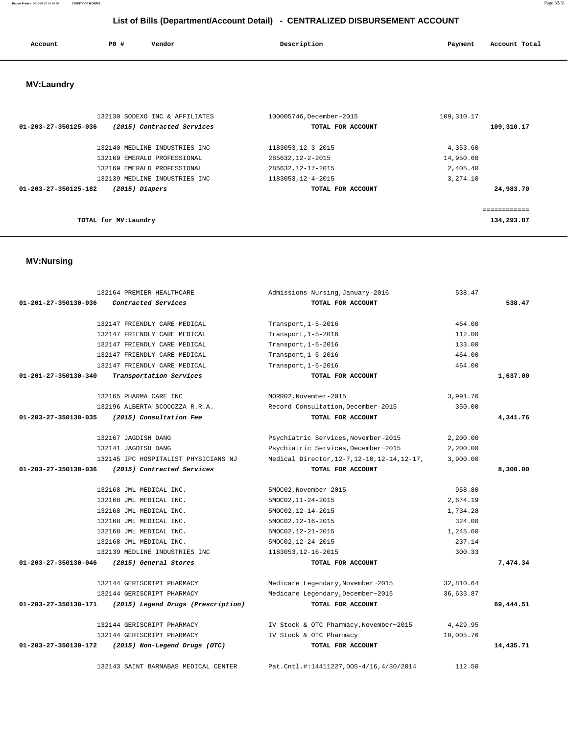# List of Bills (Department/Account Detail) - CENTRALIZED DISBURSEMENT ACCOUNT

## MV:Laundry

| Account | PO # | Vendor | Description | Payment | Account Total |
|---|---|---|---|---|---|
| | 132130 | SODEXO INC & AFFILIATES | 100005746,December~2015 | 109,310.17 | |
| **01-203-27-350125-036** | | ***(2015) Contracted Services*** | **TOTAL FOR ACCOUNT** | | **109,310.17** |
| | 132140 | MEDLINE INDUSTRIES INC | 1183053,12-3-2015 | 4,353.60 | |
| | 132169 | EMERALD PROFESSIONAL | 285632,12-2-2015 | 14,950.60 | |
| | 132169 | EMERALD PROFESSIONAL | 285632,12-17-2015 | 2,405.40 | |
| | 132139 | MEDLINE INDUSTRIES INC | 1183053,12-4-2015 | 3,274.10 | |
| **01-203-27-350125-182** | | ***(2015) Diapers*** | **TOTAL FOR ACCOUNT** | | **24,983.70** |
| | | | | | ============ |
| | | **TOTAL for MV:Laundry** | | | **134,293.87** |

## MV:Nursing

| Account | PO # | Vendor | Description | Payment | Account Total |
|---|---|---|---|---|---|
| | 132164 | PREMIER HEALTHCARE | Admissions Nursing,January-2016 | 538.47 | |
| **01-201-27-350130-036** | | ***Contracted Services*** | **TOTAL FOR ACCOUNT** | | **538.47** |
| | 132147 | FRIENDLY CARE MEDICAL | Transport,1-5-2016 | 464.00 | |
| | 132147 | FRIENDLY CARE MEDICAL | Transport,1-5-2016 | 112.00 | |
| | 132147 | FRIENDLY CARE MEDICAL | Transport,1-5-2016 | 133.00 | |
| | 132147 | FRIENDLY CARE MEDICAL | Transport,1-5-2016 | 464.00 | |
| | 132147 | FRIENDLY CARE MEDICAL | Transport,1-5-2016 | 464.00 | |
| **01-201-27-350130-340** | | ***Transportation Services*** | **TOTAL FOR ACCOUNT** | | **1,637.00** |
| | 132165 | PHARMA CARE INC | MORR02,November-2015 | 3,991.76 | |
| | 132196 | ALBERTA SCOCOZZA R.R.A. | Record Consultation,December-2015 | 350.00 | |
| **01-203-27-350130-035** | | ***(2015) Consultation Fee*** | **TOTAL FOR ACCOUNT** | | **4,341.76** |
| | 132167 | JAGDISH DANG | Psychiatric Services,November-2015 | 2,200.00 | |
| | 132141 | JAGDISH DANG | Psychiatric Services,December~2015 | 2,200.00 | |
| | 132145 | IPC HOSPITALIST PHYSICIANS NJ | Medical Director,12-7,12-10,12-14,12-17, | 3,900.00 | |
| **01-203-27-350130-036** | | ***(2015) Contracted Services*** | **TOTAL FOR ACCOUNT** | | **8,300.00** |
| | 132168 | JML MEDICAL INC. | 5MOC02,November-2015 | 958.80 | |
| | 132168 | JML MEDICAL INC. | 5MOC02,11-24-2015 | 2,674.19 | |
| | 132168 | JML MEDICAL INC. | 5MOC02,12-14-2015 | 1,734.28 | |
| | 132168 | JML MEDICAL INC. | 5MOC02,12-16-2015 | 324.00 | |
| | 132168 | JML MEDICAL INC. | 5MOC02,12-21-2015 | 1,245.60 | |
| | 132168 | JML MEDICAL INC. | 5MOC02,12-24-2015 | 237.14 | |
| | 132139 | MEDLINE INDUSTRIES INC | 1183053,12-16-2015 | 300.33 | |
| **01-203-27-350130-046** | | ***(2015) General Stores*** | **TOTAL FOR ACCOUNT** | | **7,474.34** |
| | 132144 | GERISCRIPT PHARMACY | Medicare Legendary,November~2015 | 32,810.64 | |
| | 132144 | GERISCRIPT PHARMACY | Medicare Legendary,December~2015 | 36,633.87 | |
| **01-203-27-350130-171** | | ***(2015) Legend Drugs (Prescription)*** | **TOTAL FOR ACCOUNT** | | **69,444.51** |
| | 132144 | GERISCRIPT PHARMACY | IV Stock & OTC Pharmacy,November~2015 | 4,429.95 | |
| | 132144 | GERISCRIPT PHARMACY | IV Stock & OTC Pharmacy | 10,005.76 | |
| **01-203-27-350130-172** | | ***(2015) Non-Legend Drugs (OTC)*** | **TOTAL FOR ACCOUNT** | | **14,435.71** |
| | 132143 | SAINT BARNABAS MEDICAL CENTER | Pat.Cntl.#:14411227,DOS-4/16,4/30/2014 | 112.50 | |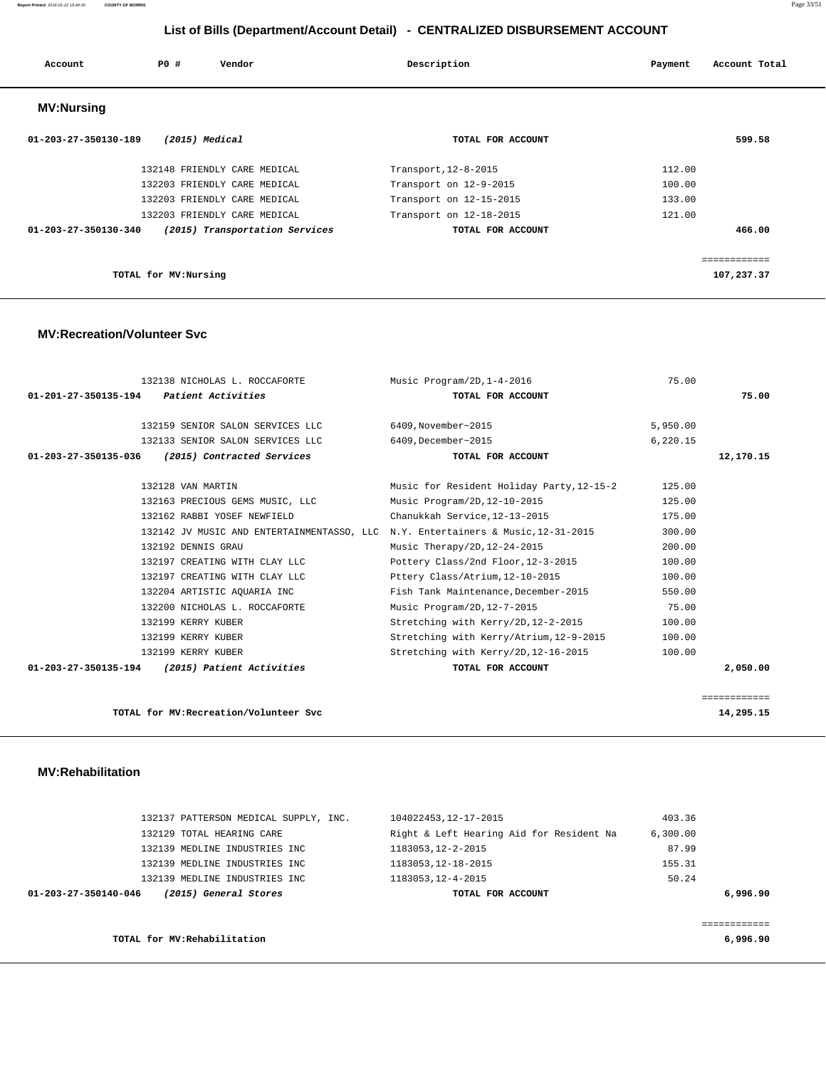# List of Bills (Department/Account Detail) - CENTRALIZED DISBURSEMENT ACCOUNT

| Account | PO # | Vendor | Description | Payment | Account Total |
|---|---|---|---|---|---|

## MV:Nursing

| Account | PO # | Vendor | Description | Payment | Account Total |
|---|---|---|---|---|---|
| 01-203-27-350130-189 | | *(2015) Medical* | **TOTAL FOR ACCOUNT** | | **599.58** |
| | 132148 | FRIENDLY CARE MEDICAL | Transport,12-8-2015 | 112.00 | |
| | 132203 | FRIENDLY CARE MEDICAL | Transport on 12-9-2015 | 100.00 | |
| | 132203 | FRIENDLY CARE MEDICAL | Transport on 12-15-2015 | 133.00 | |
| | 132203 | FRIENDLY CARE MEDICAL | Transport on 12-18-2015 | 121.00 | |
| 01-203-27-350130-340 | | *(2015) Transportation Services* | **TOTAL FOR ACCOUNT** | | **466.00** |
| | | | | | ============ |
| | | **TOTAL for MV:Nursing** | | | **107,237.37** |

## MV:Recreation/Volunteer Svc

| Account | PO # | Vendor | Description | Payment | Account Total |
|---|---|---|---|---|---|
| | 132138 | NICHOLAS L. ROCCAFORTE | Music Program/2D,1-4-2016 | 75.00 | |
| 01-201-27-350135-194 | | *Patient Activities* | **TOTAL FOR ACCOUNT** | | **75.00** |
| | 132159 | SENIOR SALON SERVICES LLC | 6409,November~2015 | 5,950.00 | |
| | 132133 | SENIOR SALON SERVICES LLC | 6409,December~2015 | 6,220.15 | |
| 01-203-27-350135-036 | | *(2015) Contracted Services* | **TOTAL FOR ACCOUNT** | | **12,170.15** |
| | 132128 | VAN MARTIN | Music for Resident Holiday Party,12-15-2 | 125.00 | |
| | 132163 | PRECIOUS GEMS MUSIC, LLC | Music Program/2D,12-10-2015 | 125.00 | |
| | 132162 | RABBI YOSEF NEWFIELD | Chanukkah Service,12-13-2015 | 175.00 | |
| | 132142 | JV MUSIC AND ENTERTAINMENTASSO, LLC | N.Y. Entertainers & Music,12-31-2015 | 300.00 | |
| | 132192 | DENNIS GRAU | Music Therapy/2D,12-24-2015 | 200.00 | |
| | 132197 | CREATING WITH CLAY LLC | Pottery Class/2nd Floor,12-3-2015 | 100.00 | |
| | 132197 | CREATING WITH CLAY LLC | Pttery Class/Atrium,12-10-2015 | 100.00 | |
| | 132204 | ARTISTIC AQUARIA INC | Fish Tank Maintenance,December-2015 | 550.00 | |
| | 132200 | NICHOLAS L. ROCCAFORTE | Music Program/2D,12-7-2015 | 75.00 | |
| | 132199 | KERRY KUBER | Stretching with Kerry/2D,12-2-2015 | 100.00 | |
| | 132199 | KERRY KUBER | Stretching with Kerry/Atrium,12-9-2015 | 100.00 | |
| | 132199 | KERRY KUBER | Stretching with Kerry/2D,12-16-2015 | 100.00 | |
| 01-203-27-350135-194 | | *(2015) Patient Activities* | **TOTAL FOR ACCOUNT** | | **2,050.00** |
| | | | | | ============ |
| | | **TOTAL for MV:Recreation/Volunteer Svc** | | | **14,295.15** |

## MV:Rehabilitation

| Account | PO # | Vendor | Description | Payment | Account Total |
|---|---|---|---|---|---|
| | 132137 | PATTERSON MEDICAL SUPPLY, INC. | 104022453,12-17-2015 | 403.36 | |
| | 132129 | TOTAL HEARING CARE | Right & Left Hearing Aid for Resident Na | 6,300.00 | |
| | 132139 | MEDLINE INDUSTRIES INC | 1183053,12-2-2015 | 87.99 | |
| | 132139 | MEDLINE INDUSTRIES INC | 1183053,12-18-2015 | 155.31 | |
| | 132139 | MEDLINE INDUSTRIES INC | 1183053,12-4-2015 | 50.24 | |
| 01-203-27-350140-046 | | *(2015) General Stores* | **TOTAL FOR ACCOUNT** | | **6,996.90** |
| | | | | | ============ |
| | | **TOTAL for MV:Rehabilitation** | | | **6,996.90** |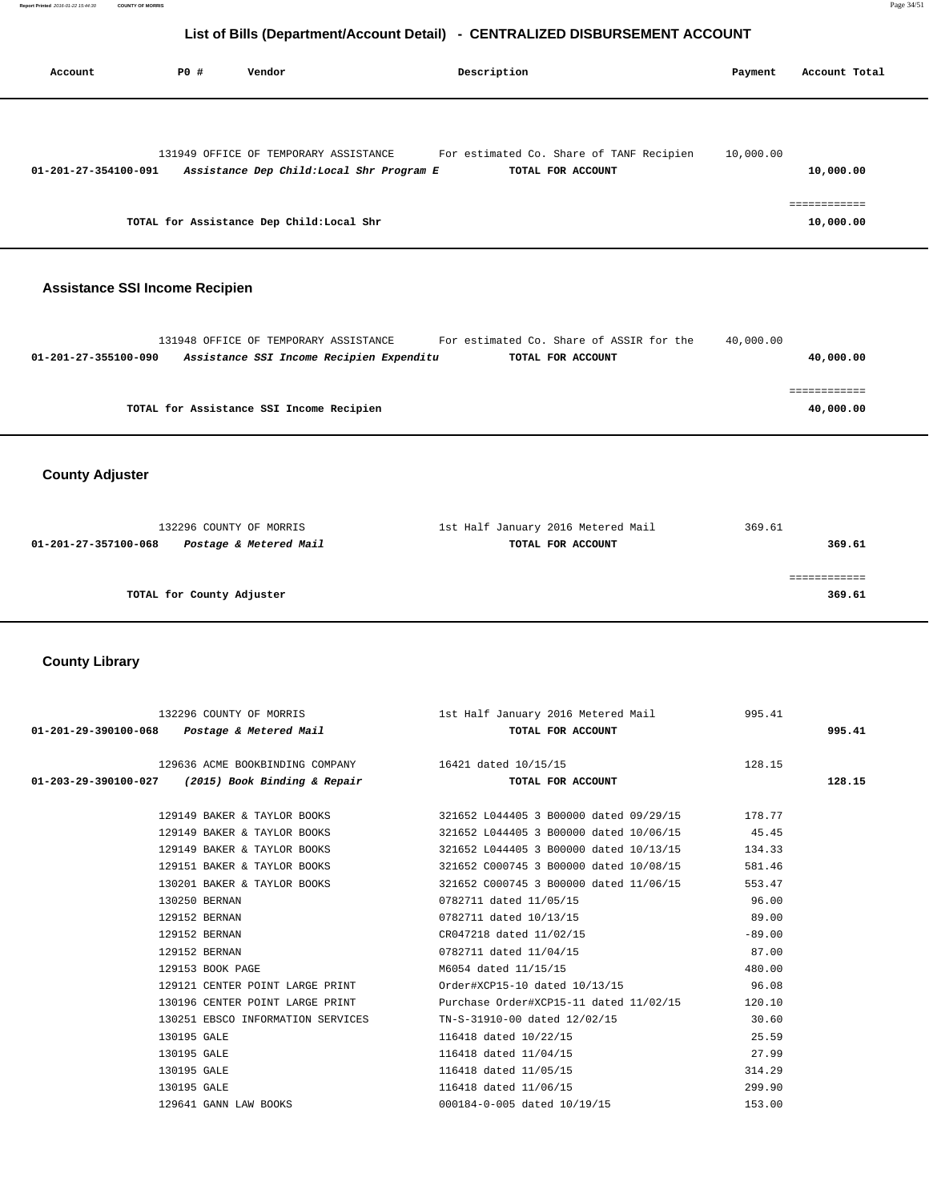## List of Bills (Department/Account Detail) - CENTRALIZED DISBURSEMENT ACCOUNT

| Account | PO # | Vendor | Description | Payment | Account Total |
|---|---|---|---|---|---|
| | 131949 | OFFICE OF TEMPORARY ASSISTANCE | For estimated Co. Share of TANF Recipien | 10,000.00 | |
| **01-201-27-354100-091** | | *Assistance Dep Child:Local Shr Program E* | **TOTAL FOR ACCOUNT** | | **10,000.00** |
| | | | | | ============ |
| | | **TOTAL for Assistance Dep Child:Local Shr** | | | **10,000.00** |

### Assistance SSI Income Recipien

| Account | PO # | Vendor | Description | Payment | Account Total |
|---|---|---|---|---|---|
| | 131948 | OFFICE OF TEMPORARY ASSISTANCE | For estimated Co. Share of ASSIR for the | 40,000.00 | |
| **01-201-27-355100-090** | | *Assistance SSI Income Recipien Expenditu* | **TOTAL FOR ACCOUNT** | | **40,000.00** |
| | | | | | ============ |
| | | **TOTAL for Assistance SSI Income Recipien** | | | **40,000.00** |

### County Adjuster

| Account | PO # | Vendor | Description | Payment | Account Total |
|---|---|---|---|---|---|
| | 132296 | COUNTY OF MORRIS | 1st Half January 2016 Metered Mail | 369.61 | |
| **01-201-27-357100-068** | | *Postage & Metered Mail* | **TOTAL FOR ACCOUNT** | | **369.61** |
| | | | | | ============ |
| | | **TOTAL for County Adjuster** | | | **369.61** |

### County Library

| Account | PO # | Vendor | Description | Payment | Account Total |
|---|---|---|---|---|---|
| | 132296 | COUNTY OF MORRIS | 1st Half January 2016 Metered Mail | 995.41 | |
| **01-201-29-390100-068** | | *Postage & Metered Mail* | **TOTAL FOR ACCOUNT** | | **995.41** |
| | 129636 | ACME BOOKBINDING COMPANY | 16421 dated 10/15/15 | 128.15 | |
| **01-203-29-390100-027** | | *(2015) Book Binding & Repair* | **TOTAL FOR ACCOUNT** | | **128.15** |
| | 129149 | BAKER & TAYLOR BOOKS | 321652 L044405 3 B00000 dated 09/29/15 | 178.77 | |
| | 129149 | BAKER & TAYLOR BOOKS | 321652 L044405 3 B00000 dated 10/06/15 | 45.45 | |
| | 129149 | BAKER & TAYLOR BOOKS | 321652 L044405 3 B00000 dated 10/13/15 | 134.33 | |
| | 129151 | BAKER & TAYLOR BOOKS | 321652 C000745 3 B00000 dated 10/08/15 | 581.46 | |
| | 130201 | BAKER & TAYLOR BOOKS | 321652 C000745 3 B00000 dated 11/06/15 | 553.47 | |
| | 130250 | BERNAN | 0782711 dated 11/05/15 | 96.00 | |
| | 129152 | BERNAN | 0782711 dated 10/13/15 | 89.00 | |
| | 129152 | BERNAN | CR047218 dated 11/02/15 | -89.00 | |
| | 129152 | BERNAN | 0782711 dated 11/04/15 | 87.00 | |
| | 129153 | BOOK PAGE | M6054 dated 11/15/15 | 480.00 | |
| | 129121 | CENTER POINT LARGE PRINT | Order#XCP15-10 dated 10/13/15 | 96.08 | |
| | 130196 | CENTER POINT LARGE PRINT | Purchase Order#XCP15-11 dated 11/02/15 | 120.10 | |
| | 130251 | EBSCO INFORMATION SERVICES | TN-S-31910-00 dated 12/02/15 | 30.60 | |
| | 130195 | GALE | 116418 dated 10/22/15 | 25.59 | |
| | 130195 | GALE | 116418 dated 11/04/15 | 27.99 | |
| | 130195 | GALE | 116418 dated 11/05/15 | 314.29 | |
| | 130195 | GALE | 116418 dated 11/06/15 | 299.90 | |
| | 129641 | GANN LAW BOOKS | 000184-0-005 dated 10/19/15 | 153.00 | |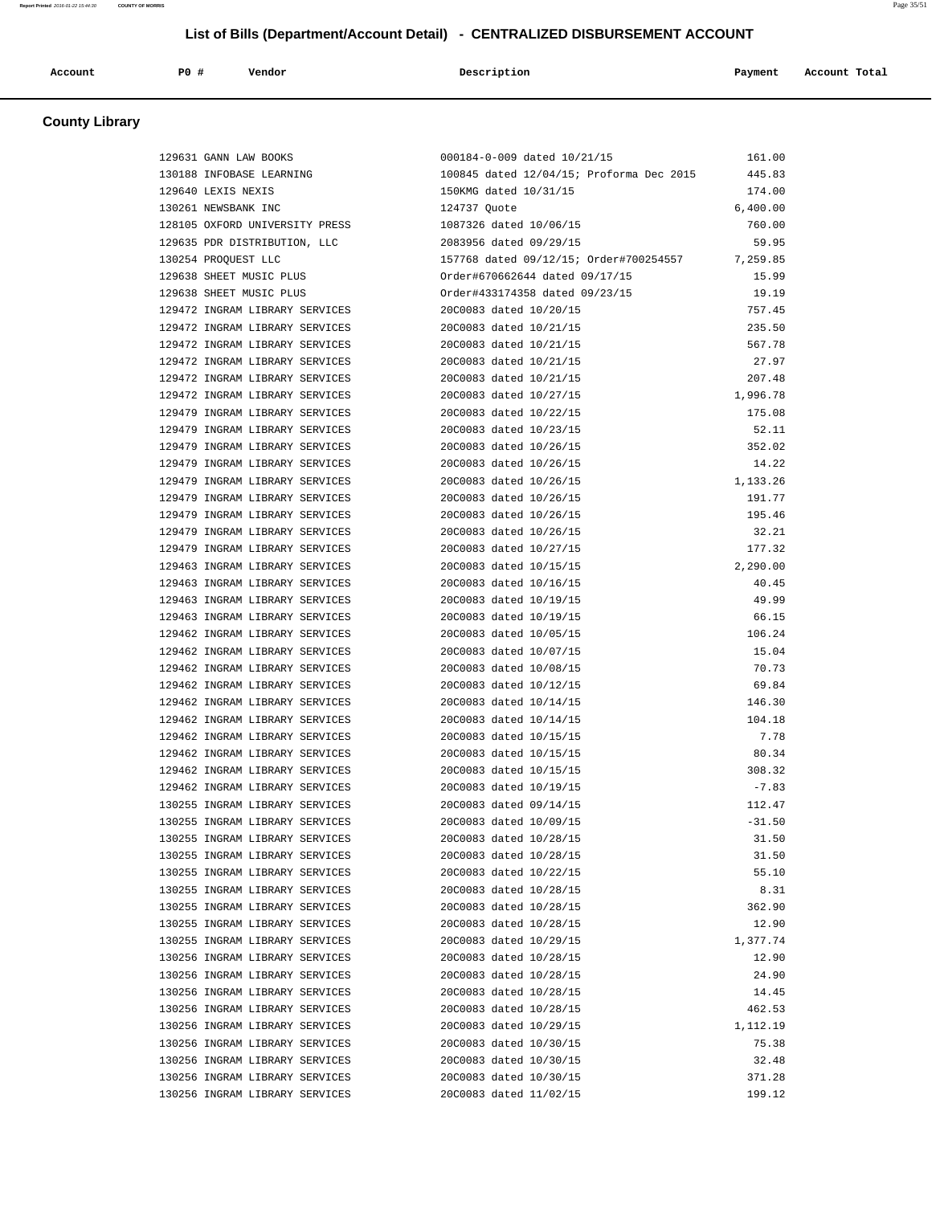## List of Bills (Department/Account Detail) - CENTRALIZED DISBURSEMENT ACCOUNT

### County Library

| Account | PO # | Vendor | Description | Payment | Account Total |
|---|---|---|---|---|---|
| | 129631 | GANN LAW BOOKS | 000184-0-009 dated 10/21/15 | 161.00 | |
| | 130188 | INFOBASE LEARNING | 100845 dated 12/04/15; Proforma Dec 2015 | 445.83 | |
| | 129640 | LEXIS NEXIS | 150KMG dated 10/31/15 | 174.00 | |
| | 130261 | NEWSBANK INC | 124737 Quote | 6,400.00 | |
| | 128105 | OXFORD UNIVERSITY PRESS | 1087326 dated 10/06/15 | 760.00 | |
| | 129635 | PDR DISTRIBUTION, LLC | 2083956 dated 09/29/15 | 59.95 | |
| | 130254 | PROQUEST LLC | 157768 dated 09/12/15; Order#700254557 | 7,259.85 | |
| | 129638 | SHEET MUSIC PLUS | Order#670662644 dated 09/17/15 | 15.99 | |
| | 129638 | SHEET MUSIC PLUS | Order#433174358 dated 09/23/15 | 19.19 | |
| | 129472 | INGRAM LIBRARY SERVICES | 20C0083 dated 10/20/15 | 757.45 | |
| | 129472 | INGRAM LIBRARY SERVICES | 20C0083 dated 10/21/15 | 235.50 | |
| | 129472 | INGRAM LIBRARY SERVICES | 20C0083 dated 10/21/15 | 567.78 | |
| | 129472 | INGRAM LIBRARY SERVICES | 20C0083 dated 10/21/15 | 27.97 | |
| | 129472 | INGRAM LIBRARY SERVICES | 20C0083 dated 10/21/15 | 207.48 | |
| | 129472 | INGRAM LIBRARY SERVICES | 20C0083 dated 10/27/15 | 1,996.78 | |
| | 129479 | INGRAM LIBRARY SERVICES | 20C0083 dated 10/22/15 | 175.08 | |
| | 129479 | INGRAM LIBRARY SERVICES | 20C0083 dated 10/23/15 | 52.11 | |
| | 129479 | INGRAM LIBRARY SERVICES | 20C0083 dated 10/26/15 | 352.02 | |
| | 129479 | INGRAM LIBRARY SERVICES | 20C0083 dated 10/26/15 | 14.22 | |
| | 129479 | INGRAM LIBRARY SERVICES | 20C0083 dated 10/26/15 | 1,133.26 | |
| | 129479 | INGRAM LIBRARY SERVICES | 20C0083 dated 10/26/15 | 191.77 | |
| | 129479 | INGRAM LIBRARY SERVICES | 20C0083 dated 10/26/15 | 195.46 | |
| | 129479 | INGRAM LIBRARY SERVICES | 20C0083 dated 10/26/15 | 32.21 | |
| | 129479 | INGRAM LIBRARY SERVICES | 20C0083 dated 10/27/15 | 177.32 | |
| | 129463 | INGRAM LIBRARY SERVICES | 20C0083 dated 10/15/15 | 2,290.00 | |
| | 129463 | INGRAM LIBRARY SERVICES | 20C0083 dated 10/16/15 | 40.45 | |
| | 129463 | INGRAM LIBRARY SERVICES | 20C0083 dated 10/19/15 | 49.99 | |
| | 129463 | INGRAM LIBRARY SERVICES | 20C0083 dated 10/19/15 | 66.15 | |
| | 129462 | INGRAM LIBRARY SERVICES | 20C0083 dated 10/05/15 | 106.24 | |
| | 129462 | INGRAM LIBRARY SERVICES | 20C0083 dated 10/07/15 | 15.04 | |
| | 129462 | INGRAM LIBRARY SERVICES | 20C0083 dated 10/08/15 | 70.73 | |
| | 129462 | INGRAM LIBRARY SERVICES | 20C0083 dated 10/12/15 | 69.84 | |
| | 129462 | INGRAM LIBRARY SERVICES | 20C0083 dated 10/14/15 | 146.30 | |
| | 129462 | INGRAM LIBRARY SERVICES | 20C0083 dated 10/14/15 | 104.18 | |
| | 129462 | INGRAM LIBRARY SERVICES | 20C0083 dated 10/15/15 | 7.78 | |
| | 129462 | INGRAM LIBRARY SERVICES | 20C0083 dated 10/15/15 | 80.34 | |
| | 129462 | INGRAM LIBRARY SERVICES | 20C0083 dated 10/15/15 | 308.32 | |
| | 129462 | INGRAM LIBRARY SERVICES | 20C0083 dated 10/19/15 | -7.83 | |
| | 130255 | INGRAM LIBRARY SERVICES | 20C0083 dated 09/14/15 | 112.47 | |
| | 130255 | INGRAM LIBRARY SERVICES | 20C0083 dated 10/09/15 | -31.50 | |
| | 130255 | INGRAM LIBRARY SERVICES | 20C0083 dated 10/28/15 | 31.50 | |
| | 130255 | INGRAM LIBRARY SERVICES | 20C0083 dated 10/28/15 | 31.50 | |
| | 130255 | INGRAM LIBRARY SERVICES | 20C0083 dated 10/22/15 | 55.10 | |
| | 130255 | INGRAM LIBRARY SERVICES | 20C0083 dated 10/28/15 | 8.31 | |
| | 130255 | INGRAM LIBRARY SERVICES | 20C0083 dated 10/28/15 | 362.90 | |
| | 130255 | INGRAM LIBRARY SERVICES | 20C0083 dated 10/28/15 | 12.90 | |
| | 130255 | INGRAM LIBRARY SERVICES | 20C0083 dated 10/29/15 | 1,377.74 | |
| | 130256 | INGRAM LIBRARY SERVICES | 20C0083 dated 10/28/15 | 12.90 | |
| | 130256 | INGRAM LIBRARY SERVICES | 20C0083 dated 10/28/15 | 24.90 | |
| | 130256 | INGRAM LIBRARY SERVICES | 20C0083 dated 10/28/15 | 14.45 | |
| | 130256 | INGRAM LIBRARY SERVICES | 20C0083 dated 10/28/15 | 462.53 | |
| | 130256 | INGRAM LIBRARY SERVICES | 20C0083 dated 10/29/15 | 1,112.19 | |
| | 130256 | INGRAM LIBRARY SERVICES | 20C0083 dated 10/30/15 | 75.38 | |
| | 130256 | INGRAM LIBRARY SERVICES | 20C0083 dated 10/30/15 | 32.48 | |
| | 130256 | INGRAM LIBRARY SERVICES | 20C0083 dated 10/30/15 | 371.28 | |
| | 130256 | INGRAM LIBRARY SERVICES | 20C0083 dated 11/02/15 | 199.12 | |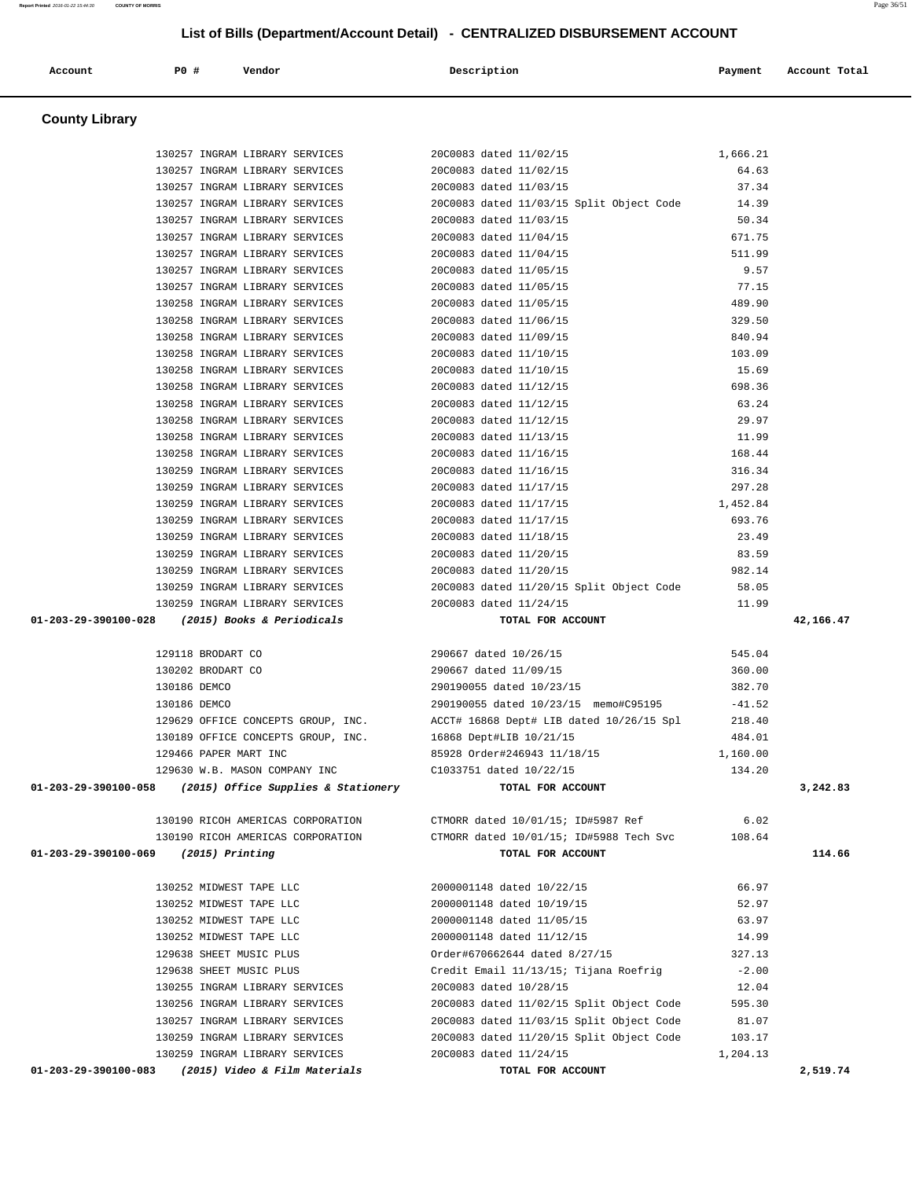## List of Bills (Department/Account Detail) - CENTRALIZED DISBURSEMENT ACCOUNT

| Account | PO # | Vendor | Description | Payment | Account Total |
|---|---|---|---|---|---|

### County Library

| Account | PO # | Vendor | Description | Payment | Account Total |
|---|---|---|---|---|---|
| | 130257 | INGRAM LIBRARY SERVICES | 20C0083 dated 11/02/15 | 1,666.21 | |
| | 130257 | INGRAM LIBRARY SERVICES | 20C0083 dated 11/02/15 | 64.63 | |
| | 130257 | INGRAM LIBRARY SERVICES | 20C0083 dated 11/03/15 | 37.34 | |
| | 130257 | INGRAM LIBRARY SERVICES | 20C0083 dated 11/03/15 Split Object Code | 14.39 | |
| | 130257 | INGRAM LIBRARY SERVICES | 20C0083 dated 11/03/15 | 50.34 | |
| | 130257 | INGRAM LIBRARY SERVICES | 20C0083 dated 11/04/15 | 671.75 | |
| | 130257 | INGRAM LIBRARY SERVICES | 20C0083 dated 11/04/15 | 511.99 | |
| | 130257 | INGRAM LIBRARY SERVICES | 20C0083 dated 11/05/15 | 9.57 | |
| | 130257 | INGRAM LIBRARY SERVICES | 20C0083 dated 11/05/15 | 77.15 | |
| | 130258 | INGRAM LIBRARY SERVICES | 20C0083 dated 11/05/15 | 489.90 | |
| | 130258 | INGRAM LIBRARY SERVICES | 20C0083 dated 11/06/15 | 329.50 | |
| | 130258 | INGRAM LIBRARY SERVICES | 20C0083 dated 11/09/15 | 840.94 | |
| | 130258 | INGRAM LIBRARY SERVICES | 20C0083 dated 11/10/15 | 103.09 | |
| | 130258 | INGRAM LIBRARY SERVICES | 20C0083 dated 11/10/15 | 15.69 | |
| | 130258 | INGRAM LIBRARY SERVICES | 20C0083 dated 11/12/15 | 698.36 | |
| | 130258 | INGRAM LIBRARY SERVICES | 20C0083 dated 11/12/15 | 63.24 | |
| | 130258 | INGRAM LIBRARY SERVICES | 20C0083 dated 11/12/15 | 29.97 | |
| | 130258 | INGRAM LIBRARY SERVICES | 20C0083 dated 11/13/15 | 11.99 | |
| | 130258 | INGRAM LIBRARY SERVICES | 20C0083 dated 11/16/15 | 168.44 | |
| | 130259 | INGRAM LIBRARY SERVICES | 20C0083 dated 11/16/15 | 316.34 | |
| | 130259 | INGRAM LIBRARY SERVICES | 20C0083 dated 11/17/15 | 297.28 | |
| | 130259 | INGRAM LIBRARY SERVICES | 20C0083 dated 11/17/15 | 1,452.84 | |
| | 130259 | INGRAM LIBRARY SERVICES | 20C0083 dated 11/17/15 | 693.76 | |
| | 130259 | INGRAM LIBRARY SERVICES | 20C0083 dated 11/18/15 | 23.49 | |
| | 130259 | INGRAM LIBRARY SERVICES | 20C0083 dated 11/20/15 | 83.59 | |
| | 130259 | INGRAM LIBRARY SERVICES | 20C0083 dated 11/20/15 | 982.14 | |
| | 130259 | INGRAM LIBRARY SERVICES | 20C0083 dated 11/20/15 Split Object Code | 58.05 | |
| | 130259 | INGRAM LIBRARY SERVICES | 20C0083 dated 11/24/15 | 11.99 | |
| **01-203-29-390100-028** | | ***(2015) Books & Periodicals*** | **TOTAL FOR ACCOUNT** | | **42,166.47** |
| | 129118 | BRODART CO | 290667 dated 10/26/15 | 545.04 | |
| | 130202 | BRODART CO | 290667 dated 11/09/15 | 360.00 | |
| | 130186 | DEMCO | 290190055 dated 10/23/15 | 382.70 | |
| | 130186 | DEMCO | 290190055 dated 10/23/15 memo#C95195 | -41.52 | |
| | 129629 | OFFICE CONCEPTS GROUP, INC. | ACCT# 16868 Dept# LIB dated 10/26/15 Spl | 218.40 | |
| | 130189 | OFFICE CONCEPTS GROUP, INC. | 16868 Dept#LIB 10/21/15 | 484.01 | |
| | 129466 | PAPER MART INC | 85928 Order#246943 11/18/15 | 1,160.00 | |
| | 129630 | W.B. MASON COMPANY INC | C1033751 dated 10/22/15 | 134.20 | |
| **01-203-29-390100-058** | | ***(2015) Office Supplies & Stationery*** | **TOTAL FOR ACCOUNT** | | **3,242.83** |
| | 130190 | RICOH AMERICAS CORPORATION | CTMORR dated 10/01/15; ID#5987 Ref | 6.02 | |
| | 130190 | RICOH AMERICAS CORPORATION | CTMORR dated 10/01/15; ID#5988 Tech Svc | 108.64 | |
| **01-203-29-390100-069** | | ***(2015) Printing*** | **TOTAL FOR ACCOUNT** | | **114.66** |
| | 130252 | MIDWEST TAPE LLC | 2000001148 dated 10/22/15 | 66.97 | |
| | 130252 | MIDWEST TAPE LLC | 2000001148 dated 10/19/15 | 52.97 | |
| | 130252 | MIDWEST TAPE LLC | 2000001148 dated 11/05/15 | 63.97 | |
| | 130252 | MIDWEST TAPE LLC | 2000001148 dated 11/12/15 | 14.99 | |
| | 129638 | SHEET MUSIC PLUS | Order#670662644 dated 8/27/15 | 327.13 | |
| | 129638 | SHEET MUSIC PLUS | Credit Email 11/13/15; Tijana Roefrig | -2.00 | |
| | 130255 | INGRAM LIBRARY SERVICES | 20C0083 dated 10/28/15 | 12.04 | |
| | 130256 | INGRAM LIBRARY SERVICES | 20C0083 dated 11/02/15 Split Object Code | 595.30 | |
| | 130257 | INGRAM LIBRARY SERVICES | 20C0083 dated 11/03/15 Split Object Code | 81.07 | |
| | 130259 | INGRAM LIBRARY SERVICES | 20C0083 dated 11/20/15 Split Object Code | 103.17 | |
| | 130259 | INGRAM LIBRARY SERVICES | 20C0083 dated 11/24/15 | 1,204.13 | |
| **01-203-29-390100-083** | | ***(2015) Video & Film Materials*** | **TOTAL FOR ACCOUNT** | | **2,519.74** |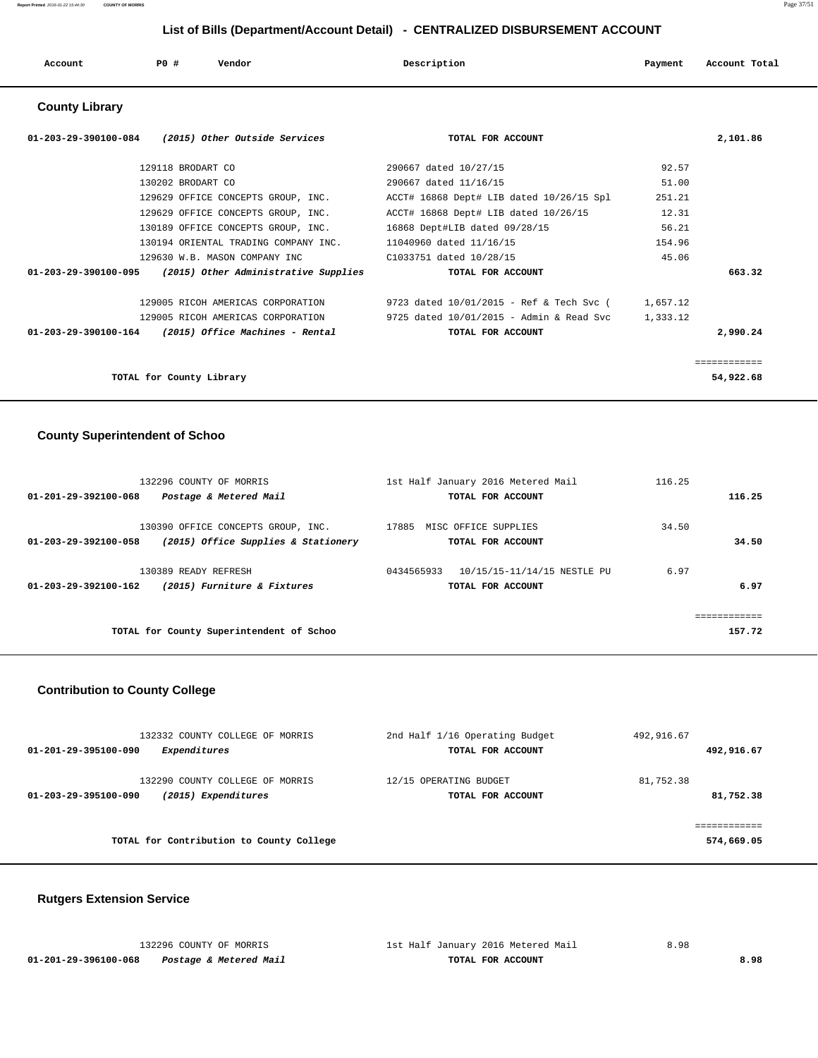## List of Bills (Department/Account Detail) - CENTRALIZED DISBURSEMENT ACCOUNT

| Account | PO # | Vendor | Description | Payment | Account Total |
|---|---|---|---|---|---|

### County Library

| Account | PO # | Vendor | Description | Payment | Account Total |
|---|---|---|---|---|---|
| 01-203-29-390100-084 | | *(2015) Other Outside Services* | TOTAL FOR ACCOUNT | | 2,101.86 |
| | 129118 | BRODART CO | 290667 dated 10/27/15 | 92.57 | |
| | 130202 | BRODART CO | 290667 dated 11/16/15 | 51.00 | |
| | 129629 | OFFICE CONCEPTS GROUP, INC. | ACCT# 16868 Dept# LIB dated 10/26/15 Spl | 251.21 | |
| | 129629 | OFFICE CONCEPTS GROUP, INC. | ACCT# 16868 Dept# LIB dated 10/26/15 | 12.31 | |
| | 130189 | OFFICE CONCEPTS GROUP, INC. | 16868 Dept#LIB dated 09/28/15 | 56.21 | |
| | 130194 | ORIENTAL TRADING COMPANY INC. | 11040960 dated 11/16/15 | 154.96 | |
| | 129630 | W.B. MASON COMPANY INC | C1033751 dated 10/28/15 | 45.06 | |
| 01-203-29-390100-095 | | *(2015) Other Administrative Supplies* | TOTAL FOR ACCOUNT | | 663.32 |
| | 129005 | RICOH AMERICAS CORPORATION | 9723 dated 10/01/2015 - Ref & Tech Svc ( | 1,657.12 | |
| | 129005 | RICOH AMERICAS CORPORATION | 9725 dated 10/01/2015 - Admin & Read Svc | 1,333.12 | |
| 01-203-29-390100-164 | | *(2015) Office Machines - Rental* | TOTAL FOR ACCOUNT | | 2,990.24 |
| | | TOTAL for County Library | | | 54,922.68 |

### County Superintendent of Schoo

| Account | PO # | Vendor | Description | Payment | Account Total |
|---|---|---|---|---|---|
| | 132296 | COUNTY OF MORRIS | 1st Half January 2016 Metered Mail | 116.25 | |
| 01-201-29-392100-068 | | *Postage & Metered Mail* | TOTAL FOR ACCOUNT | | 116.25 |
| | 130390 | OFFICE CONCEPTS GROUP, INC. | 17885 MISC OFFICE SUPPLIES | 34.50 | |
| 01-203-29-392100-058 | | *(2015) Office Supplies & Stationery* | TOTAL FOR ACCOUNT | | 34.50 |
| | 130389 | READY REFRESH | 0434565933 10/15/15-11/14/15 NESTLE PU | 6.97 | |
| 01-203-29-392100-162 | | *(2015) Furniture & Fixtures* | TOTAL FOR ACCOUNT | | 6.97 |
| | | TOTAL for County Superintendent of Schoo | | | 157.72 |

### Contribution to County College

| Account | PO # | Vendor | Description | Payment | Account Total |
|---|---|---|---|---|---|
| | 132332 | COUNTY COLLEGE OF MORRIS | 2nd Half 1/16 Operating Budget | 492,916.67 | |
| 01-201-29-395100-090 | | *Expenditures* | TOTAL FOR ACCOUNT | | 492,916.67 |
| | 132290 | COUNTY COLLEGE OF MORRIS | 12/15 OPERATING BUDGET | 81,752.38 | |
| 01-203-29-395100-090 | | *(2015) Expenditures* | TOTAL FOR ACCOUNT | | 81,752.38 |
| | | TOTAL for Contribution to County College | | | 574,669.05 |

### Rutgers Extension Service

| Account | PO # | Vendor | Description | Payment | Account Total |
|---|---|---|---|---|---|
| | 132296 | COUNTY OF MORRIS | 1st Half January 2016 Metered Mail | 8.98 | |
| 01-201-29-396100-068 | | *Postage & Metered Mail* | TOTAL FOR ACCOUNT | | 8.98 |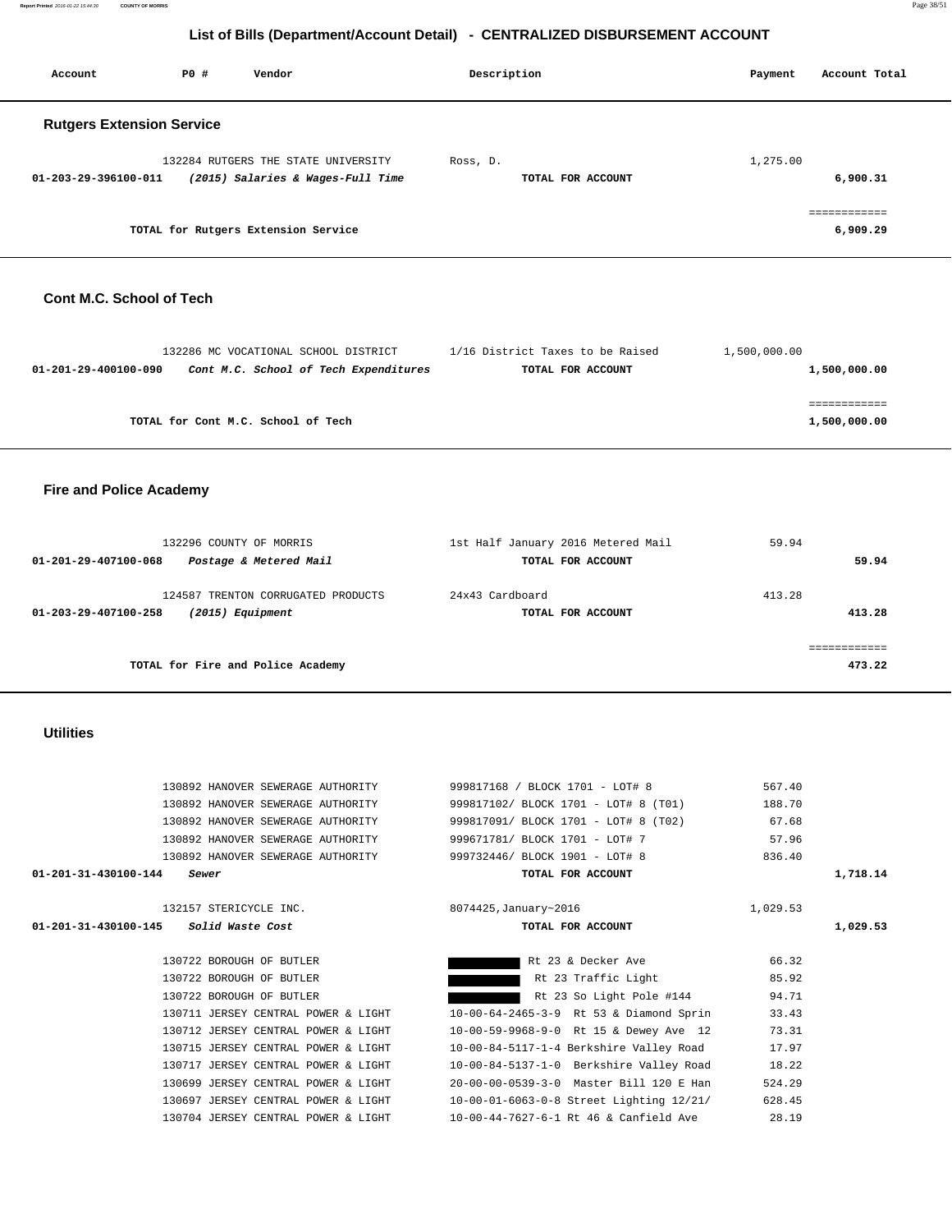## List of Bills (Department/Account Detail) - CENTRALIZED DISBURSEMENT ACCOUNT

| Account | P0 # | Vendor | Description | Payment | Account Total |
|---|---|---|---|---|---|

### Rutgers Extension Service

| Account | P0 # | Vendor | Description | Payment | Account Total |
|---|---|---|---|---|---|
| | 132284 | RUTGERS THE STATE UNIVERSITY | Ross, D. | 1,275.00 | |
| 01-203-29-396100-011 | | *(2015) Salaries & Wages-Full Time* | TOTAL FOR ACCOUNT | | 6,900.31 |
| | | | | | ============ |
| | | TOTAL for Rutgers Extension Service | | | 6,909.29 |

### Cont M.C. School of Tech

| Account | P0 # | Vendor | Description | Payment | Account Total |
|---|---|---|---|---|---|
| | 132286 | MC VOCATIONAL SCHOOL DISTRICT | 1/16 District Taxes to be Raised | 1,500,000.00 | |
| 01-201-29-400100-090 | | *Cont M.C. School of Tech Expenditures* | TOTAL FOR ACCOUNT | | 1,500,000.00 |
| | | | | | ============ |
| | | TOTAL for Cont M.C. School of Tech | | | 1,500,000.00 |

### Fire and Police Academy

| Account | P0 # | Vendor | Description | Payment | Account Total |
|---|---|---|---|---|---|
| | 132296 | COUNTY OF MORRIS | 1st Half January 2016 Metered Mail | 59.94 | |
| 01-201-29-407100-068 | | *Postage & Metered Mail* | TOTAL FOR ACCOUNT | | 59.94 |
| | 124587 | TRENTON CORRUGATED PRODUCTS | 24x43 Cardboard | 413.28 | |
| 01-203-29-407100-258 | | *(2015) Equipment* | TOTAL FOR ACCOUNT | | 413.28 |
| | | | | | ============ |
| | | TOTAL for Fire and Police Academy | | | 473.22 |

### Utilities

| Account | P0 # | Vendor | Description | Payment | Account Total |
|---|---|---|---|---|---|
| | 130892 | HANOVER SEWERAGE AUTHORITY | 999817168 / BLOCK 1701 - LOT# 8 | 567.40 | |
| | 130892 | HANOVER SEWERAGE AUTHORITY | 999817102/ BLOCK 1701 - LOT# 8 (T01) | 188.70 | |
| | 130892 | HANOVER SEWERAGE AUTHORITY | 999817091/ BLOCK 1701 - LOT# 8 (T02) | 67.68 | |
| | 130892 | HANOVER SEWERAGE AUTHORITY | 999671781/ BLOCK 1701 - LOT# 7 | 57.96 | |
| | 130892 | HANOVER SEWERAGE AUTHORITY | 999732446/ BLOCK 1901 - LOT# 8 | 836.40 | |
| 01-201-31-430100-144 | | *Sewer* | TOTAL FOR ACCOUNT | | 1,718.14 |
| | 132157 | STERICYCLE INC. | 8074425,January~2016 | 1,029.53 | |
| 01-201-31-430100-145 | | *Solid Waste Cost* | TOTAL FOR ACCOUNT | | 1,029.53 |
| | 130722 | BOROUGH OF BUTLER | Rt 23 & Decker Ave | 66.32 | |
| | 130722 | BOROUGH OF BUTLER | Rt 23 Traffic Light | 85.92 | |
| | 130722 | BOROUGH OF BUTLER | Rt 23 So Light Pole #144 | 94.71 | |
| | 130711 | JERSEY CENTRAL POWER & LIGHT | 10-00-64-2465-3-9 Rt 53 & Diamond Sprin | 33.43 | |
| | 130712 | JERSEY CENTRAL POWER & LIGHT | 10-00-59-9968-9-0 Rt 15 & Dewey Ave 12 | 73.31 | |
| | 130715 | JERSEY CENTRAL POWER & LIGHT | 10-00-84-5117-1-4 Berkshire Valley Road | 17.97 | |
| | 130717 | JERSEY CENTRAL POWER & LIGHT | 10-00-84-5137-1-0 Berkshire Valley Road | 18.22 | |
| | 130699 | JERSEY CENTRAL POWER & LIGHT | 20-00-00-0539-3-0 Master Bill 120 E Han | 524.29 | |
| | 130697 | JERSEY CENTRAL POWER & LIGHT | 10-00-01-6063-0-8 Street Lighting 12/21/ | 628.45 | |
| | 130704 | JERSEY CENTRAL POWER & LIGHT | 10-00-44-7627-6-1 Rt 46 & Canfield Ave | 28.19 | |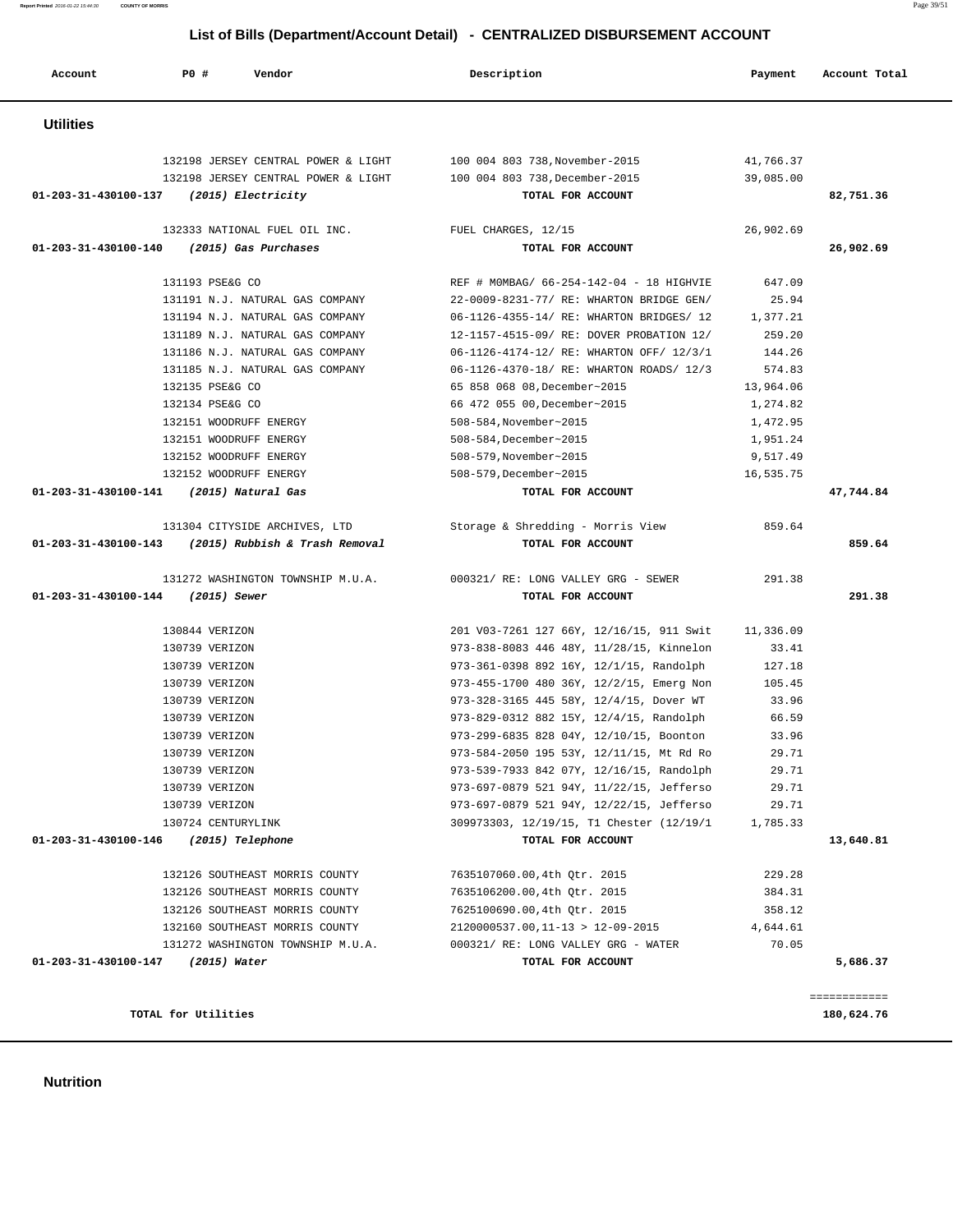## List of Bills (Department/Account Detail) - CENTRALIZED DISBURSEMENT ACCOUNT

| Account | PO # | Vendor | Description | Payment | Account Total |
|---|---|---|---|---|---|

### Utilities

| Account | PO # | Vendor | Description | Payment | Account Total |
|---|---|---|---|---|---|
| | 132198 | JERSEY CENTRAL POWER & LIGHT | 100 004 803 738,November-2015 | 41,766.37 | |
| | 132198 | JERSEY CENTRAL POWER & LIGHT | 100 004 803 738,December-2015 | 39,085.00 | |
| **01-203-31-430100-137** | | ***(2015) Electricity*** | **TOTAL FOR ACCOUNT** | | **82,751.36** |
| | 132333 | NATIONAL FUEL OIL INC. | FUEL CHARGES, 12/15 | 26,902.69 | |
| **01-203-31-430100-140** | | ***(2015) Gas Purchases*** | **TOTAL FOR ACCOUNT** | | **26,902.69** |
| | 131193 | PSE&G CO | REF # M0MBAG/ 66-254-142-04 - 18 HIGHVIE | 647.09 | |
| | 131191 | N.J. NATURAL GAS COMPANY | 22-0009-8231-77/ RE: WHARTON BRIDGE GEN/ | 25.94 | |
| | 131194 | N.J. NATURAL GAS COMPANY | 06-1126-4355-14/ RE: WHARTON BRIDGES/ 12 | 1,377.21 | |
| | 131189 | N.J. NATURAL GAS COMPANY | 12-1157-4515-09/ RE: DOVER PROBATION 12/ | 259.20 | |
| | 131186 | N.J. NATURAL GAS COMPANY | 06-1126-4174-12/ RE: WHARTON OFF/ 12/3/1 | 144.26 | |
| | 131185 | N.J. NATURAL GAS COMPANY | 06-1126-4370-18/ RE: WHARTON ROADS/ 12/3 | 574.83 | |
| | 132135 | PSE&G CO | 65 858 068 08,December~2015 | 13,964.06 | |
| | 132134 | PSE&G CO | 66 472 055 00,December~2015 | 1,274.82 | |
| | 132151 | WOODRUFF ENERGY | 508-584,November~2015 | 1,472.95 | |
| | 132151 | WOODRUFF ENERGY | 508-584,December~2015 | 1,951.24 | |
| | 132152 | WOODRUFF ENERGY | 508-579,November~2015 | 9,517.49 | |
| | 132152 | WOODRUFF ENERGY | 508-579,December~2015 | 16,535.75 | |
| **01-203-31-430100-141** | | ***(2015) Natural Gas*** | **TOTAL FOR ACCOUNT** | | **47,744.84** |
| | 131304 | CITYSIDE ARCHIVES, LTD | Storage & Shredding - Morris View | 859.64 | |
| **01-203-31-430100-143** | | ***(2015) Rubbish & Trash Removal*** | **TOTAL FOR ACCOUNT** | | **859.64** |
| | 131272 | WASHINGTON TOWNSHIP M.U.A. | 000321/ RE: LONG VALLEY GRG - SEWER | 291.38 | |
| **01-203-31-430100-144** | | ***(2015) Sewer*** | **TOTAL FOR ACCOUNT** | | **291.38** |
| | 130844 | VERIZON | 201 V03-7261 127 66Y, 12/16/15, 911 Swit | 11,336.09 | |
| | 130739 | VERIZON | 973-838-8083 446 48Y, 11/28/15, Kinnelon | 33.41 | |
| | 130739 | VERIZON | 973-361-0398 892 16Y, 12/1/15, Randolph | 127.18 | |
| | 130739 | VERIZON | 973-455-1700 480 36Y, 12/2/15, Emerg Non | 105.45 | |
| | 130739 | VERIZON | 973-328-3165 445 58Y, 12/4/15, Dover WT | 33.96 | |
| | 130739 | VERIZON | 973-829-0312 882 15Y, 12/4/15, Randolph | 66.59 | |
| | 130739 | VERIZON | 973-299-6835 828 04Y, 12/10/15, Boonton | 33.96 | |
| | 130739 | VERIZON | 973-584-2050 195 53Y, 12/11/15, Mt Rd Ro | 29.71 | |
| | 130739 | VERIZON | 973-539-7933 842 07Y, 12/16/15, Randolph | 29.71 | |
| | 130739 | VERIZON | 973-697-0879 521 94Y, 11/22/15, Jefferso | 29.71 | |
| | 130739 | VERIZON | 973-697-0879 521 94Y, 12/22/15, Jefferso | 29.71 | |
| | 130724 | CENTURYLINK | 309973303, 12/19/15, T1 Chester (12/19/1 | 1,785.33 | |
| **01-203-31-430100-146** | | ***(2015) Telephone*** | **TOTAL FOR ACCOUNT** | | **13,640.81** |
| | 132126 | SOUTHEAST MORRIS COUNTY | 7635107060.00,4th Qtr. 2015 | 229.28 | |
| | 132126 | SOUTHEAST MORRIS COUNTY | 7635106200.00,4th Qtr. 2015 | 384.31 | |
| | 132126 | SOUTHEAST MORRIS COUNTY | 7625100690.00,4th Qtr. 2015 | 358.12 | |
| | 132160 | SOUTHEAST MORRIS COUNTY | 2120000537.00,11-13 > 12-09-2015 | 4,644.61 | |
| | 131272 | WASHINGTON TOWNSHIP M.U.A. | 000321/ RE: LONG VALLEY GRG - WATER | 70.05 | |
| **01-203-31-430100-147** | | ***(2015) Water*** | **TOTAL FOR ACCOUNT** | | **5,686.37** |
| | | | | | ============ |
| | **TOTAL for Utilities** | | | | **180,624.76** |

### Nutrition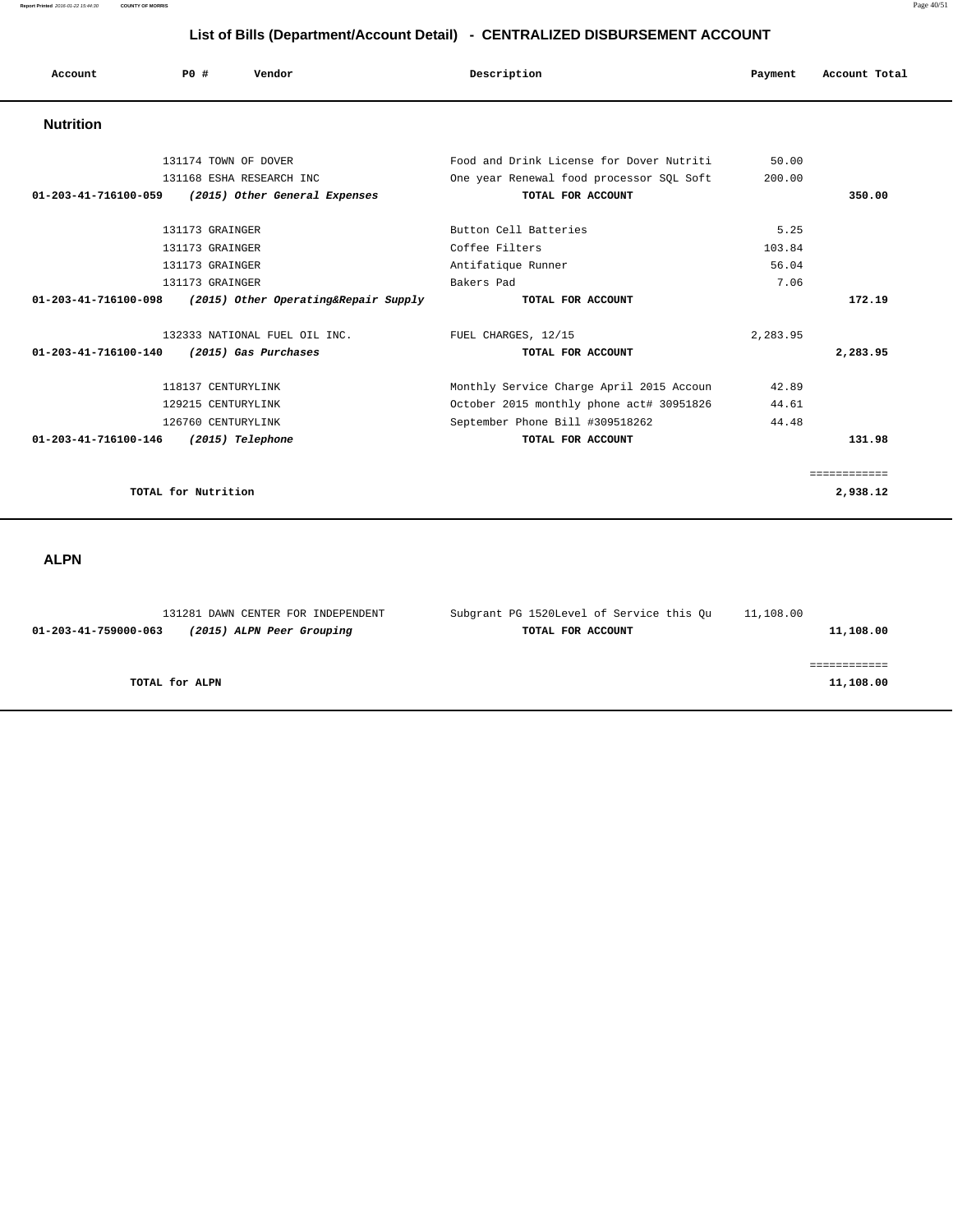# List of Bills (Department/Account Detail) - CENTRALIZED DISBURSEMENT ACCOUNT

| Account | PO # | Vendor | Description | Payment | Account Total |
|---|---|---|---|---|---|

## Nutrition

| Account | PO # | Vendor | Description | Payment | Account Total |
|---|---|---|---|---|---|
| | 131174 | TOWN OF DOVER | Food and Drink License for Dover Nutriti | 50.00 | |
| | 131168 | ESHA RESEARCH INC | One year Renewal food processor SQL Soft | 200.00 | |
| **01-203-41-716100-059** | ***(2015) Other General Expenses*** | | **TOTAL FOR ACCOUNT** | | **350.00** |
| | 131173 | GRAINGER | Button Cell Batteries | 5.25 | |
| | 131173 | GRAINGER | Coffee Filters | 103.84 | |
| | 131173 | GRAINGER | Antifatique Runner | 56.04 | |
| | 131173 | GRAINGER | Bakers Pad | 7.06 | |
| **01-203-41-716100-098** | ***(2015) Other Operating&Repair Supply*** | | **TOTAL FOR ACCOUNT** | | **172.19** |
| | 132333 | NATIONAL FUEL OIL INC. | FUEL CHARGES, 12/15 | 2,283.95 | |
| **01-203-41-716100-140** | ***(2015) Gas Purchases*** | | **TOTAL FOR ACCOUNT** | | **2,283.95** |
| | 118137 | CENTURYLINK | Monthly Service Charge April 2015 Accoun | 42.89 | |
| | 129215 | CENTURYLINK | October 2015 monthly phone act# 30951826 | 44.61 | |
| | 126760 | CENTURYLINK | September Phone Bill #309518262 | 44.48 | |
| **01-203-41-716100-146** | ***(2015) Telephone*** | | **TOTAL FOR ACCOUNT** | | **131.98** |
| | | | | | ============ |
| **TOTAL for Nutrition** | | | | | **2,938.12** |

## ALPN

| Account | PO # | Vendor | Description | Payment | Account Total |
|---|---|---|---|---|---|
| | 131281 | DAWN CENTER FOR INDEPENDENT | Subgrant PG 1520Level of Service this Qu | 11,108.00 | |
| **01-203-41-759000-063** | ***(2015) ALPN Peer Grouping*** | | **TOTAL FOR ACCOUNT** | | **11,108.00** |
| | | | | | ============ |
| **TOTAL for ALPN** | | | | | **11,108.00** |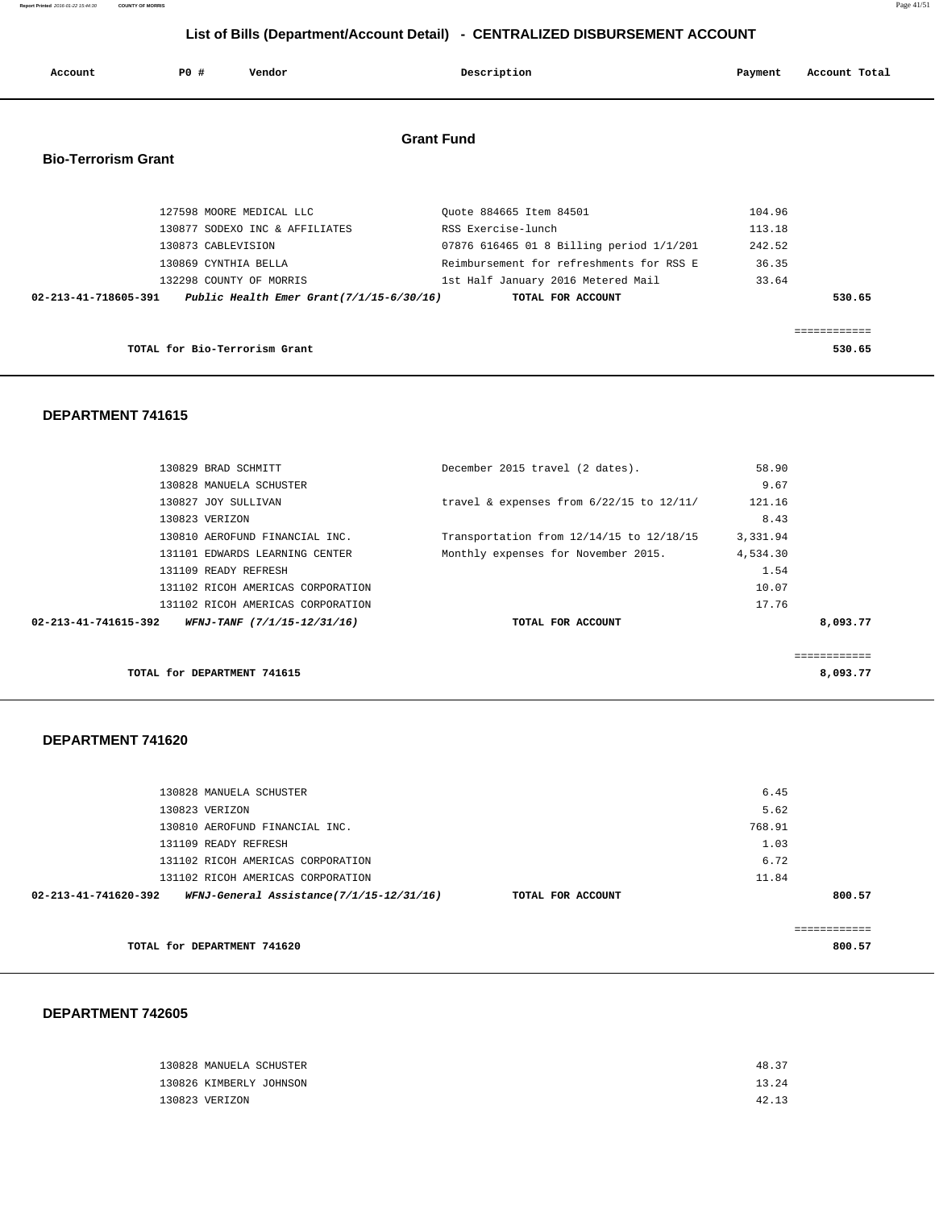# List of Bills (Department/Account Detail) - CENTRALIZED DISBURSEMENT ACCOUNT

| Account | PO # | Vendor | Description | Payment | Account Total |
|---|---|---|---|---|---|

## Grant Fund

### Bio-Terrorism Grant

| Account | PO # | Vendor | Description | Payment | Account Total |
|---|---|---|---|---|---|
| | 127598 | MOORE MEDICAL LLC | Quote 884665 Item 84501 | 104.96 | |
| | 130877 | SODEXO INC & AFFILIATES | RSS Exercise-lunch | 113.18 | |
| | 130873 | CABLEVISION | 07876 616465 01 8 Billing period 1/1/201 | 242.52 | |
| | 130869 | CYNTHIA BELLA | Reimbursement for refreshments for RSS E | 36.35 | |
| | 132298 | COUNTY OF MORRIS | 1st Half January 2016 Metered Mail | 33.64 | |
| **02-213-41-718605-391** | | ***Public Health Emer Grant(7/1/15-6/30/16)*** | **TOTAL FOR ACCOUNT** | | **530.65** |

**TOTAL for Bio-Terrorism Grant** ============ **530.65**

### DEPARTMENT 741615

| Account | PO # | Vendor | Description | Payment | Account Total |
|---|---|---|---|---|---|
| | 130829 | BRAD SCHMITT | December 2015 travel (2 dates). | 58.90 | |
| | 130828 | MANUELA SCHUSTER | | 9.67 | |
| | 130827 | JOY SULLIVAN | travel & expenses from 6/22/15 to 12/11/ | 121.16 | |
| | 130823 | VERIZON | | 8.43 | |
| | 130810 | AEROFUND FINANCIAL INC. | Transportation from 12/14/15 to 12/18/15 | 3,331.94 | |
| | 131101 | EDWARDS LEARNING CENTER | Monthly expenses for November 2015. | 4,534.30 | |
| | 131109 | READY REFRESH | | 1.54 | |
| | 131102 | RICOH AMERICAS CORPORATION | | 10.07 | |
| | 131102 | RICOH AMERICAS CORPORATION | | 17.76 | |
| **02-213-41-741615-392** | | ***WFNJ-TANF (7/1/15-12/31/16)*** | **TOTAL FOR ACCOUNT** | | **8,093.77** |

**TOTAL for DEPARTMENT 741615** ============ **8,093.77**

### DEPARTMENT 741620

| Account | PO # | Vendor | Description | Payment | Account Total |
|---|---|---|---|---|---|
| | 130828 | MANUELA SCHUSTER | | 6.45 | |
| | 130823 | VERIZON | | 5.62 | |
| | 130810 | AEROFUND FINANCIAL INC. | | 768.91 | |
| | 131109 | READY REFRESH | | 1.03 | |
| | 131102 | RICOH AMERICAS CORPORATION | | 6.72 | |
| | 131102 | RICOH AMERICAS CORPORATION | | 11.84 | |
| **02-213-41-741620-392** | | ***WFNJ-General Assistance(7/1/15-12/31/16)*** | **TOTAL FOR ACCOUNT** | | **800.57** |

**TOTAL for DEPARTMENT 741620** ============ **800.57**

### DEPARTMENT 742605

| Account | PO # | Vendor | Description | Payment | Account Total |
|---|---|---|---|---|---|
| | 130828 | MANUELA SCHUSTER | | 48.37 | |
| | 130826 | KIMBERLY JOHNSON | | 13.24 | |
| | 130823 | VERIZON | | 42.13 | |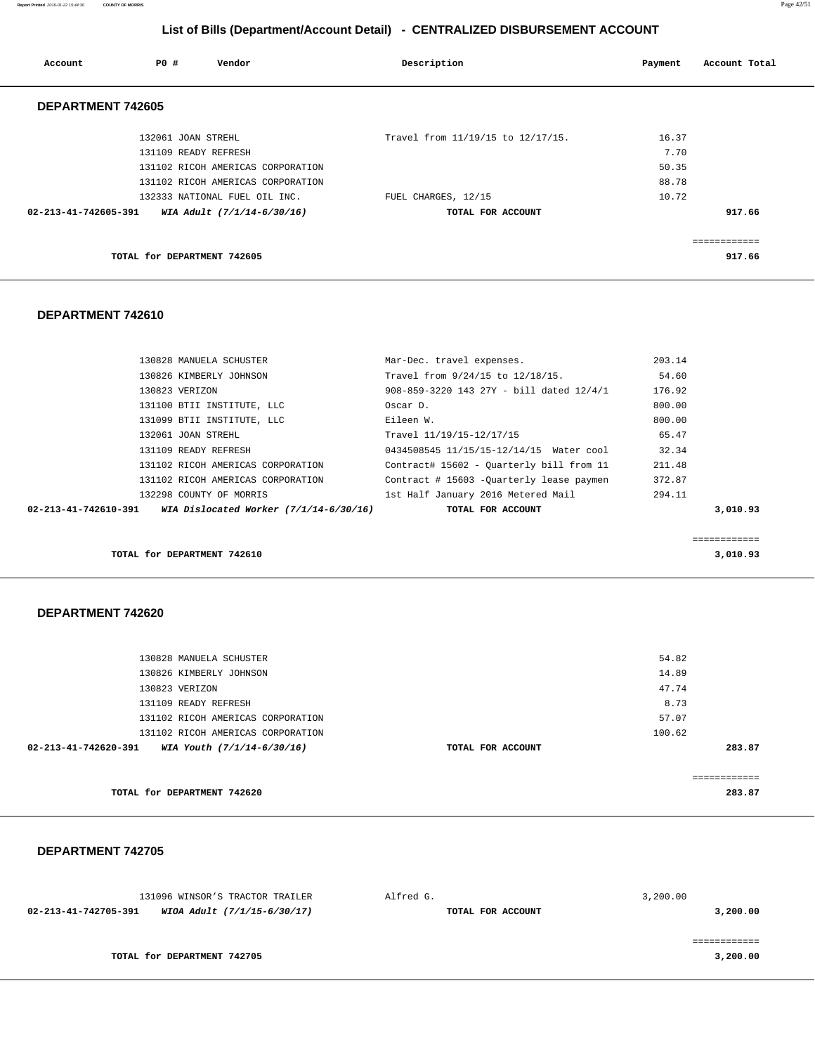## List of Bills (Department/Account Detail) - CENTRALIZED DISBURSEMENT ACCOUNT

| Account | PO # | Vendor | Description | Payment | Account Total |
|---|---|---|---|---|---|

### DEPARTMENT 742605

| Account | PO # | Vendor | Description | Payment | Account Total |
|---|---|---|---|---|---|
| | 132061 | JOAN STREHL | Travel from 11/19/15 to 12/17/15. | 16.37 | |
| | 131109 | READY REFRESH | | 7.70 | |
| | 131102 | RICOH AMERICAS CORPORATION | | 50.35 | |
| | 131102 | RICOH AMERICAS CORPORATION | | 88.78 | |
| | 132333 | NATIONAL FUEL OIL INC. | FUEL CHARGES, 12/15 | 10.72 | |
| 02-213-41-742605-391 | | *WIA Adult (7/1/14-6/30/16)* | TOTAL FOR ACCOUNT | | 917.66 |

TOTAL for DEPARTMENT 742605 — 917.66

### DEPARTMENT 742610

| Account | PO # | Vendor | Description | Payment | Account Total |
|---|---|---|---|---|---|
| | 130828 | MANUELA SCHUSTER | Mar-Dec. travel expenses. | 203.14 | |
| | 130826 | KIMBERLY JOHNSON | Travel from 9/24/15 to 12/18/15. | 54.60 | |
| | 130823 | VERIZON | 908-859-3220 143 27Y - bill dated 12/4/1 | 176.92 | |
| | 131100 | BTII INSTITUTE, LLC | Oscar D. | 800.00 | |
| | 131099 | BTII INSTITUTE, LLC | Eileen W. | 800.00 | |
| | 132061 | JOAN STREHL | Travel 11/19/15-12/17/15 | 65.47 | |
| | 131109 | READY REFRESH | 0434508545 11/15/15-12/14/15 Water cool | 32.34 | |
| | 131102 | RICOH AMERICAS CORPORATION | Contract# 15602 - Quarterly bill from 11 | 211.48 | |
| | 131102 | RICOH AMERICAS CORPORATION | Contract # 15603 -Quarterly lease paymen | 372.87 | |
| | 132298 | COUNTY OF MORRIS | 1st Half January 2016 Metered Mail | 294.11 | |
| 02-213-41-742610-391 | | *WIA Dislocated Worker (7/1/14-6/30/16)* | TOTAL FOR ACCOUNT | | 3,010.93 |

TOTAL for DEPARTMENT 742610 — 3,010.93

### DEPARTMENT 742620

| Account | PO # | Vendor | Description | Payment | Account Total |
|---|---|---|---|---|---|
| | 130828 | MANUELA SCHUSTER | | 54.82 | |
| | 130826 | KIMBERLY JOHNSON | | 14.89 | |
| | 130823 | VERIZON | | 47.74 | |
| | 131109 | READY REFRESH | | 8.73 | |
| | 131102 | RICOH AMERICAS CORPORATION | | 57.07 | |
| | 131102 | RICOH AMERICAS CORPORATION | | 100.62 | |
| 02-213-41-742620-391 | | *WIA Youth (7/1/14-6/30/16)* | TOTAL FOR ACCOUNT | | 283.87 |

TOTAL for DEPARTMENT 742620 — 283.87

### DEPARTMENT 742705

| Account | PO # | Vendor | Description | Payment | Account Total |
|---|---|---|---|---|---|
| | 131096 | WINSOR'S TRACTOR TRAILER | Alfred G. | 3,200.00 | |
| 02-213-41-742705-391 | | *WIOA Adult (7/1/15-6/30/17)* | TOTAL FOR ACCOUNT | | 3,200.00 |

TOTAL for DEPARTMENT 742705 — 3,200.00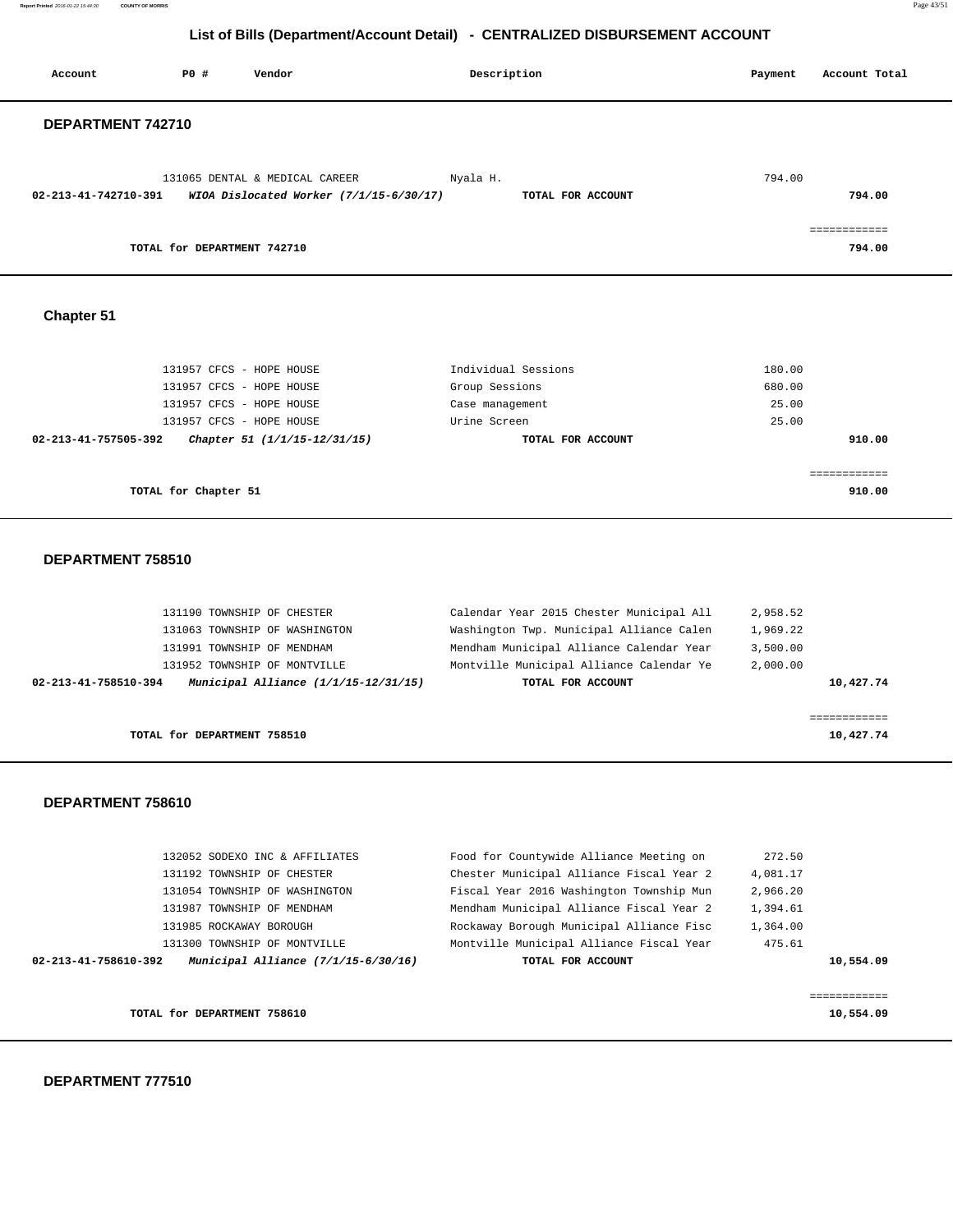# List of Bills (Department/Account Detail) - CENTRALIZED DISBURSEMENT ACCOUNT

| Account | PO # | Vendor | Description | Payment | Account Total |
|---|---|---|---|---|---|

### DEPARTMENT 742710

| Account | PO # | Vendor | Description | Payment | Account Total |
|---|---|---|---|---|---|
| | 131065 | DENTAL & MEDICAL CAREER | Nyala H. | 794.00 | |
| 02-213-41-742710-391 | | *WIOA Dislocated Worker (7/1/15-6/30/17)* | TOTAL FOR ACCOUNT | | 794.00 |

**TOTAL for DEPARTMENT 742710** ============ **794.00**

### Chapter 51

| Account | PO # | Vendor | Description | Payment | Account Total |
|---|---|---|---|---|---|
| | 131957 | CFCS - HOPE HOUSE | Individual Sessions | 180.00 | |
| | 131957 | CFCS - HOPE HOUSE | Group Sessions | 680.00 | |
| | 131957 | CFCS - HOPE HOUSE | Case management | 25.00 | |
| | 131957 | CFCS - HOPE HOUSE | Urine Screen | 25.00 | |
| 02-213-41-757505-392 | | *Chapter 51 (1/1/15-12/31/15)* | TOTAL FOR ACCOUNT | | 910.00 |

**TOTAL for Chapter 51** ============ **910.00**

### DEPARTMENT 758510

| Account | PO # | Vendor | Description | Payment | Account Total |
|---|---|---|---|---|---|
| | 131190 | TOWNSHIP OF CHESTER | Calendar Year 2015 Chester Municipal All | 2,958.52 | |
| | 131063 | TOWNSHIP OF WASHINGTON | Washington Twp. Municipal Alliance Calen | 1,969.22 | |
| | 131991 | TOWNSHIP OF MENDHAM | Mendham Municipal Alliance Calendar Year | 3,500.00 | |
| | 131952 | TOWNSHIP OF MONTVILLE | Montville Municipal Alliance Calendar Ye | 2,000.00 | |
| 02-213-41-758510-394 | | *Municipal Alliance (1/1/15-12/31/15)* | TOTAL FOR ACCOUNT | | 10,427.74 |

**TOTAL for DEPARTMENT 758510** ============ **10,427.74**

### DEPARTMENT 758610

| Account | PO # | Vendor | Description | Payment | Account Total |
|---|---|---|---|---|---|
| | 132052 | SODEXO INC & AFFILIATES | Food for Countywide Alliance Meeting on | 272.50 | |
| | 131192 | TOWNSHIP OF CHESTER | Chester Municipal Alliance Fiscal Year 2 | 4,081.17 | |
| | 131054 | TOWNSHIP OF WASHINGTON | Fiscal Year 2016 Washington Township Mun | 2,966.20 | |
| | 131987 | TOWNSHIP OF MENDHAM | Mendham Municipal Alliance Fiscal Year 2 | 1,394.61 | |
| | 131985 | ROCKAWAY BOROUGH | Rockaway Borough Municipal Alliance Fisc | 1,364.00 | |
| | 131300 | TOWNSHIP OF MONTVILLE | Montville Municipal Alliance Fiscal Year | 475.61 | |
| 02-213-41-758610-392 | | *Municipal Alliance (7/1/15-6/30/16)* | TOTAL FOR ACCOUNT | | 10,554.09 |

**TOTAL for DEPARTMENT 758610** ============ **10,554.09**

### DEPARTMENT 777510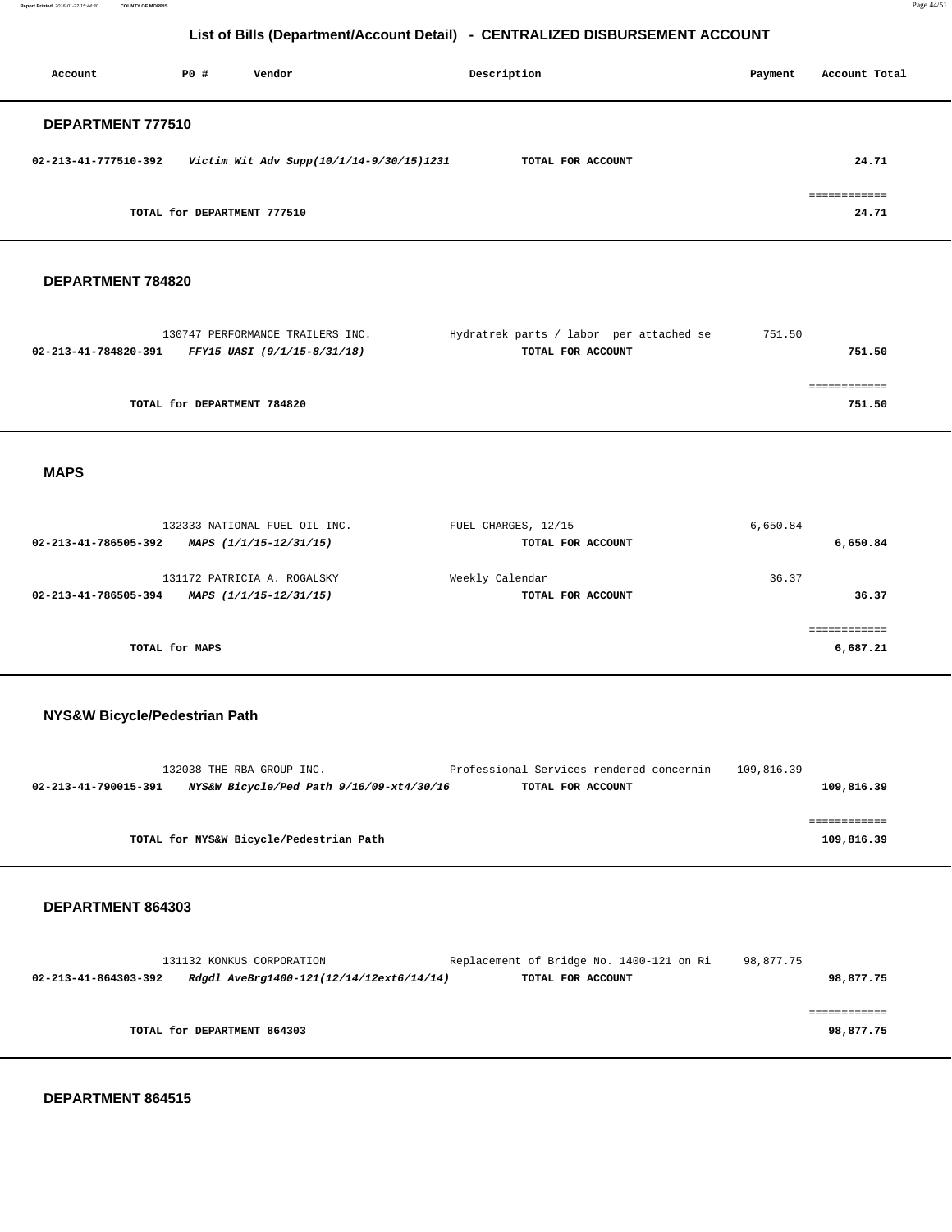## List of Bills (Department/Account Detail) - CENTRALIZED DISBURSEMENT ACCOUNT

| Account | PO # | Vendor | Description | Payment | Account Total |
|---|---|---|---|---|---|

### DEPARTMENT 777510

| Account | PO # | Vendor | Description | Payment | Account Total |
|---|---|---|---|---|---|
| 02-213-41-777510-392 | | *Victim Wit Adv Supp(10/1/14-9/30/15)1231* | TOTAL FOR ACCOUNT | | 24.71 |
| | | TOTAL for DEPARTMENT 777510 | | | 24.71 |

### DEPARTMENT 784820

| Account | PO # | Vendor | Description | Payment | Account Total |
|---|---|---|---|---|---|
| | 130747 | PERFORMANCE TRAILERS INC. | Hydratrek parts / labor per attached se | 751.50 | |
| 02-213-41-784820-391 | | *FFY15 UASI (9/1/15-8/31/18)* | TOTAL FOR ACCOUNT | | 751.50 |
| | | TOTAL for DEPARTMENT 784820 | | | 751.50 |

### MAPS

| Account | PO # | Vendor | Description | Payment | Account Total |
|---|---|---|---|---|---|
| | 132333 | NATIONAL FUEL OIL INC. | FUEL CHARGES, 12/15 | 6,650.84 | |
| 02-213-41-786505-392 | | *MAPS (1/1/15-12/31/15)* | TOTAL FOR ACCOUNT | | 6,650.84 |
| | 131172 | PATRICIA A. ROGALSKY | Weekly Calendar | 36.37 | |
| 02-213-41-786505-394 | | *MAPS (1/1/15-12/31/15)* | TOTAL FOR ACCOUNT | | 36.37 |
| | | TOTAL for MAPS | | | 6,687.21 |

### NYS&W Bicycle/Pedestrian Path

| Account | PO # | Vendor | Description | Payment | Account Total |
|---|---|---|---|---|---|
| | 132038 | THE RBA GROUP INC. | Professional Services rendered concernin | 109,816.39 | |
| 02-213-41-790015-391 | | *NYS&W Bicycle/Ped Path 9/16/09-xt4/30/16* | TOTAL FOR ACCOUNT | | 109,816.39 |
| | | TOTAL for NYS&W Bicycle/Pedestrian Path | | | 109,816.39 |

### DEPARTMENT 864303

| Account | PO # | Vendor | Description | Payment | Account Total |
|---|---|---|---|---|---|
| | 131132 | KONKUS CORPORATION | Replacement of Bridge No. 1400-121 on Ri | 98,877.75 | |
| 02-213-41-864303-392 | | *Rdgdl AveBrg1400-121(12/14/12ext6/14/14)* | TOTAL FOR ACCOUNT | | 98,877.75 |
| | | TOTAL for DEPARTMENT 864303 | | | 98,877.75 |

### DEPARTMENT 864515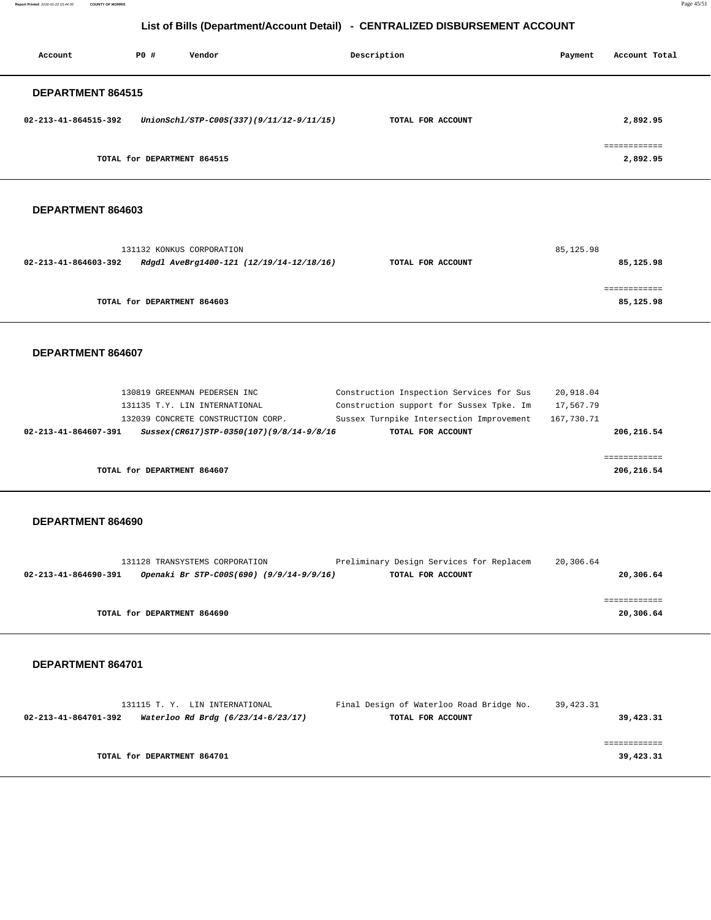## List of Bills (Department/Account Detail) - CENTRALIZED DISBURSEMENT ACCOUNT

| Account | PO # | Vendor | Description | Payment | Account Total |
|---|---|---|---|---|---|

### DEPARTMENT 864515

| Account | PO # | Vendor | Description | Payment | Account Total |
|---|---|---|---|---|---|
| **02-213-41-864515-392** | | ***UnionSchl/STP-C00S(337)(9/11/12-9/11/15)*** | **TOTAL FOR ACCOUNT** | | **2,892.95** |
| | | | | | ============ |
| | **TOTAL for DEPARTMENT 864515** | | | | **2,892.95** |

### DEPARTMENT 864603

| Account | PO # | Vendor | Description | Payment | Account Total |
|---|---|---|---|---|---|
| | 131132 | KONKUS CORPORATION | | 85,125.98 | |
| **02-213-41-864603-392** | | ***Rdgdl AveBrg1400-121 (12/19/14-12/18/16)*** | **TOTAL FOR ACCOUNT** | | **85,125.98** |
| | | | | | ============ |
| | **TOTAL for DEPARTMENT 864603** | | | | **85,125.98** |

### DEPARTMENT 864607

| Account | PO # | Vendor | Description | Payment | Account Total |
|---|---|---|---|---|---|
| | 130819 | GREENMAN PEDERSEN INC | Construction Inspection Services for Sus | 20,918.04 | |
| | 131135 | T.Y. LIN INTERNATIONAL | Construction support for Sussex Tpke. Im | 17,567.79 | |
| | 132039 | CONCRETE CONSTRUCTION CORP. | Sussex Turnpike Intersection Improvement | 167,730.71 | |
| **02-213-41-864607-391** | | ***Sussex(CR617)STP-0350(107)(9/8/14-9/8/16*** | **TOTAL FOR ACCOUNT** | | **206,216.54** |
| | | | | | ============ |
| | **TOTAL for DEPARTMENT 864607** | | | | **206,216.54** |

### DEPARTMENT 864690

| Account | PO # | Vendor | Description | Payment | Account Total |
|---|---|---|---|---|---|
| | 131128 | TRANSYSTEMS CORPORATION | Preliminary Design Services for Replacem | 20,306.64 | |
| **02-213-41-864690-391** | | ***Openaki Br STP-C00S(690) (9/9/14-9/9/16)*** | **TOTAL FOR ACCOUNT** | | **20,306.64** |
| | | | | | ============ |
| | **TOTAL for DEPARTMENT 864690** | | | | **20,306.64** |

### DEPARTMENT 864701

| Account | PO # | Vendor | Description | Payment | Account Total |
|---|---|---|---|---|---|
| | 131115 | T. Y. LIN INTERNATIONAL | Final Design of Waterloo Road Bridge No. | 39,423.31 | |
| **02-213-41-864701-392** | | ***Waterloo Rd Brdg (6/23/14-6/23/17)*** | **TOTAL FOR ACCOUNT** | | **39,423.31** |
| | | | | | ============ |
| | **TOTAL for DEPARTMENT 864701** | | | | **39,423.31** |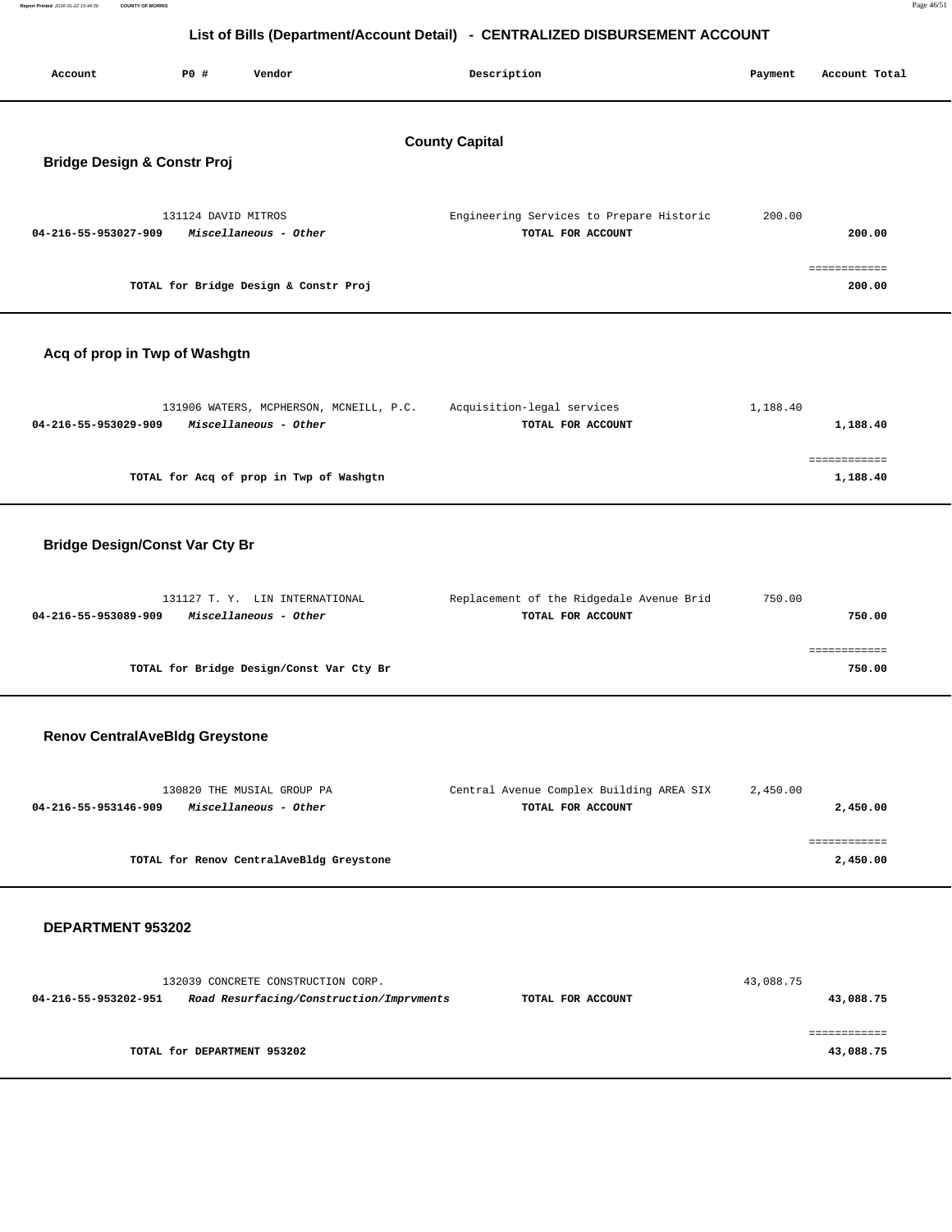# List of Bills (Department/Account Detail) - CENTRALIZED DISBURSEMENT ACCOUNT

| Account | PO # | Vendor | Description | Payment | Account Total |
|---|---|---|---|---|---|

## County Capital

### Bridge Design & Constr Proj

| Account | PO # | Vendor | Description | Payment | Account Total |
|---|---|---|---|---|---|
| | 131124 | DAVID MITROS | Engineering Services to Prepare Historic | 200.00 | |
| **04-216-55-953027-909** | | ***Miscellaneous - Other*** | **TOTAL FOR ACCOUNT** | | **200.00** |

**TOTAL for Bridge Design & Constr Proj** — ============ **200.00**

### Acq of prop in Twp of Washgtn

| Account | PO # | Vendor | Description | Payment | Account Total |
|---|---|---|---|---|---|
| | 131906 | WATERS, MCPHERSON, MCNEILL, P.C. | Acquisition-legal services | 1,188.40 | |
| **04-216-55-953029-909** | | ***Miscellaneous - Other*** | **TOTAL FOR ACCOUNT** | | **1,188.40** |

**TOTAL for Acq of prop in Twp of Washgtn** — ============ **1,188.40**

### Bridge Design/Const Var Cty Br

| Account | PO # | Vendor | Description | Payment | Account Total |
|---|---|---|---|---|---|
| | 131127 | T. Y. LIN INTERNATIONAL | Replacement of the Ridgedale Avenue Brid | 750.00 | |
| **04-216-55-953089-909** | | ***Miscellaneous - Other*** | **TOTAL FOR ACCOUNT** | | **750.00** |

**TOTAL for Bridge Design/Const Var Cty Br** — ============ **750.00**

### Renov CentralAveBldg Greystone

| Account | PO # | Vendor | Description | Payment | Account Total |
|---|---|---|---|---|---|
| | 130820 | THE MUSIAL GROUP PA | Central Avenue Complex Building AREA SIX | 2,450.00 | |
| **04-216-55-953146-909** | | ***Miscellaneous - Other*** | **TOTAL FOR ACCOUNT** | | **2,450.00** |

**TOTAL for Renov CentralAveBldg Greystone** — ============ **2,450.00**

### DEPARTMENT 953202

| Account | PO # | Vendor | Description | Payment | Account Total |
|---|---|---|---|---|---|
| | 132039 | CONCRETE CONSTRUCTION CORP. | | 43,088.75 | |
| **04-216-55-953202-951** | | ***Road Resurfacing/Construction/Imprvments*** | **TOTAL FOR ACCOUNT** | | **43,088.75** |

**TOTAL for DEPARTMENT 953202** — ============ **43,088.75**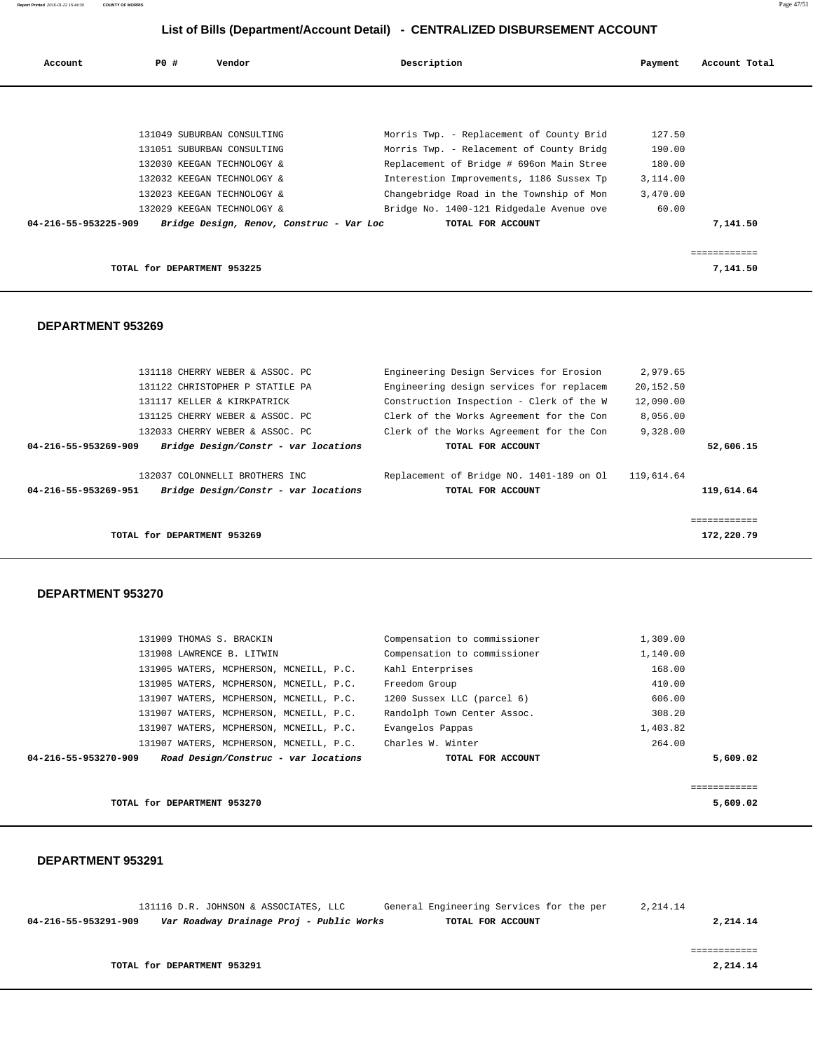## List of Bills (Department/Account Detail) - CENTRALIZED DISBURSEMENT ACCOUNT

| Account | PO # | Vendor | Description | Payment | Account Total |
|---|---|---|---|---|---|
| | 131049 | SUBURBAN CONSULTING | Morris Twp. - Replacement of County Brid | 127.50 | |
| | 131051 | SUBURBAN CONSULTING | Morris Twp. - Relacement of County Bridg | 190.00 | |
| | 132030 | KEEGAN TECHNOLOGY & | Replacement of Bridge # 696on Main Stree | 180.00 | |
| | 132032 | KEEGAN TECHNOLOGY & | Interestion Improvements, 1186 Sussex Tp | 3,114.00 | |
| | 132023 | KEEGAN TECHNOLOGY & | Changebridge Road in the Township of Mon | 3,470.00 | |
| | 132029 | KEEGAN TECHNOLOGY & | Bridge No. 1400-121 Ridgedale Avenue ove | 60.00 | |
| **04-216-55-953225-909** | | ***Bridge Design, Renov, Construc - Var Loc*** | **TOTAL FOR ACCOUNT** | | **7,141.50** |
| | | | | | ============ |
| | **TOTAL for DEPARTMENT 953225** | | | | **7,141.50** |

### DEPARTMENT 953269

| Account | PO # | Vendor | Description | Payment | Account Total |
|---|---|---|---|---|---|
| | 131118 | CHERRY WEBER & ASSOC. PC | Engineering Design Services for Erosion | 2,979.65 | |
| | 131122 | CHRISTOPHER P STATILE PA | Engineering design services for replacem | 20,152.50 | |
| | 131117 | KELLER & KIRKPATRICK | Construction Inspection - Clerk of the W | 12,090.00 | |
| | 131125 | CHERRY WEBER & ASSOC. PC | Clerk of the Works Agreement for the Con | 8,056.00 | |
| | 132033 | CHERRY WEBER & ASSOC. PC | Clerk of the Works Agreement for the Con | 9,328.00 | |
| **04-216-55-953269-909** | | ***Bridge Design/Constr - var locations*** | **TOTAL FOR ACCOUNT** | | **52,606.15** |
| | 132037 | COLONNELLI BROTHERS INC | Replacement of Bridge NO. 1401-189 on Ol | 119,614.64 | |
| **04-216-55-953269-951** | | ***Bridge Design/Constr - var locations*** | **TOTAL FOR ACCOUNT** | | **119,614.64** |
| | | | | | ============ |
| | **TOTAL for DEPARTMENT 953269** | | | | **172,220.79** |

### DEPARTMENT 953270

| Account | PO # | Vendor | Description | Payment | Account Total |
|---|---|---|---|---|---|
| | 131909 | THOMAS S. BRACKIN | Compensation to commissioner | 1,309.00 | |
| | 131908 | LAWRENCE B. LITWIN | Compensation to commissioner | 1,140.00 | |
| | 131905 | WATERS, MCPHERSON, MCNEILL, P.C. | Kahl Enterprises | 168.00 | |
| | 131905 | WATERS, MCPHERSON, MCNEILL, P.C. | Freedom Group | 410.00 | |
| | 131907 | WATERS, MCPHERSON, MCNEILL, P.C. | 1200 Sussex LLC (parcel 6) | 606.00 | |
| | 131907 | WATERS, MCPHERSON, MCNEILL, P.C. | Randolph Town Center Assoc. | 308.20 | |
| | 131907 | WATERS, MCPHERSON, MCNEILL, P.C. | Evangelos Pappas | 1,403.82 | |
| | 131907 | WATERS, MCPHERSON, MCNEILL, P.C. | Charles W. Winter | 264.00 | |
| **04-216-55-953270-909** | | ***Road Design/Construc - var locations*** | **TOTAL FOR ACCOUNT** | | **5,609.02** |
| | | | | | ============ |
| | **TOTAL for DEPARTMENT 953270** | | | | **5,609.02** |

### DEPARTMENT 953291

| Account | PO # | Vendor | Description | Payment | Account Total |
|---|---|---|---|---|---|
| | 131116 | D.R. JOHNSON & ASSOCIATES, LLC | General Engineering Services for the per | 2,214.14 | |
| **04-216-55-953291-909** | | ***Var Roadway Drainage Proj - Public Works*** | **TOTAL FOR ACCOUNT** | | **2,214.14** |
| | | | | | ============ |
| | **TOTAL for DEPARTMENT 953291** | | | | **2,214.14** |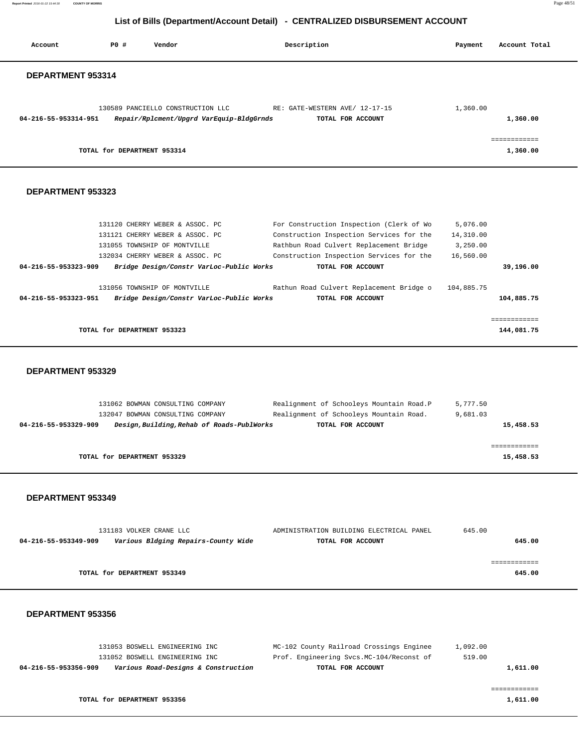## List of Bills (Department/Account Detail) - CENTRALIZED DISBURSEMENT ACCOUNT

| Account | PO # | Vendor | Description | Payment | Account Total |
|---|---|---|---|---|---|

### DEPARTMENT 953314

| Account | PO # | Vendor | Description | Payment | Account Total |
|---|---|---|---|---|---|
| | 130589 | PANCIELLO CONSTRUCTION LLC | RE: GATE-WESTERN AVE/ 12-17-15 | 1,360.00 | |
| **04-216-55-953314-951** | | ***Repair/Rplcment/Upgrd VarEquip-BldgGrnds*** | **TOTAL FOR ACCOUNT** | | **1,360.00** |
| | | | | | ============ |
| | | **TOTAL for DEPARTMENT 953314** | | | **1,360.00** |

### DEPARTMENT 953323

| Account | PO # | Vendor | Description | Payment | Account Total |
|---|---|---|---|---|---|
| | 131120 | CHERRY WEBER & ASSOC. PC | For Construction Inspection (Clerk of Wo | 5,076.00 | |
| | 131121 | CHERRY WEBER & ASSOC. PC | Construction Inspection Services for the | 14,310.00 | |
| | 131055 | TOWNSHIP OF MONTVILLE | Rathbun Road Culvert Replacement Bridge | 3,250.00 | |
| | 132034 | CHERRY WEBER & ASSOC. PC | Construction Inspection Services for the | 16,560.00 | |
| **04-216-55-953323-909** | | ***Bridge Design/Constr VarLoc-Public Works*** | **TOTAL FOR ACCOUNT** | | **39,196.00** |
| | 131056 | TOWNSHIP OF MONTVILLE | Rathun Road Culvert Replacement Bridge o | 104,885.75 | |
| **04-216-55-953323-951** | | ***Bridge Design/Constr VarLoc-Public Works*** | **TOTAL FOR ACCOUNT** | | **104,885.75** |
| | | | | | ============ |
| | | **TOTAL for DEPARTMENT 953323** | | | **144,081.75** |

### DEPARTMENT 953329

| Account | PO # | Vendor | Description | Payment | Account Total |
|---|---|---|---|---|---|
| | 131062 | BOWMAN CONSULTING COMPANY | Realignment of Schooleys Mountain Road.P | 5,777.50 | |
| | 132047 | BOWMAN CONSULTING COMPANY | Realignment of Schooleys Mountain Road. | 9,681.03 | |
| **04-216-55-953329-909** | | ***Design,Building,Rehab of Roads-PublWorks*** | **TOTAL FOR ACCOUNT** | | **15,458.53** |
| | | | | | ============ |
| | | **TOTAL for DEPARTMENT 953329** | | | **15,458.53** |

### DEPARTMENT 953349

| Account | PO # | Vendor | Description | Payment | Account Total |
|---|---|---|---|---|---|
| | 131183 | VOLKER CRANE LLC | ADMINISTRATION BUILDING ELECTRICAL PANEL | 645.00 | |
| **04-216-55-953349-909** | | ***Various Bldging Repairs-County Wide*** | **TOTAL FOR ACCOUNT** | | **645.00** |
| | | | | | ============ |
| | | **TOTAL for DEPARTMENT 953349** | | | **645.00** |

### DEPARTMENT 953356

| Account | PO # | Vendor | Description | Payment | Account Total |
|---|---|---|---|---|---|
| | 131053 | BOSWELL ENGINEERING INC | MC-102 County Railroad Crossings Enginee | 1,092.00 | |
| | 131052 | BOSWELL ENGINEERING INC | Prof. Engineering Svcs.MC-104/Reconst of | 519.00 | |
| **04-216-55-953356-909** | | ***Various Road-Designs & Construction*** | **TOTAL FOR ACCOUNT** | | **1,611.00** |
| | | | | | ============ |
| | | **TOTAL for DEPARTMENT 953356** | | | **1,611.00** |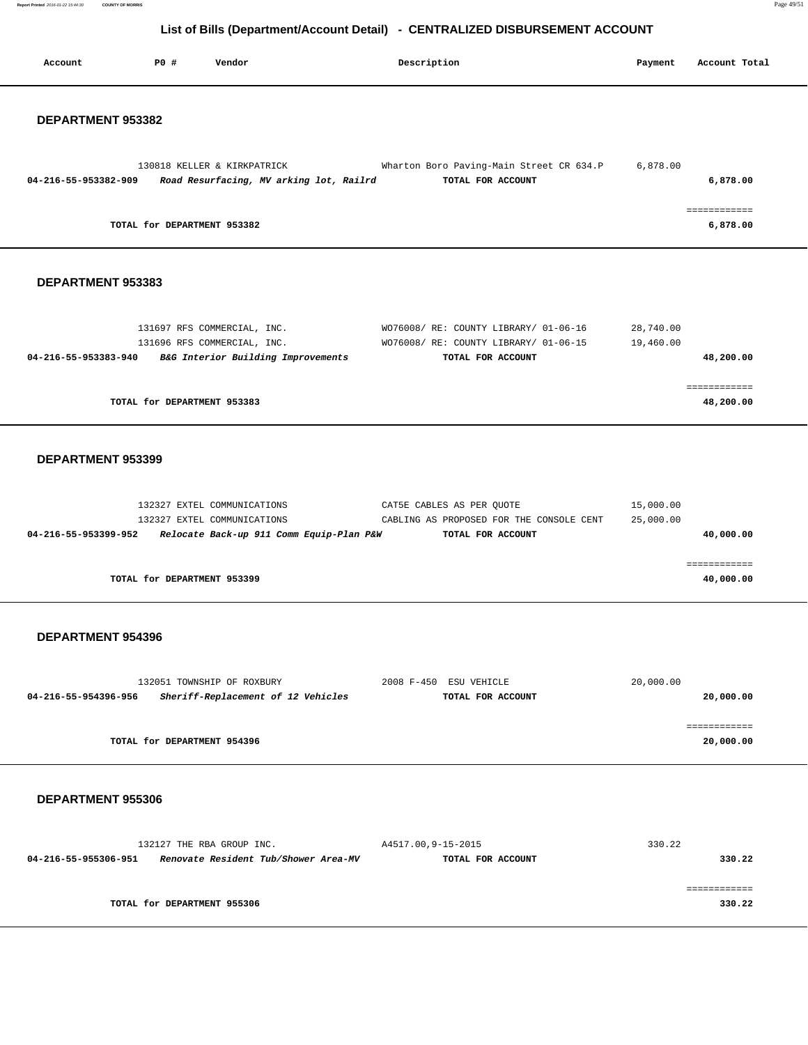# List of Bills (Department/Account Detail) - CENTRALIZED DISBURSEMENT ACCOUNT

| Account | PO # | Vendor | Description | Payment | Account Total |
|---|---|---|---|---|---|

## DEPARTMENT 953382

| Account | PO # | Vendor | Description | Payment | Account Total |
|---|---|---|---|---|---|
| | 130818 | KELLER & KIRKPATRICK | Wharton Boro Paving-Main Street CR 634.P | 6,878.00 | |
| **04-216-55-953382-909** | | ***Road Resurfacing, MV arking lot, Railrd*** | **TOTAL FOR ACCOUNT** | | **6,878.00** |

============

**TOTAL for DEPARTMENT 953382** **6,878.00**

## DEPARTMENT 953383

| Account | PO # | Vendor | Description | Payment | Account Total |
|---|---|---|---|---|---|
| | 131697 | RFS COMMERCIAL, INC. | WO76008/ RE: COUNTY LIBRARY/ 01-06-16 | 28,740.00 | |
| | 131696 | RFS COMMERCIAL, INC. | WO76008/ RE: COUNTY LIBRARY/ 01-06-15 | 19,460.00 | |
| **04-216-55-953383-940** | | ***B&G Interior Building Improvements*** | **TOTAL FOR ACCOUNT** | | **48,200.00** |

============

**TOTAL for DEPARTMENT 953383** **48,200.00**

## DEPARTMENT 953399

| Account | PO # | Vendor | Description | Payment | Account Total |
|---|---|---|---|---|---|
| | 132327 | EXTEL COMMUNICATIONS | CAT5E CABLES AS PER QUOTE | 15,000.00 | |
| | 132327 | EXTEL COMMUNICATIONS | CABLING AS PROPOSED FOR THE CONSOLE CENT | 25,000.00 | |
| **04-216-55-953399-952** | | ***Relocate Back-up 911 Comm Equip-Plan P&W*** | **TOTAL FOR ACCOUNT** | | **40,000.00** |

============

**TOTAL for DEPARTMENT 953399** **40,000.00**

## DEPARTMENT 954396

| Account | PO # | Vendor | Description | Payment | Account Total |
|---|---|---|---|---|---|
| | 132051 | TOWNSHIP OF ROXBURY | 2008 F-450 ESU VEHICLE | 20,000.00 | |
| **04-216-55-954396-956** | | ***Sheriff-Replacement of 12 Vehicles*** | **TOTAL FOR ACCOUNT** | | **20,000.00** |

============

**TOTAL for DEPARTMENT 954396** **20,000.00**

## DEPARTMENT 955306

| Account | PO # | Vendor | Description | Payment | Account Total |
|---|---|---|---|---|---|
| | 132127 | THE RBA GROUP INC. | A4517.00,9-15-2015 | 330.22 | |
| **04-216-55-955306-951** | | ***Renovate Resident Tub/Shower Area-MV*** | **TOTAL FOR ACCOUNT** | | **330.22** |

============

**TOTAL for DEPARTMENT 955306** **330.22**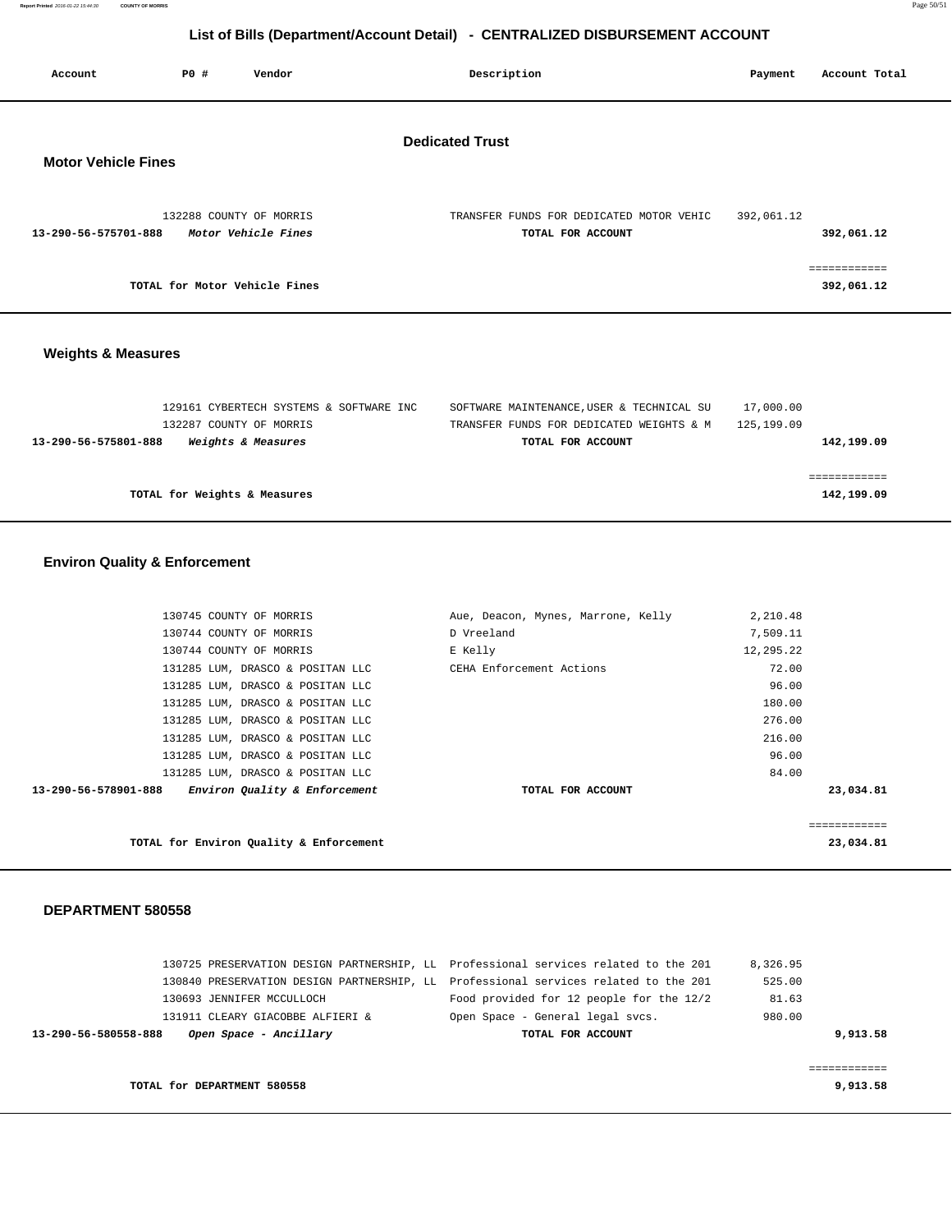# List of Bills (Department/Account Detail) - CENTRALIZED DISBURSEMENT ACCOUNT

## Dedicated Trust

### Motor Vehicle Fines

| Account | PO # | Vendor | Description | Payment | Account Total |
|---|---|---|---|---|---|
| | 132288 | COUNTY OF MORRIS | TRANSFER FUNDS FOR DEDICATED MOTOR VEHIC | 392,061.12 | |
| **13-290-56-575701-888** | | ***Motor Vehicle Fines*** | **TOTAL FOR ACCOUNT** | | **392,061.12** |

**TOTAL for Motor Vehicle Fines** ============ **392,061.12**

### Weights & Measures

| Account | PO # | Vendor | Description | Payment | Account Total |
|---|---|---|---|---|---|
| | 129161 | CYBERTECH SYSTEMS & SOFTWARE INC | SOFTWARE MAINTENANCE,USER & TECHNICAL SU | 17,000.00 | |
| | 132287 | COUNTY OF MORRIS | TRANSFER FUNDS FOR DEDICATED WEIGHTS & M | 125,199.09 | |
| **13-290-56-575801-888** | | ***Weights & Measures*** | **TOTAL FOR ACCOUNT** | | **142,199.09** |

**TOTAL for Weights & Measures** ============ **142,199.09**

### Environ Quality & Enforcement

| Account | PO # | Vendor | Description | Payment | Account Total |
|---|---|---|---|---|---|
| | 130745 | COUNTY OF MORRIS | Aue, Deacon, Mynes, Marrone, Kelly | 2,210.48 | |
| | 130744 | COUNTY OF MORRIS | D Vreeland | 7,509.11 | |
| | 130744 | COUNTY OF MORRIS | E Kelly | 12,295.22 | |
| | 131285 | LUM, DRASCO & POSITAN LLC | CEHA Enforcement Actions | 72.00 | |
| | 131285 | LUM, DRASCO & POSITAN LLC | | 96.00 | |
| | 131285 | LUM, DRASCO & POSITAN LLC | | 180.00 | |
| | 131285 | LUM, DRASCO & POSITAN LLC | | 276.00 | |
| | 131285 | LUM, DRASCO & POSITAN LLC | | 216.00 | |
| | 131285 | LUM, DRASCO & POSITAN LLC | | 96.00 | |
| | 131285 | LUM, DRASCO & POSITAN LLC | | 84.00 | |
| **13-290-56-578901-888** | | ***Environ Quality & Enforcement*** | **TOTAL FOR ACCOUNT** | | **23,034.81** |

**TOTAL for Environ Quality & Enforcement** ============ **23,034.81**

### DEPARTMENT 580558

| Account | PO # | Vendor | Description | Payment | Account Total |
|---|---|---|---|---|---|
| | 130725 | PRESERVATION DESIGN PARTNERSHIP, LL | Professional services related to the 201 | 8,326.95 | |
| | 130840 | PRESERVATION DESIGN PARTNERSHIP, LL | Professional services related to the 201 | 525.00 | |
| | 130693 | JENNIFER MCCULLOCH | Food provided for 12 people for the 12/2 | 81.63 | |
| | 131911 | CLEARY GIACOBBE ALFIERI & | Open Space - General legal svcs. | 980.00 | |
| **13-290-56-580558-888** | | ***Open Space - Ancillary*** | **TOTAL FOR ACCOUNT** | | **9,913.58** |

**TOTAL for DEPARTMENT 580558** ============ **9,913.58**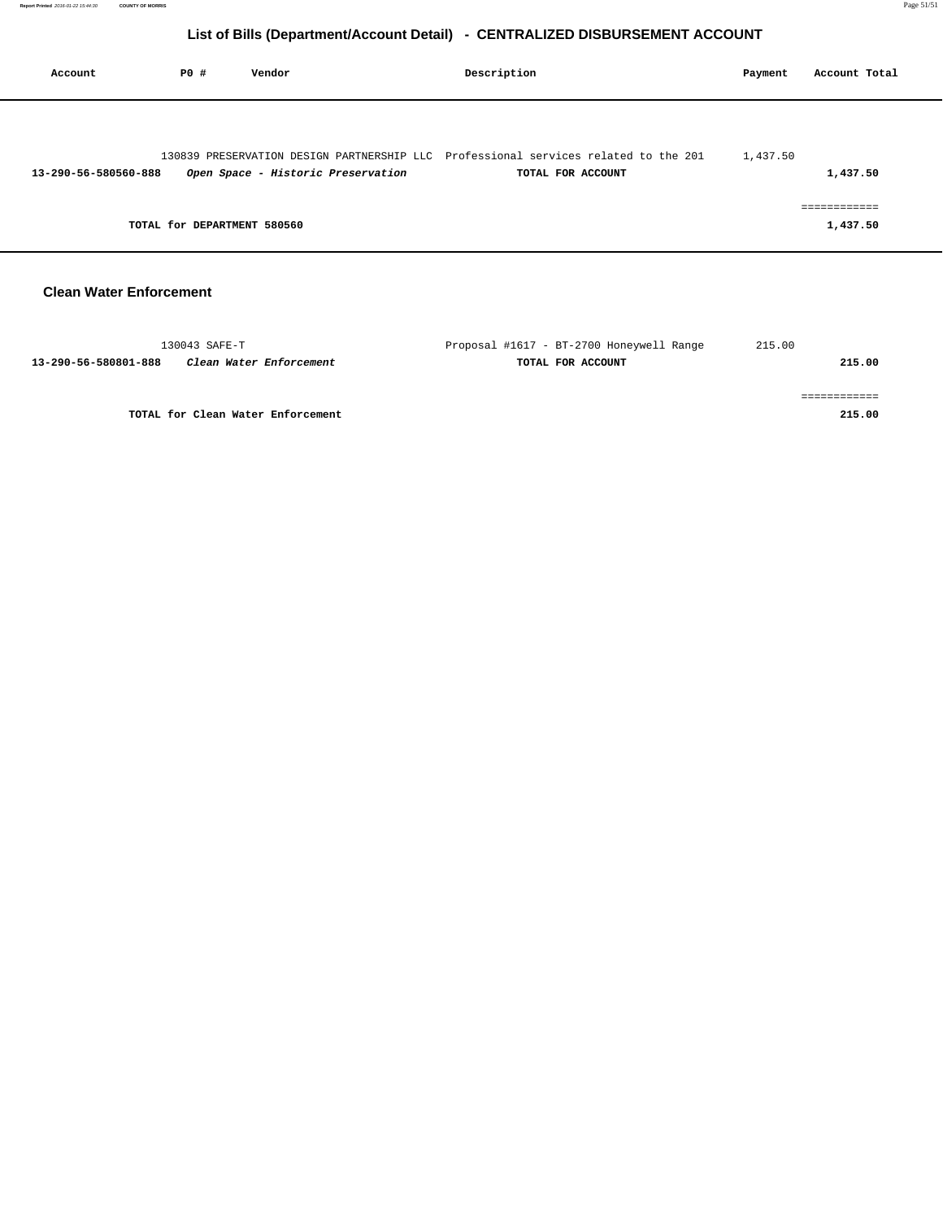# List of Bills (Department/Account Detail) - CENTRALIZED DISBURSEMENT ACCOUNT

| Account | PO # | Vendor | Description | Payment | Account Total |
|---|---|---|---|---|---|
| | 130839 | PRESERVATION DESIGN PARTNERSHIP LLC | Professional services related to the 201 | 1,437.50 | |
| **13-290-56-580560-888** | | ***Open Space - Historic Preservation*** | **TOTAL FOR ACCOUNT** | | **1,437.50** |
| | | | | | ============ |
| | **TOTAL for DEPARTMENT 580560** | | | | **1,437.50** |

## Clean Water Enforcement

| Account | PO # | Vendor | Description | Payment | Account Total |
|---|---|---|---|---|---|
| | 130043 | SAFE-T | Proposal #1617 - BT-2700 Honeywell Range | 215.00 | |
| **13-290-56-580801-888** | | ***Clean Water Enforcement*** | **TOTAL FOR ACCOUNT** | | **215.00** |
| | | | | | ============ |
| | **TOTAL for Clean Water Enforcement** | | | | **215.00** |